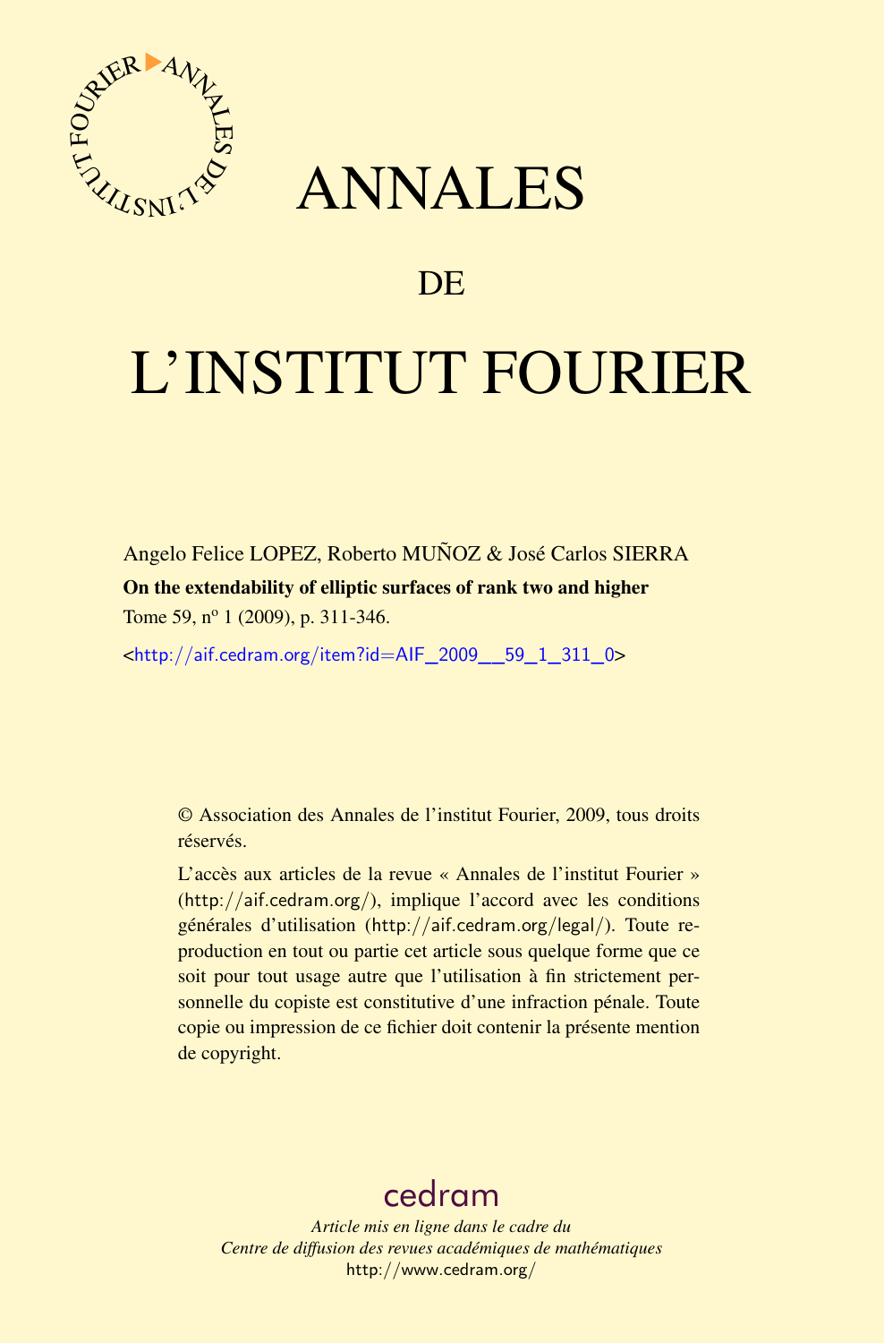# ANNALES

## DE

# L'INSTITUT FOURIER

Angelo Felice LOPEZ, Roberto MUÑOZ & José Carlos SIERRA

**On the extendability of elliptic surfaces of rank two and higher**

Tome 59, nº 1 (2009), p. 311-346.

<http://aif.cedram.org/item?id=AIF_2009__59_1_311_0>

© Association des Annales de l'institut Fourier, 2009, tous droits réservés.

L'accès aux articles de la revue « Annales de l'institut Fourier » (http://aif.cedram.org/), implique l'accord avec les conditions générales d'utilisation (http://aif.cedram.org/legal/). Toute reproduction en tout ou partie cet article sous quelque forme que ce soit pour tout usage autre que l'utilisation à fin strictement personnelle du copiste est constitutive d'une infraction pénale. Toute copie ou impression de ce fichier doit contenir la présente mention de copyright.

cedram

*Article mis en ligne dans le cadre du*
*Centre de diffusion des revues académiques de mathématiques*
http://www.cedram.org/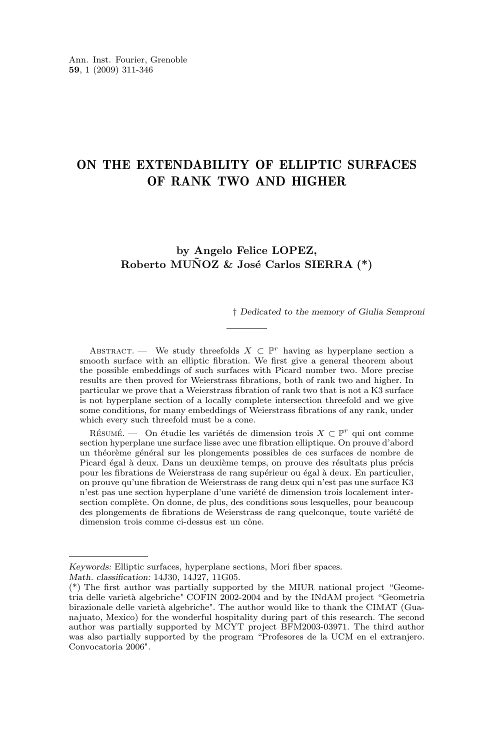# ON THE EXTENDABILITY OF ELLIPTIC SURFACES OF RANK TWO AND HIGHER

**by Angelo Felice LOPEZ, Roberto MUÑOZ & José Carlos SIERRA (\*)**

† *Dedicated to the memory of Giulia Semproni*

Abstract. — We study threefolds $X \subset \mathbb{P}^r$ having as hyperplane section a smooth surface with an elliptic fibration. We first give a general theorem about the possible embeddings of such surfaces with Picard number two. More precise results are then proved for Weierstrass fibrations, both of rank two and higher. In particular we prove that a Weierstrass fibration of rank two that is not a K3 surface is not hyperplane section of a locally complete intersection threefold and we give some conditions, for many embeddings of Weierstrass fibrations of any rank, under which every such threefold must be a cone.

Résumé. — On étudie les variétés de dimension trois $X \subset \mathbb{P}^r$ qui ont comme section hyperplane une surface lisse avec une fibration elliptique. On prouve d'abord un théorème général sur les plongements possibles de ces surfaces de nombre de Picard égal à deux. Dans un deuxième temps, on prouve des résultats plus précis pour les fibrations de Weierstrass de rang supérieur ou égal à deux. En particulier, on prouve qu'une fibration de Weierstrass de rang deux qui n'est pas une surface K3 n'est pas une section hyperplane d'une variété de dimension trois localement intersection complète. On donne, de plus, des conditions sous lesquelles, pour beaucoup des plongements de fibrations de Weierstrass de rang quelconque, toute variété de dimension trois comme ci-dessus est un cône.

---

*Keywords:* Elliptic surfaces, hyperplane sections, Mori fiber spaces.
*Math. classification:* 14J30, 14J27, 11G05.
(\*) The first author was partially supported by the MIUR national project "Geometria delle varietà algebriche" COFIN 2002-2004 and by the INdAM project "Geometria birazionale delle varietà algebriche". The author would like to thank the CIMAT (Guanajuato, Mexico) for the wonderful hospitality during part of this research. The second author was partially supported by MCYT project BFM2003-03971. The third author was also partially supported by the program "Profesores de la UCM en el extranjero. Convocatoria 2006".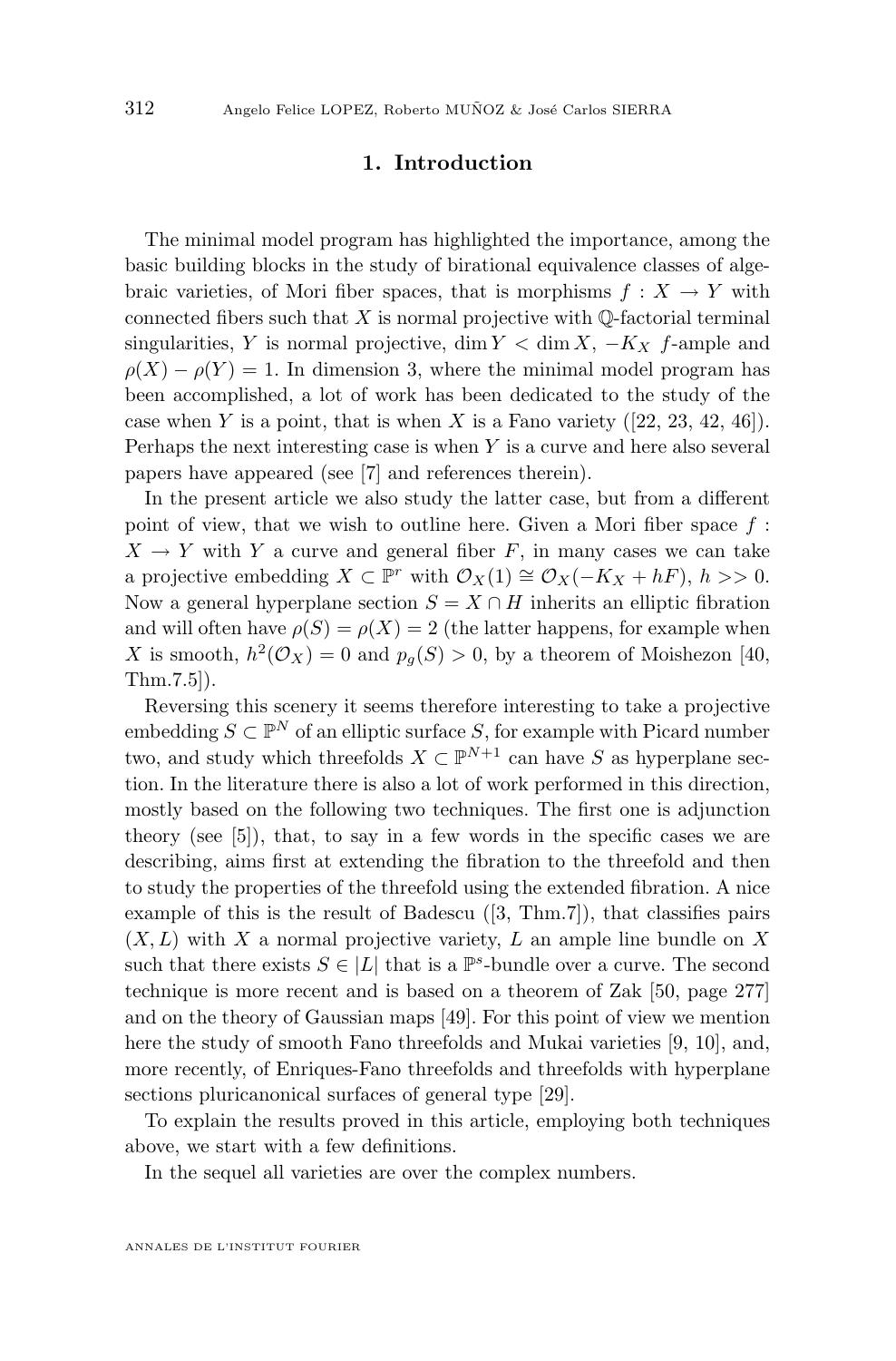## 1. Introduction

The minimal model program has highlighted the importance, among the basic building blocks in the study of birational equivalence classes of algebraic varieties, of Mori fiber spaces, that is morphisms $f : X \to Y$ with connected fibers such that $X$ is normal projective with $\mathbb{Q}$-factorial terminal singularities, $Y$ is normal projective, $\dim Y < \dim X$, $-K_X$ $f$-ample and $\rho(X) - \rho(Y) = 1$. In dimension 3, where the minimal model program has been accomplished, a lot of work has been dedicated to the study of the case when $Y$ is a point, that is when $X$ is a Fano variety ([22, 23, 42, 46]). Perhaps the next interesting case is when $Y$ is a curve and here also several papers have appeared (see [7] and references therein).

In the present article we also study the latter case, but from a different point of view, that we wish to outline here. Given a Mori fiber space $f : X \to Y$ with $Y$ a curve and general fiber $F$, in many cases we can take a projective embedding $X \subset \mathbb{P}^r$ with $\mathcal{O}_X(1) \cong \mathcal{O}_X(-K_X + hF)$, $h >> 0$. Now a general hyperplane section $S = X \cap H$ inherits an elliptic fibration and will often have $\rho(S) = \rho(X) = 2$ (the latter happens, for example when $X$ is smooth, $h^2(\mathcal{O}_X) = 0$ and $p_g(S) > 0$, by a theorem of Moishezon [40, Thm.7.5]).

Reversing this scenery it seems therefore interesting to take a projective embedding $S \subset \mathbb{P}^N$ of an elliptic surface $S$, for example with Picard number two, and study which threefolds $X \subset \mathbb{P}^{N+1}$ can have $S$ as hyperplane section. In the literature there is also a lot of work performed in this direction, mostly based on the following two techniques. The first one is adjunction theory (see [5]), that, to say in a few words in the specific cases we are describing, aims first at extending the fibration to the threefold and then to study the properties of the threefold using the extended fibration. A nice example of this is the result of Badescu ([3, Thm.7]), that classifies pairs $(X, L)$ with $X$ a normal projective variety, $L$ an ample line bundle on $X$ such that there exists $S \in |L|$ that is a $\mathbb{P}^s$-bundle over a curve. The second technique is more recent and is based on a theorem of Zak [50, page 277] and on the theory of Gaussian maps [49]. For this point of view we mention here the study of smooth Fano threefolds and Mukai varieties [9, 10], and, more recently, of Enriques-Fano threefolds and threefolds with hyperplane sections pluricanonical surfaces of general type [29].

To explain the results proved in this article, employing both techniques above, we start with a few definitions.

In the sequel all varieties are over the complex numbers.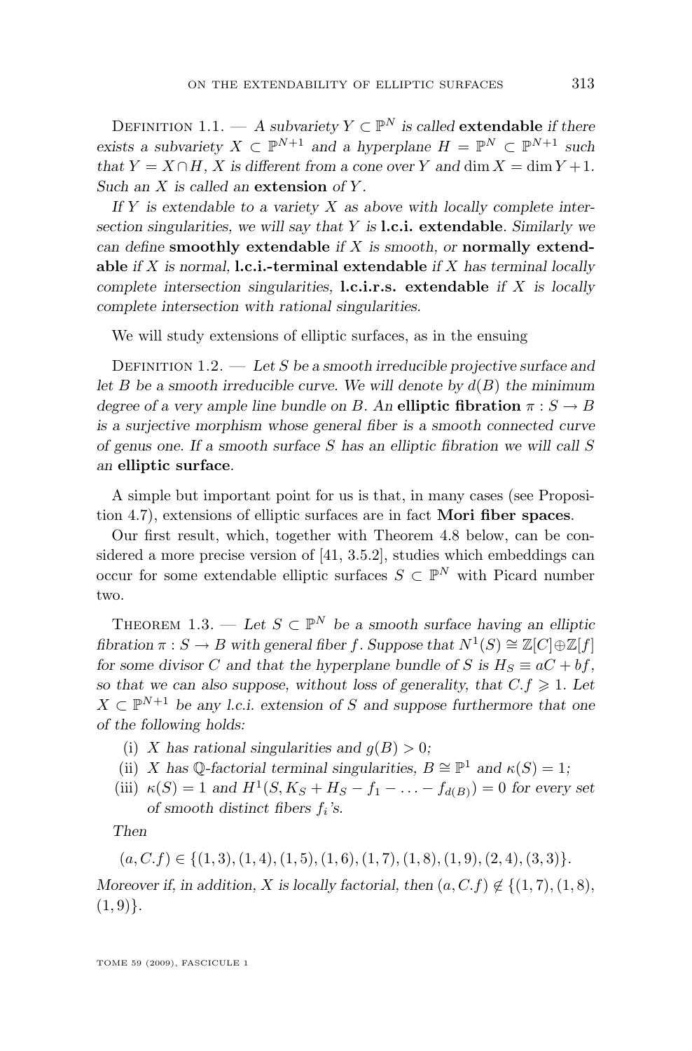Definition 1.1. — *A subvariety $Y \subset \mathbb{P}^N$ is called* **extendable** *if there exists a subvariety $X \subset \mathbb{P}^{N+1}$ and a hyperplane $H = \mathbb{P}^N \subset \mathbb{P}^{N+1}$ such that $Y = X \cap H$, $X$ is different from a cone over $Y$ and $\dim X = \dim Y + 1$. Such an $X$ is called an* **extension** *of $Y$.*

*If $Y$ is extendable to a variety $X$ as above with locally complete intersection singularities, we will say that $Y$ is* **l.c.i. extendable**. *Similarly we can define* **smoothly extendable** *if $X$ is smooth, or* **normally extendable** *if $X$ is normal,* **l.c.i.-terminal extendable** *if $X$ has terminal locally complete intersection singularities,* **l.c.i.r.s. extendable** *if $X$ is locally complete intersection with rational singularities.*

We will study extensions of elliptic surfaces, as in the ensuing

Definition 1.2. — *Let $S$ be a smooth irreducible projective surface and let $B$ be a smooth irreducible curve. We will denote by $d(B)$ the minimum degree of a very ample line bundle on $B$. An* **elliptic fibration** *$\pi : S \to B$ is a surjective morphism whose general fiber is a smooth connected curve of genus one. If a smooth surface $S$ has an elliptic fibration we will call $S$ an* **elliptic surface**.

A simple but important point for us is that, in many cases (see Proposition 4.7), extensions of elliptic surfaces are in fact **Mori fiber spaces**.

Our first result, which, together with Theorem 4.8 below, can be considered a more precise version of [41, 3.5.2], studies which embeddings can occur for some extendable elliptic surfaces $S \subset \mathbb{P}^N$ with Picard number two.

Theorem 1.3. — *Let $S \subset \mathbb{P}^N$ be a smooth surface having an elliptic fibration $\pi : S \to B$ with general fiber $f$. Suppose that $N^1(S) \cong \mathbb{Z}[C] \oplus \mathbb{Z}[f]$ for some divisor $C$ and that the hyperplane bundle of $S$ is $H_S \equiv aC + bf$, so that we can also suppose, without loss of generality, that $C.f \geqslant 1$. Let $X \subset \mathbb{P}^{N+1}$ be any l.c.i. extension of $S$ and suppose furthermore that one of the following holds:*

(i) *$X$ has rational singularities and $g(B) > 0$;*
(ii) *$X$ has $\mathbb{Q}$-factorial terminal singularities, $B \cong \mathbb{P}^1$ and $\kappa(S) = 1$;*
(iii) *$\kappa(S) = 1$ and $H^1(S, K_S + H_S - f_1 - \ldots - f_{d(B)}) = 0$ for every set of smooth distinct fibers $f_i$'s.*

*Then*

$$(a, C.f) \in \{(1,3), (1,4), (1,5), (1,6), (1,7), (1,8), (1,9), (2,4), (3,3)\}.$$

*Moreover if, in addition, $X$ is locally factorial, then $(a, C.f) \notin \{(1,7), (1,8), (1,9)\}$.*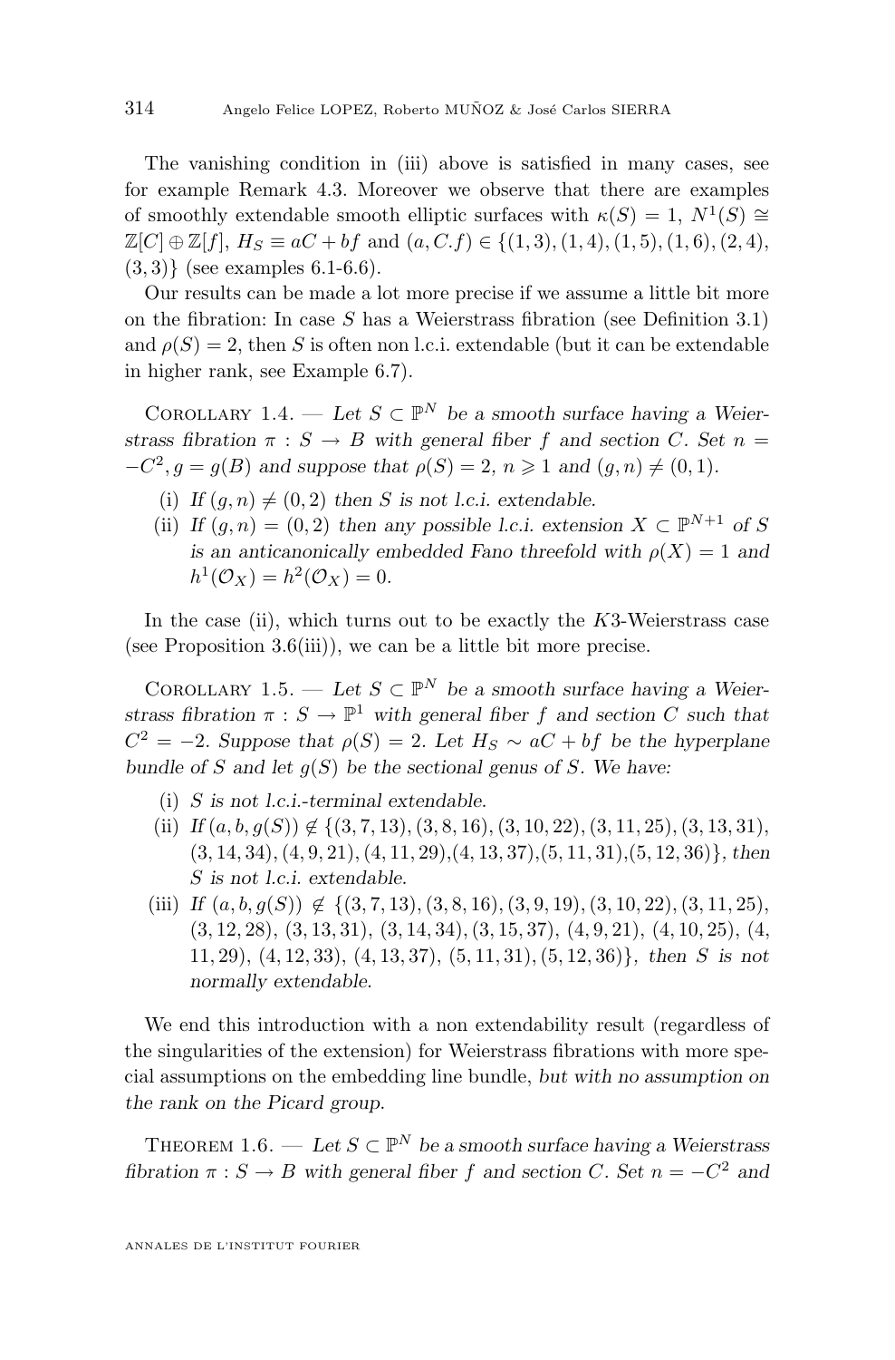The vanishing condition in (iii) above is satisfied in many cases, see for example Remark 4.3. Moreover we observe that there are examples of smoothly extendable smooth elliptic surfaces with $\kappa(S) = 1$, $N^1(S) \cong \mathbb{Z}[C] \oplus \mathbb{Z}[f]$, $H_S \equiv aC + bf$ and $(a, C.f) \in \{(1,3), (1,4), (1,5), (1,6), (2,4), (3,3)\}$ (see examples 6.1-6.6).

Our results can be made a lot more precise if we assume a little bit more on the fibration: In case $S$ has a Weierstrass fibration (see Definition 3.1) and $\rho(S) = 2$, then $S$ is often non l.c.i. extendable (but it can be extendable in higher rank, see Example 6.7).

Corollary 1.4. — *Let $S \subset \mathbb{P}^N$ be a smooth surface having a Weierstrass fibration $\pi : S \to B$ with general fiber $f$ and section $C$. Set $n = -C^2, g = g(B)$ and suppose that $\rho(S) = 2$, $n \geqslant 1$ and $(g, n) \neq (0, 1)$.*

- (i) *If $(g, n) \neq (0, 2)$ then $S$ is not l.c.i. extendable.*
- (ii) *If $(g, n) = (0, 2)$ then any possible l.c.i. extension $X \subset \mathbb{P}^{N+1}$ of $S$ is an anticanonically embedded Fano threefold with $\rho(X) = 1$ and $h^1(\mathcal{O}_X) = h^2(\mathcal{O}_X) = 0$.*

In the case (ii), which turns out to be exactly the $K3$-Weierstrass case (see Proposition 3.6(iii)), we can be a little bit more precise.

Corollary 1.5. — *Let $S \subset \mathbb{P}^N$ be a smooth surface having a Weierstrass fibration $\pi : S \to \mathbb{P}^1$ with general fiber $f$ and section $C$ such that $C^2 = -2$. Suppose that $\rho(S) = 2$. Let $H_S \sim aC + bf$ be the hyperplane bundle of $S$ and let $g(S)$ be the sectional genus of $S$. We have:*

- (i) *$S$ is not l.c.i.-terminal extendable.*
- (ii) *If $(a, b, g(S)) \notin \{(3, 7, 13), (3, 8, 16), (3, 10, 22), (3, 11, 25), (3, 13, 31), (3, 14, 34), (4, 9, 21), (4, 11, 29), (4, 13, 37), (5, 11, 31), (5, 12, 36)\}$, then $S$ is not l.c.i. extendable.*
- (iii) *If $(a, b, g(S)) \notin \{(3, 7, 13), (3, 8, 16), (3, 9, 19), (3, 10, 22), (3, 11, 25), (3, 12, 28), (3, 13, 31), (3, 14, 34), (3, 15, 37), (4, 9, 21), (4, 10, 25), (4, 11, 29), (4, 12, 33), (4, 13, 37), (5, 11, 31), (5, 12, 36)\}$, then $S$ is not normally extendable.*

We end this introduction with a non extendability result (regardless of the singularities of the extension) for Weierstrass fibrations with more special assumptions on the embedding line bundle, *but with no assumption on the rank on the Picard group*.

Theorem 1.6. — *Let $S \subset \mathbb{P}^N$ be a smooth surface having a Weierstrass fibration $\pi : S \to B$ with general fiber $f$ and section $C$. Set $n = -C^2$ and*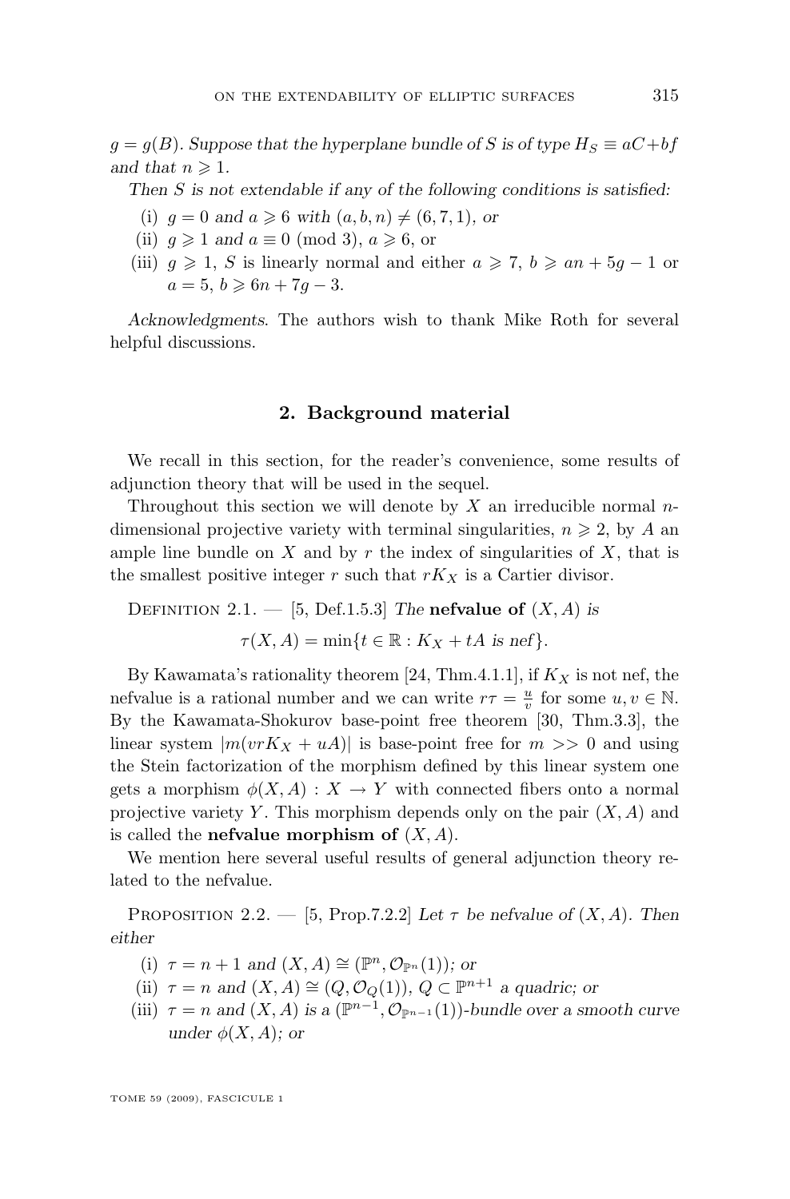$g = g(B)$. *Suppose that the hyperplane bundle of $S$ is of type $H_S \equiv aC + bf$ and that $n \geqslant 1$.*

*Then $S$ is not extendable if any of the following conditions is satisfied:*

(i) $g = 0$ *and* $a \geqslant 6$ *with* $(a, b, n) \neq (6, 7, 1)$*, or*

(ii) $g \geqslant 1$ and $a \equiv 0 \pmod 3$, $a \geqslant 6$, or

(iii) $g \geqslant 1$, $S$ is linearly normal and either $a \geqslant 7$, $b \geqslant an + 5g - 1$ or $a = 5$, $b \geqslant 6n + 7g - 3$.

*Acknowledgments.* The authors wish to thank Mike Roth for several helpful discussions.

## 2. Background material

We recall in this section, for the reader's convenience, some results of adjunction theory that will be used in the sequel.

Throughout this section we will denote by $X$ an irreducible normal $n$-dimensional projective variety with terminal singularities, $n \geqslant 2$, by $A$ an ample line bundle on $X$ and by $r$ the index of singularities of $X$, that is the smallest positive integer $r$ such that $rK_X$ is a Cartier divisor.

Definition 2.1. — [5, Def.1.5.3] *The* **nefvalue of** $(X, A)$ *is*

$$\tau(X, A) = \min\{t \in \mathbb{R} : K_X + tA \text{ is nef}\}.$$

By Kawamata's rationality theorem [24, Thm.4.1.1], if $K_X$ is not nef, the nefvalue is a rational number and we can write $r\tau = \frac{u}{v}$ for some $u, v \in \mathbb{N}$. By the Kawamata-Shokurov base-point free theorem [30, Thm.3.3], the linear system $|m(vrK_X + uA)|$ is base-point free for $m >> 0$ and using the Stein factorization of the morphism defined by this linear system one gets a morphism $\phi(X, A) : X \to Y$ with connected fibers onto a normal projective variety $Y$. This morphism depends only on the pair $(X, A)$ and is called the **nefvalue morphism of** $(X, A)$.

We mention here several useful results of general adjunction theory related to the nefvalue.

Proposition 2.2. — [5, Prop.7.2.2] *Let $\tau$ be nefvalue of $(X, A)$. Then either*

(i) $\tau = n + 1$ *and* $(X, A) \cong (\mathbb{P}^n, \mathcal{O}_{\mathbb{P}^n}(1))$*; or*

(ii) $\tau = n$ *and* $(X, A) \cong (Q, \mathcal{O}_Q(1))$*,* $Q \subset \mathbb{P}^{n+1}$ *a quadric; or*

(iii) $\tau = n$ *and* $(X, A)$ *is a* $(\mathbb{P}^{n-1}, \mathcal{O}_{\mathbb{P}^{n-1}}(1))$*-bundle over a smooth curve under* $\phi(X, A)$*; or*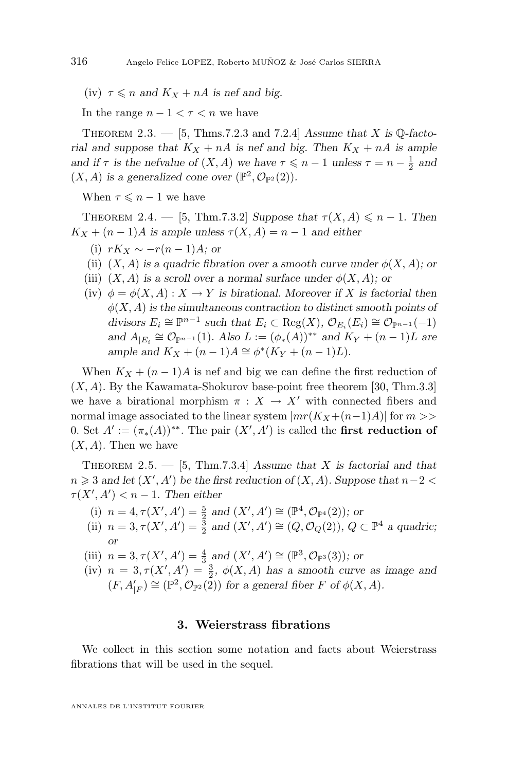(iv) $\tau \leqslant n$ and $K_X + nA$ is nef and big.

In the range $n-1 < \tau < n$ we have

Theorem 2.3. — [5, Thms.7.2.3 and 7.2.4] *Assume that $X$ is $\mathbb{Q}$-factorial and suppose that $K_X + nA$ is nef and big. Then $K_X + nA$ is ample and if $\tau$ is the nefvalue of $(X, A)$ we have $\tau \leqslant n-1$ unless $\tau = n - \frac{1}{2}$ and $(X, A)$ is a generalized cone over $(\mathbb{P}^2, \mathcal{O}_{\mathbb{P}^2}(2))$.*

When $\tau \leqslant n-1$ we have

Theorem 2.4. — [5, Thm.7.3.2] *Suppose that $\tau(X, A) \leqslant n-1$. Then $K_X + (n-1)A$ is ample unless $\tau(X, A) = n-1$ and either*

(i) *$rK_X \sim -r(n-1)A$; or*

(ii) *$(X, A)$ is a quadric fibration over a smooth curve under $\phi(X, A)$; or*

(iii) *$(X, A)$ is a scroll over a normal surface under $\phi(X, A)$; or*

(iv) *$\phi = \phi(X, A) : X \to Y$ is birational. Moreover if $X$ is factorial then $\phi(X, A)$ is the simultaneous contraction to distinct smooth points of divisors $E_i \cong \mathbb{P}^{n-1}$ such that $E_i \subset \operatorname{Reg}(X)$, $\mathcal{O}_{E_i}(E_i) \cong \mathcal{O}_{\mathbb{P}^{n-1}}(-1)$ and $A_{|E_i} \cong \mathcal{O}_{\mathbb{P}^{n-1}}(1)$. Also $L := (\phi_*(A))^{**}$ and $K_Y + (n-1)L$ are ample and $K_X + (n-1)A \cong \phi^*(K_Y + (n-1)L)$.*

When $K_X + (n-1)A$ is nef and big we can define the first reduction of $(X, A)$. By the Kawamata-Shokurov base-point free theorem [30, Thm.3.3] we have a birational morphism $\pi : X \to X'$ with connected fibers and normal image associated to the linear system $|mr(K_X+(n-1)A)|$ for $m >> 0$. Set $A' := (\pi_*(A))^{**}$. The pair $(X', A')$ is called the **first reduction of** $(X, A)$. Then we have

Theorem 2.5. — [5, Thm.7.3.4] *Assume that $X$ is factorial and that $n \geqslant 3$ and let $(X', A')$ be the first reduction of $(X, A)$. Suppose that $n-2 < \tau(X', A') < n-1$. Then either*

(i) *$n = 4, \tau(X', A') = \frac{5}{2}$ and $(X', A') \cong (\mathbb{P}^4, \mathcal{O}_{\mathbb{P}^4}(2))$; or*

(ii) *$n = 3, \tau(X', A') = \frac{3}{2}$ and $(X', A') \cong (Q, \mathcal{O}_Q(2))$, $Q \subset \mathbb{P}^4$ a quadric; or*

(iii) *$n = 3, \tau(X', A') = \frac{4}{3}$ and $(X', A') \cong (\mathbb{P}^3, \mathcal{O}_{\mathbb{P}^3}(3))$; or*

(iv) *$n = 3, \tau(X', A') = \frac{3}{2}$, $\phi(X, A)$ has a smooth curve as image and $(F, A'_{|F}) \cong (\mathbb{P}^2, \mathcal{O}_{\mathbb{P}^2}(2))$ for a general fiber $F$ of $\phi(X, A)$.*

## 3. Weierstrass fibrations

We collect in this section some notation and facts about Weierstrass fibrations that will be used in the sequel.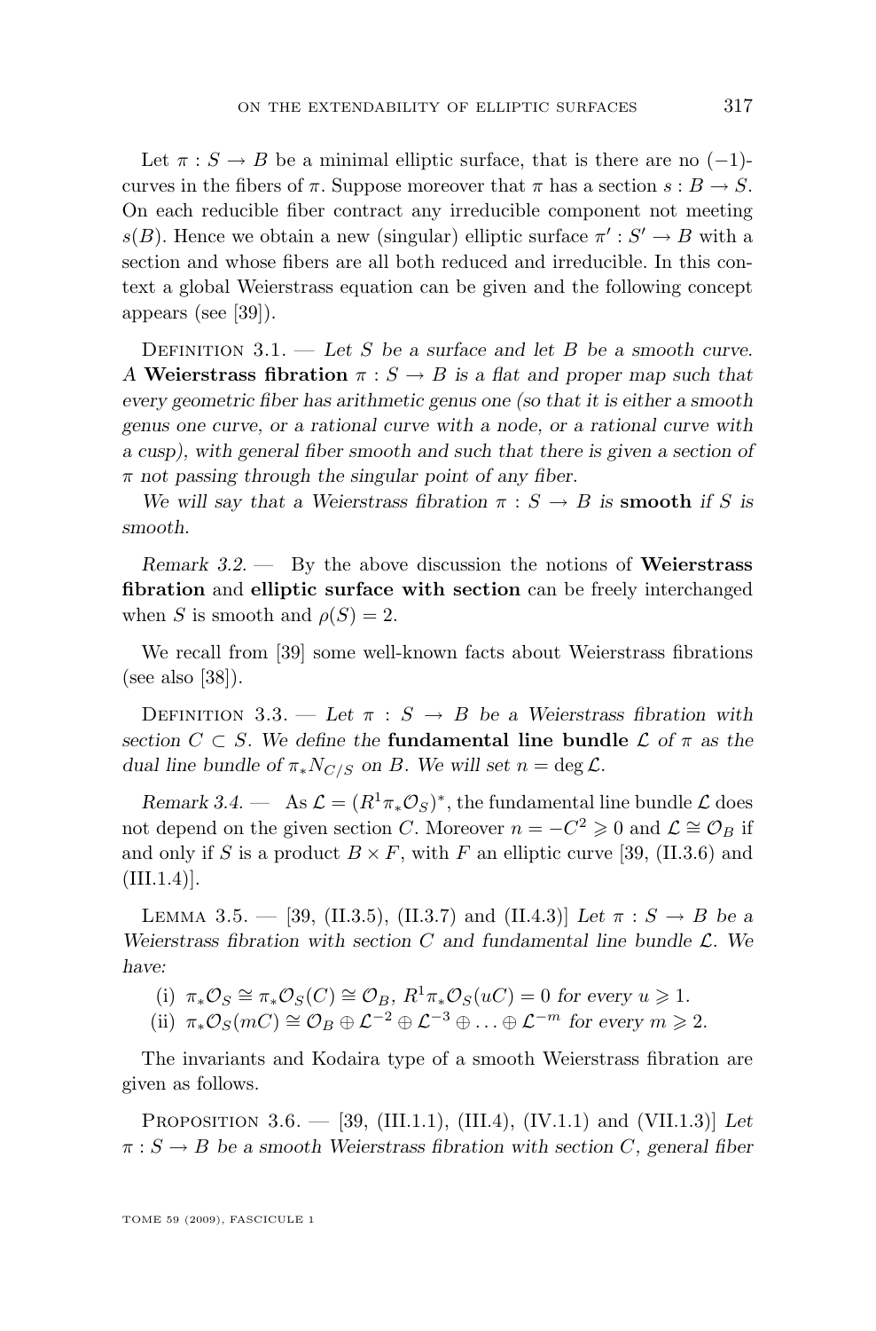Let $\pi : S \to B$ be a minimal elliptic surface, that is there are no $(-1)$-curves in the fibers of $\pi$. Suppose moreover that $\pi$ has a section $s : B \to S$. On each reducible fiber contract any irreducible component not meeting $s(B)$. Hence we obtain a new (singular) elliptic surface $\pi' : S' \to B$ with a section and whose fibers are all both reduced and irreducible. In this context a global Weierstrass equation can be given and the following concept appears (see [39]).

Definition 3.1. — *Let $S$ be a surface and let $B$ be a smooth curve. A* **Weierstrass fibration** *$\pi : S \to B$ is a flat and proper map such that every geometric fiber has arithmetic genus one (so that it is either a smooth genus one curve, or a rational curve with a node, or a rational curve with a cusp), with general fiber smooth and such that there is given a section of $\pi$ not passing through the singular point of any fiber.*

*We will say that a Weierstrass fibration $\pi : S \to B$ is* **smooth** *if $S$ is smooth.*

*Remark 3.2.* — By the above discussion the notions of **Weierstrass fibration** and **elliptic surface with section** can be freely interchanged when $S$ is smooth and $\rho(S) = 2$.

We recall from [39] some well-known facts about Weierstrass fibrations (see also [38]).

Definition 3.3. — *Let $\pi : S \to B$ be a Weierstrass fibration with section $C \subset S$. We define the* **fundamental line bundle** *$\mathcal{L}$ of $\pi$ as the dual line bundle of $\pi_* N_{C/S}$ on $B$. We will set $n = \deg \mathcal{L}$.*

*Remark 3.4.* — As $\mathcal{L} = (R^1\pi_*\mathcal{O}_S)^*$, the fundamental line bundle $\mathcal{L}$ does not depend on the given section $C$. Moreover $n = -C^2 \geqslant 0$ and $\mathcal{L} \cong \mathcal{O}_B$ if and only if $S$ is a product $B \times F$, with $F$ an elliptic curve [39, (II.3.6) and (III.1.4)].

Lemma 3.5. — [39, (II.3.5), (II.3.7) and (II.4.3)] *Let $\pi : S \to B$ be a Weierstrass fibration with section $C$ and fundamental line bundle $\mathcal{L}$. We have:*

(i) $\pi_*\mathcal{O}_S \cong \pi_*\mathcal{O}_S(C) \cong \mathcal{O}_B$, $R^1\pi_*\mathcal{O}_S(uC) = 0$ *for every* $u \geqslant 1$.

(ii) $\pi_*\mathcal{O}_S(mC) \cong \mathcal{O}_B \oplus \mathcal{L}^{-2} \oplus \mathcal{L}^{-3} \oplus \ldots \oplus \mathcal{L}^{-m}$ *for every* $m \geqslant 2$.

The invariants and Kodaira type of a smooth Weierstrass fibration are given as follows.

Proposition 3.6. — [39, (III.1.1), (III.4), (IV.1.1) and (VII.1.3)] *Let $\pi : S \to B$ be a smooth Weierstrass fibration with section $C$, general fiber*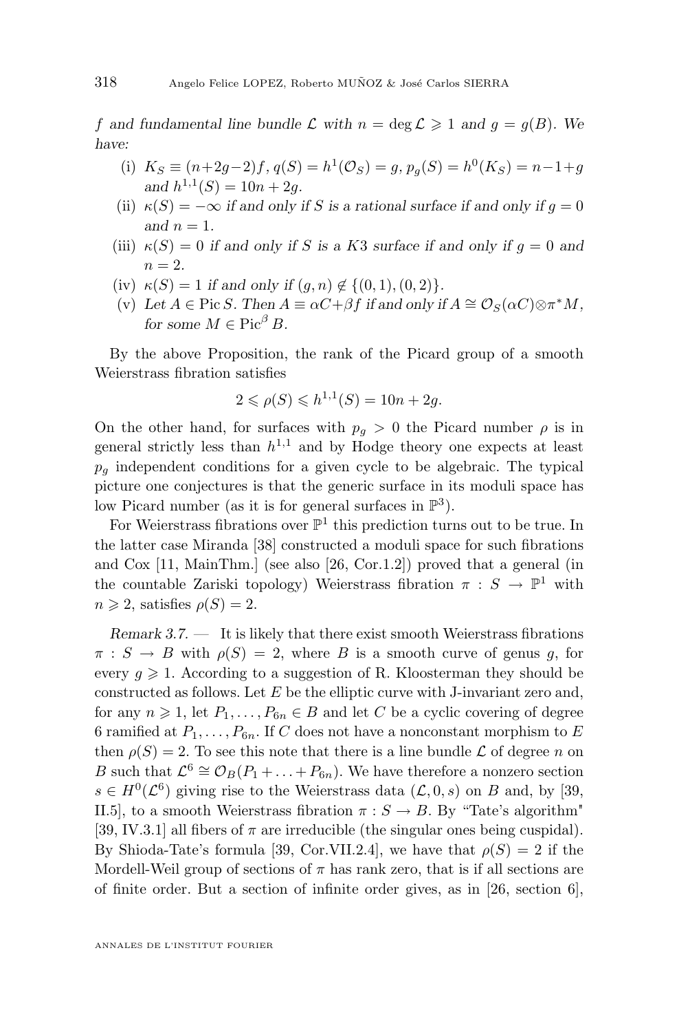*$f$ and fundamental line bundle $\mathcal{L}$ with $n = \deg \mathcal{L} \geqslant 1$ and $g = g(B)$. We have:*

(i) *$K_S \equiv (n+2g-2)f$, $q(S) = h^1(\mathcal{O}_S) = g$, $p_g(S) = h^0(K_S) = n-1+g$ and $h^{1,1}(S) = 10n + 2g$.*

(ii) *$\kappa(S) = -\infty$ if and only if $S$ is a rational surface if and only if $g = 0$ and $n = 1$.*

(iii) *$\kappa(S) = 0$ if and only if $S$ is a $K3$ surface if and only if $g = 0$ and $n = 2$.*

(iv) *$\kappa(S) = 1$ if and only if $(g, n) \notin \{(0,1),(0,2)\}$.*

(v) *Let $A \in \operatorname{Pic} S$. Then $A \equiv \alpha C + \beta f$ if and only if $A \cong \mathcal{O}_S(\alpha C) \otimes \pi^* M$, for some $M \in \operatorname{Pic}^\beta B$.*

By the above Proposition, the rank of the Picard group of a smooth Weierstrass fibration satisfies

$$2 \leqslant \rho(S) \leqslant h^{1,1}(S) = 10n + 2g.$$

On the other hand, for surfaces with $p_g > 0$ the Picard number $\rho$ is in general strictly less than $h^{1,1}$ and by Hodge theory one expects at least $p_g$ independent conditions for a given cycle to be algebraic. The typical picture one conjectures is that the generic surface in its moduli space has low Picard number (as it is for general surfaces in $\mathbb{P}^3$).

For Weierstrass fibrations over $\mathbb{P}^1$ this prediction turns out to be true. In the latter case Miranda [38] constructed a moduli space for such fibrations and Cox [11, MainThm.] (see also [26, Cor.1.2]) proved that a general (in the countable Zariski topology) Weierstrass fibration $\pi : S \to \mathbb{P}^1$ with $n \geqslant 2$, satisfies $\rho(S) = 2$.

*Remark 3.7.* — It is likely that there exist smooth Weierstrass fibrations $\pi : S \to B$ with $\rho(S) = 2$, where $B$ is a smooth curve of genus $g$, for every $g \geqslant 1$. According to a suggestion of R. Kloosterman they should be constructed as follows. Let $E$ be the elliptic curve with J-invariant zero and, for any $n \geqslant 1$, let $P_1, \ldots, P_{6n} \in B$ and let $C$ be a cyclic covering of degree 6 ramified at $P_1, \ldots, P_{6n}$. If $C$ does not have a nonconstant morphism to $E$ then $\rho(S) = 2$. To see this note that there is a line bundle $\mathcal{L}$ of degree $n$ on $B$ such that $\mathcal{L}^6 \cong \mathcal{O}_B(P_1 + \ldots + P_{6n})$. We have therefore a nonzero section $s \in H^0(\mathcal{L}^6)$ giving rise to the Weierstrass data $(\mathcal{L}, 0, s)$ on $B$ and, by [39, II.5], to a smooth Weierstrass fibration $\pi : S \to B$. By "Tate's algorithm" [39, IV.3.1] all fibers of $\pi$ are irreducible (the singular ones being cuspidal). By Shioda-Tate's formula [39, Cor.VII.2.4], we have that $\rho(S) = 2$ if the Mordell-Weil group of sections of $\pi$ has rank zero, that is if all sections are of finite order. But a section of infinite order gives, as in [26, section 6],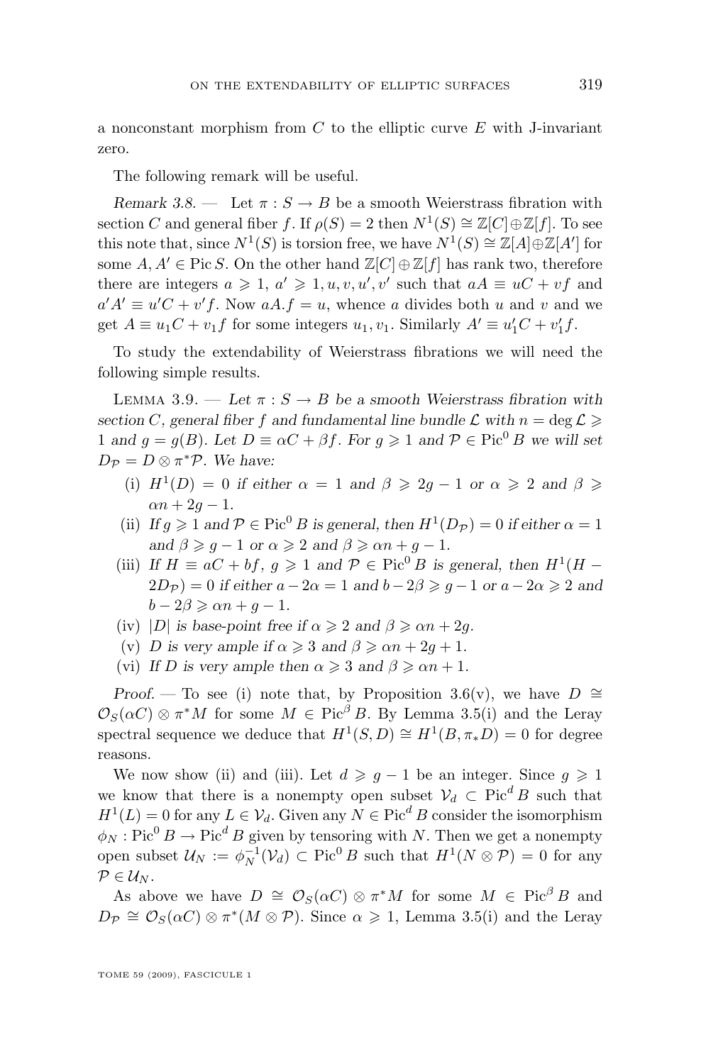a nonconstant morphism from $C$ to the elliptic curve $E$ with J-invariant zero.

The following remark will be useful.

*Remark 3.8.* — Let $\pi : S \to B$ be a smooth Weierstrass fibration with section $C$ and general fiber $f$. If $\rho(S) = 2$ then $N^1(S) \cong \mathbb{Z}[C] \oplus \mathbb{Z}[f]$. To see this note that, since $N^1(S)$ is torsion free, we have $N^1(S) \cong \mathbb{Z}[A] \oplus \mathbb{Z}[A']$ for some $A, A' \in \operatorname{Pic} S$. On the other hand $\mathbb{Z}[C] \oplus \mathbb{Z}[f]$ has rank two, therefore there are integers $a \geqslant 1$, $a' \geqslant 1, u, v, u', v'$ such that $aA \equiv uC + vf$ and $a'A' \equiv u'C + v'f$. Now $aA.f = u$, whence $a$ divides both $u$ and $v$ and we get $A \equiv u_1 C + v_1 f$ for some integers $u_1, v_1$. Similarly $A' \equiv u'_1 C + v'_1 f$.

To study the extendability of Weierstrass fibrations we will need the following simple results.

Lemma 3.9. — *Let $\pi : S \to B$ be a smooth Weierstrass fibration with section $C$, general fiber $f$ and fundamental line bundle $\mathcal{L}$ with $n = \deg \mathcal{L} \geqslant 1$ and $g = g(B)$. Let $D \equiv \alpha C + \beta f$. For $g \geqslant 1$ and $\mathcal{P} \in \operatorname{Pic}^0 B$ we will set $D_{\mathcal{P}} = D \otimes \pi^* \mathcal{P}$. We have:*

(i) *$H^1(D) = 0$ if either $\alpha = 1$ and $\beta \geqslant 2g - 1$ or $\alpha \geqslant 2$ and $\beta \geqslant \alpha n + 2g - 1$.*

(ii) *If $g \geqslant 1$ and $\mathcal{P} \in \operatorname{Pic}^0 B$ is general, then $H^1(D_{\mathcal{P}}) = 0$ if either $\alpha = 1$ and $\beta \geqslant g - 1$ or $\alpha \geqslant 2$ and $\beta \geqslant \alpha n + g - 1$.*

(iii) *If $H \equiv aC + bf$, $g \geqslant 1$ and $\mathcal{P} \in \operatorname{Pic}^0 B$ is general, then $H^1(H - 2D_{\mathcal{P}}) = 0$ if either $a - 2\alpha = 1$ and $b - 2\beta \geqslant g - 1$ or $a - 2\alpha \geqslant 2$ and $b - 2\beta \geqslant \alpha n + g - 1$.*

(iv) *$|D|$ is base-point free if $\alpha \geqslant 2$ and $\beta \geqslant \alpha n + 2g$.*

(v) *$D$ is very ample if $\alpha \geqslant 3$ and $\beta \geqslant \alpha n + 2g + 1$.*

(vi) *If $D$ is very ample then $\alpha \geqslant 3$ and $\beta \geqslant \alpha n + 1$.*

*Proof.* — To see (i) note that, by Proposition 3.6(v), we have $D \cong \mathcal{O}_S(\alpha C) \otimes \pi^* M$ for some $M \in \operatorname{Pic}^{\beta} B$. By Lemma 3.5(i) and the Leray spectral sequence we deduce that $H^1(S, D) \cong H^1(B, \pi_* D) = 0$ for degree reasons.

We now show (ii) and (iii). Let $d \geqslant g - 1$ be an integer. Since $g \geqslant 1$ we know that there is a nonempty open subset $\mathcal{V}_d \subset \operatorname{Pic}^d B$ such that $H^1(L) = 0$ for any $L \in \mathcal{V}_d$. Given any $N \in \operatorname{Pic}^d B$ consider the isomorphism $\phi_N : \operatorname{Pic}^0 B \to \operatorname{Pic}^d B$ given by tensoring with $N$. Then we get a nonempty open subset $\mathcal{U}_N := \phi_N^{-1}(\mathcal{V}_d) \subset \operatorname{Pic}^0 B$ such that $H^1(N \otimes \mathcal{P}) = 0$ for any $\mathcal{P} \in \mathcal{U}_N$.

As above we have $D \cong \mathcal{O}_S(\alpha C) \otimes \pi^* M$ for some $M \in \operatorname{Pic}^{\beta} B$ and $D_{\mathcal{P}} \cong \mathcal{O}_S(\alpha C) \otimes \pi^*(M \otimes \mathcal{P})$. Since $\alpha \geqslant 1$, Lemma 3.5(i) and the Leray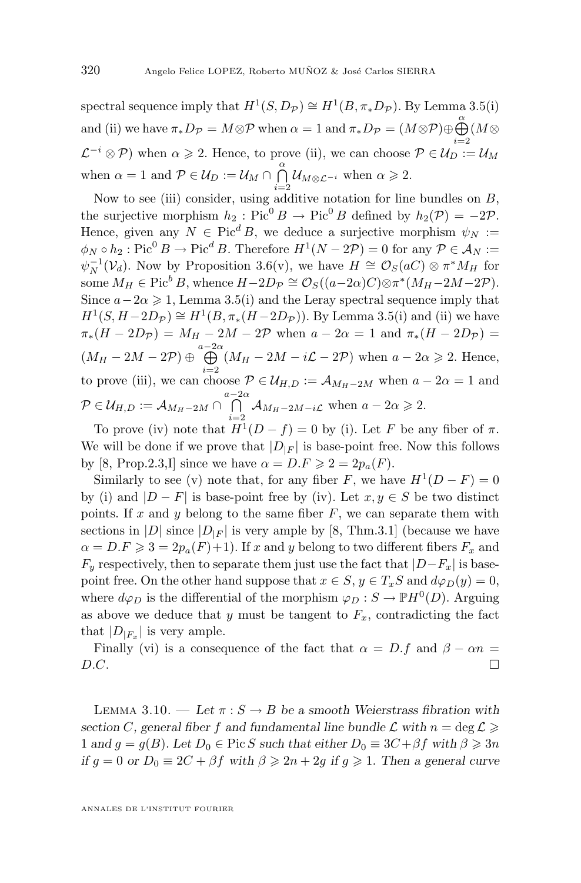spectral sequence imply that $H^1(S, D_{\mathcal{P}}) \cong H^1(B, \pi_* D_{\mathcal{P}})$. By Lemma 3.5(i) and (ii) we have $\pi_* D_{\mathcal{P}} = M \otimes \mathcal{P}$ when $\alpha = 1$ and $\pi_* D_{\mathcal{P}} = (M \otimes \mathcal{P}) \oplus \bigoplus_{i=2}^{\alpha} (M \otimes \mathcal{L}^{-i} \otimes \mathcal{P})$ when $\alpha \geqslant 2$. Hence, to prove (ii), we can choose $\mathcal{P} \in \mathcal{U}_D := \mathcal{U}_M$ when $\alpha = 1$ and $\mathcal{P} \in \mathcal{U}_D := \mathcal{U}_M \cap \bigcap_{i=2}^{\alpha} \mathcal{U}_{M \otimes \mathcal{L}^{-i}}$ when $\alpha \geqslant 2$.

Now to see (iii) consider, using additive notation for line bundles on $B$, the surjective morphism $h_2 : \operatorname{Pic}^0 B \to \operatorname{Pic}^0 B$ defined by $h_2(\mathcal{P}) = -2\mathcal{P}$. Hence, given any $N \in \operatorname{Pic}^d B$, we deduce a surjective morphism $\psi_N := \phi_N \circ h_2 : \operatorname{Pic}^0 B \to \operatorname{Pic}^d B$. Therefore $H^1(N - 2\mathcal{P}) = 0$ for any $\mathcal{P} \in \mathcal{A}_N := \psi_N^{-1}(\mathcal{V}_d)$. Now by Proposition 3.6(v), we have $H \cong \mathcal{O}_S(aC) \otimes \pi^* M_H$ for some $M_H \in \operatorname{Pic}^b B$, whence $H - 2D_{\mathcal{P}} \cong \mathcal{O}_S((a-2\alpha)C) \otimes \pi^*(M_H - 2M - 2\mathcal{P})$. Since $a - 2\alpha \geqslant 1$, Lemma 3.5(i) and the Leray spectral sequence imply that $H^1(S, H - 2D_{\mathcal{P}}) \cong H^1(B, \pi_*(H - 2D_{\mathcal{P}}))$. By Lemma 3.5(i) and (ii) we have $\pi_*(H - 2D_{\mathcal{P}}) = M_H - 2M - 2\mathcal{P}$ when $a - 2\alpha = 1$ and $\pi_*(H - 2D_{\mathcal{P}}) = (M_H - 2M - 2\mathcal{P}) \oplus \bigoplus_{i=2}^{a-2\alpha} (M_H - 2M - i\mathcal{L} - 2\mathcal{P})$ when $a - 2\alpha \geqslant 2$. Hence, to prove (iii), we can choose $\mathcal{P} \in \mathcal{U}_{H,D} := \mathcal{A}_{M_H - 2M}$ when $a - 2\alpha = 1$ and $\mathcal{P} \in \mathcal{U}_{H,D} := \mathcal{A}_{M_H - 2M} \cap \bigcap_{i=2}^{a-2\alpha} \mathcal{A}_{M_H - 2M - i\mathcal{L}}$ when $a - 2\alpha \geqslant 2$.

To prove (iv) note that $H^1(D - f) = 0$ by (i). Let $F$ be any fiber of $\pi$. We will be done if we prove that $|D_{|F}|$ is base-point free. Now this follows by [8, Prop.2.3,I] since we have $\alpha = D.F \geqslant 2 = 2p_a(F)$.

Similarly to see (v) note that, for any fiber $F$, we have $H^1(D - F) = 0$ by (i) and $|D - F|$ is base-point free by (iv). Let $x, y \in S$ be two distinct points. If $x$ and $y$ belong to the same fiber $F$, we can separate them with sections in $|D|$ since $|D_{|F}|$ is very ample by [8, Thm.3.1] (because we have $\alpha = D.F \geqslant 3 = 2p_a(F)+1$). If $x$ and $y$ belong to two different fibers $F_x$ and $F_y$ respectively, then to separate them just use the fact that $|D - F_x|$ is base-point free. On the other hand suppose that $x \in S$, $y \in T_x S$ and $d\varphi_D(y) = 0$, where $d\varphi_D$ is the differential of the morphism $\varphi_D : S \to \mathbb{P}H^0(D)$. Arguing as above we deduce that $y$ must be tangent to $F_x$, contradicting the fact that $|D_{|F_x}|$ is very ample.

Finally (vi) is a consequence of the fact that $\alpha = D.f$ and $\beta - \alpha n = D.C$. □

Lemma 3.10. — *Let $\pi : S \to B$ be a smooth Weierstrass fibration with section $C$, general fiber $f$ and fundamental line bundle $\mathcal{L}$ with $n = \deg \mathcal{L} \geqslant 1$ and $g = g(B)$. Let $D_0 \in \operatorname{Pic} S$ such that either $D_0 \equiv 3C + \beta f$ with $\beta \geqslant 3n$ if $g = 0$ or $D_0 \equiv 2C + \beta f$ with $\beta \geqslant 2n + 2g$ if $g \geqslant 1$. Then a general curve*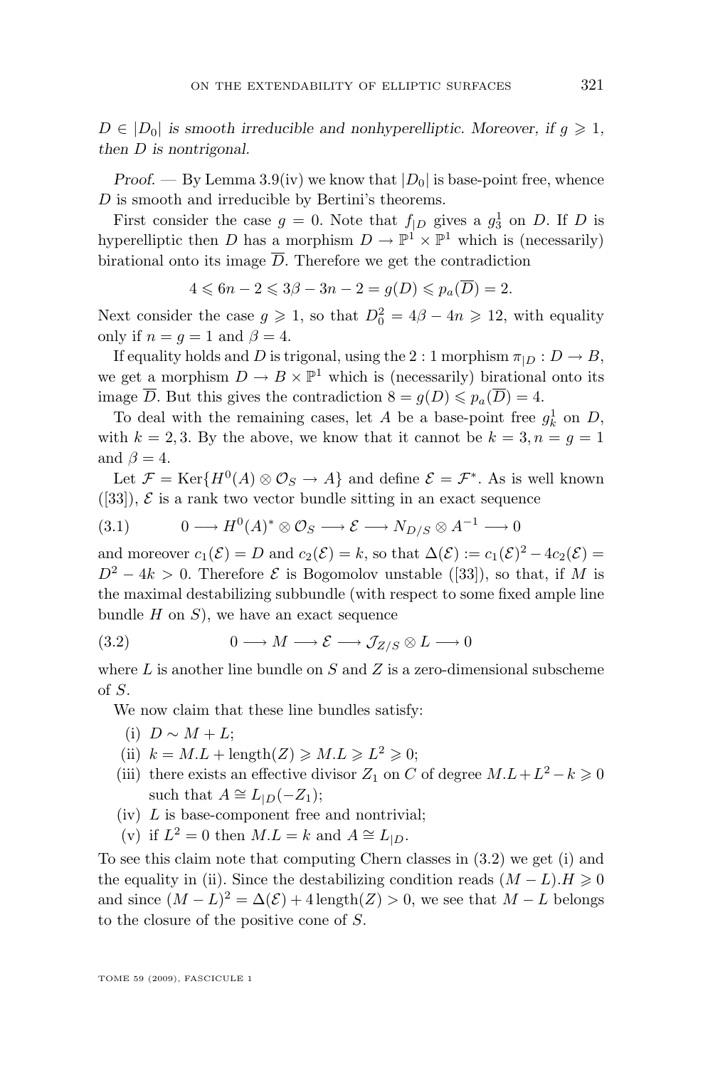*$D \in |D_0|$ is smooth irreducible and nonhyperelliptic. Moreover, if $g \geqslant 1$, then $D$ is nontrigonal.*

*Proof*. — By Lemma 3.9(iv) we know that $|D_0|$ is base-point free, whence $D$ is smooth and irreducible by Bertini's theorems.

First consider the case $g = 0$. Note that $f_{|D}$ gives a $g^1_3$ on $D$. If $D$ is hyperelliptic then $D$ has a morphism $D \to \mathbb{P}^1 \times \mathbb{P}^1$ which is (necessarily) birational onto its image $\overline{D}$. Therefore we get the contradiction

$$4 \leqslant 6n - 2 \leqslant 3\beta - 3n - 2 = g(D) \leqslant p_a(\overline{D}) = 2.$$

Next consider the case $g \geqslant 1$, so that $D_0^2 = 4\beta - 4n \geqslant 12$, with equality only if $n = g = 1$ and $\beta = 4$.

If equality holds and $D$ is trigonal, using the $2:1$ morphism $\pi_{|D} : D \to B$, we get a morphism $D \to B \times \mathbb{P}^1$ which is (necessarily) birational onto its image $\overline{D}$. But this gives the contradiction $8 = g(D) \leqslant p_a(\overline{D}) = 4$.

To deal with the remaining cases, let $A$ be a base-point free $g^1_k$ on $D$, with $k = 2, 3$. By the above, we know that it cannot be $k = 3, n = g = 1$ and $\beta = 4$.

Let $\mathcal{F} = \operatorname{Ker}\{H^0(A) \otimes \mathcal{O}_S \to A\}$ and define $\mathcal{E} = \mathcal{F}^*$. As is well known ([33]), $\mathcal{E}$ is a rank two vector bundle sitting in an exact sequence

$$0 \longrightarrow H^0(A)^* \otimes \mathcal{O}_S \longrightarrow \mathcal{E} \longrightarrow N_{D/S} \otimes A^{-1} \longrightarrow 0 \tag{3.1}$$

and moreover $c_1(\mathcal{E}) = D$ and $c_2(\mathcal{E}) = k$, so that $\Delta(\mathcal{E}) := c_1(\mathcal{E})^2 - 4c_2(\mathcal{E}) = D^2 - 4k > 0$. Therefore $\mathcal{E}$ is Bogomolov unstable ([33]), so that, if $M$ is the maximal destabilizing subbundle (with respect to some fixed ample line bundle $H$ on $S$), we have an exact sequence

$$0 \longrightarrow M \longrightarrow \mathcal{E} \longrightarrow \mathcal{J}_{Z/S} \otimes L \longrightarrow 0 \tag{3.2}$$

where $L$ is another line bundle on $S$ and $Z$ is a zero-dimensional subscheme of $S$.

We now claim that these line bundles satisfy:

- (i) $D \sim M + L$;
- (ii) $k = M.L + \operatorname{length}(Z) \geqslant M.L \geqslant L^2 \geqslant 0$;
- (iii) there exists an effective divisor $Z_1$ on $C$ of degree $M.L + L^2 - k \geqslant 0$ such that $A \cong L_{|D}(-Z_1)$;
- (iv) $L$ is base-component free and nontrivial;
- (v) if $L^2 = 0$ then $M.L = k$ and $A \cong L_{|D}$.

To see this claim note that computing Chern classes in (3.2) we get (i) and the equality in (ii). Since the destabilizing condition reads $(M - L).H \geqslant 0$ and since $(M - L)^2 = \Delta(\mathcal{E}) + 4\operatorname{length}(Z) > 0$, we see that $M - L$ belongs to the closure of the positive cone of $S$.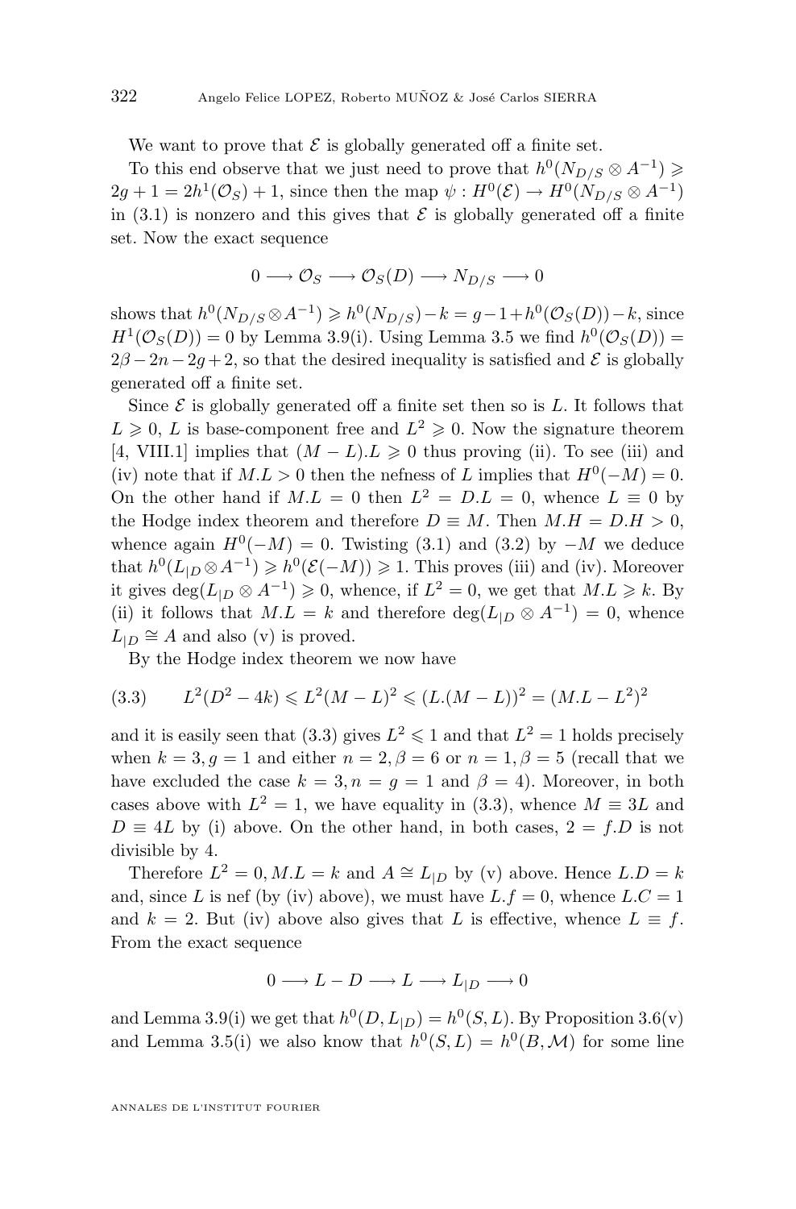We want to prove that $\mathcal{E}$ is globally generated off a finite set.

To this end observe that we just need to prove that $h^0(N_{D/S} \otimes A^{-1}) \geqslant 2g+1 = 2h^1(\mathcal{O}_S)+1$, since then the map $\psi : H^0(\mathcal{E}) \to H^0(N_{D/S} \otimes A^{-1})$ in (3.1) is nonzero and this gives that $\mathcal{E}$ is globally generated off a finite set. Now the exact sequence

$$0 \longrightarrow \mathcal{O}_S \longrightarrow \mathcal{O}_S(D) \longrightarrow N_{D/S} \longrightarrow 0$$

shows that $h^0(N_{D/S} \otimes A^{-1}) \geqslant h^0(N_{D/S}) - k = g - 1 + h^0(\mathcal{O}_S(D)) - k$, since $H^1(\mathcal{O}_S(D)) = 0$ by Lemma 3.9(i). Using Lemma 3.5 we find $h^0(\mathcal{O}_S(D)) = 2\beta - 2n - 2g + 2$, so that the desired inequality is satisfied and $\mathcal{E}$ is globally generated off a finite set.

Since $\mathcal{E}$ is globally generated off a finite set then so is $L$. It follows that $L \geqslant 0$, $L$ is base-component free and $L^2 \geqslant 0$. Now the signature theorem [4, VIII.1] implies that $(M-L).L \geqslant 0$ thus proving (ii). To see (iii) and (iv) note that if $M.L > 0$ then the nefness of $L$ implies that $H^0(-M) = 0$. On the other hand if $M.L = 0$ then $L^2 = D.L = 0$, whence $L \equiv 0$ by the Hodge index theorem and therefore $D \equiv M$. Then $M.H = D.H > 0$, whence again $H^0(-M) = 0$. Twisting (3.1) and (3.2) by $-M$ we deduce that $h^0(L_{|D} \otimes A^{-1}) \geqslant h^0(\mathcal{E}(-M)) \geqslant 1$. This proves (iii) and (iv). Moreover it gives $\deg(L_{|D} \otimes A^{-1}) \geqslant 0$, whence, if $L^2 = 0$, we get that $M.L \geqslant k$. By (ii) it follows that $M.L = k$ and therefore $\deg(L_{|D} \otimes A^{-1}) = 0$, whence $L_{|D} \cong A$ and also (v) is proved.

By the Hodge index theorem we now have

$$L^2(D^2 - 4k) \leqslant L^2(M-L)^2 \leqslant (L.(M-L))^2 = (M.L - L^2)^2 \tag{3.3}$$

and it is easily seen that (3.3) gives $L^2 \leqslant 1$ and that $L^2 = 1$ holds precisely when $k = 3, g = 1$ and either $n = 2, \beta = 6$ or $n = 1, \beta = 5$ (recall that we have excluded the case $k = 3, n = g = 1$ and $\beta = 4$). Moreover, in both cases above with $L^2 = 1$, we have equality in (3.3), whence $M \equiv 3L$ and $D \equiv 4L$ by (i) above. On the other hand, in both cases, $2 = f.D$ is not divisible by 4.

Therefore $L^2 = 0, M.L = k$ and $A \cong L_{|D}$ by (v) above. Hence $L.D = k$ and, since $L$ is nef (by (iv) above), we must have $L.f = 0$, whence $L.C = 1$ and $k = 2$. But (iv) above also gives that $L$ is effective, whence $L \equiv f$. From the exact sequence

$$0 \longrightarrow L - D \longrightarrow L \longrightarrow L_{|D} \longrightarrow 0$$

and Lemma 3.9(i) we get that $h^0(D, L_{|D}) = h^0(S, L)$. By Proposition 3.6(v) and Lemma 3.5(i) we also know that $h^0(S, L) = h^0(B, \mathcal{M})$ for some line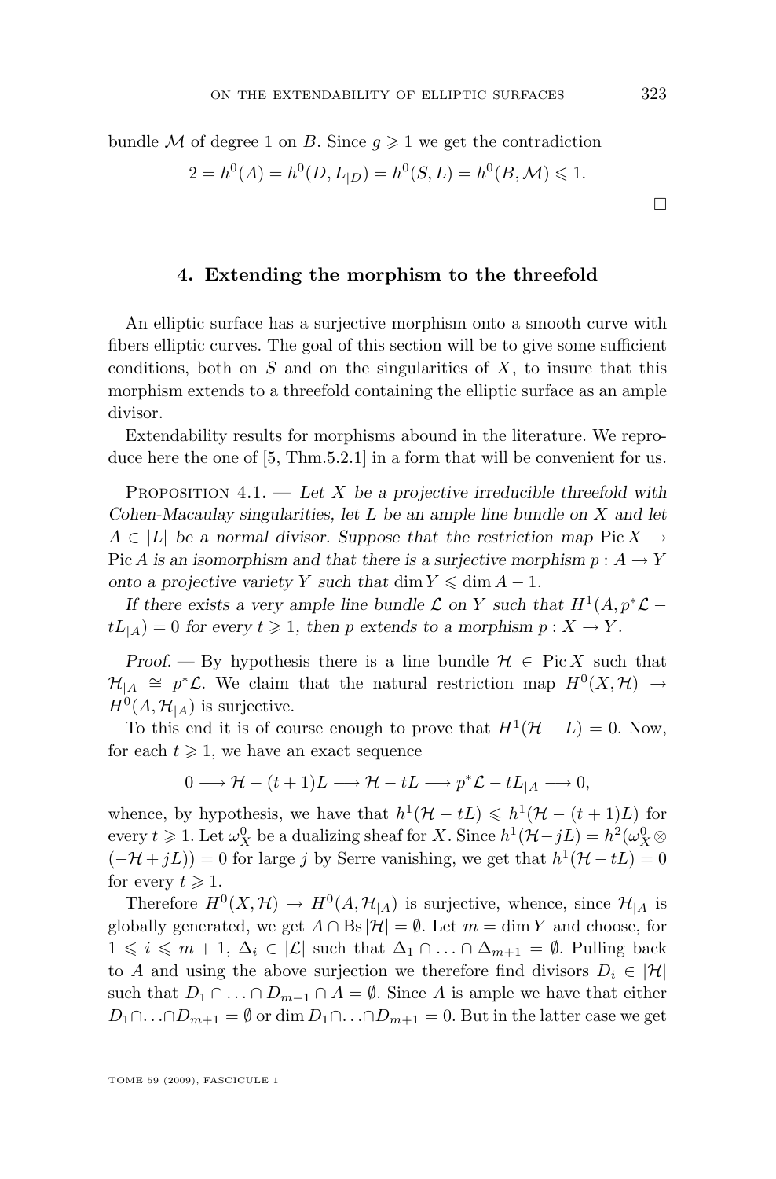bundle $\mathcal{M}$ of degree 1 on $B$. Since $g \geqslant 1$ we get the contradiction

$$2 = h^0(A) = h^0(D, L_{|D}) = h^0(S, L) = h^0(B, \mathcal{M}) \leqslant 1.$$

□

## 4. Extending the morphism to the threefold

An elliptic surface has a surjective morphism onto a smooth curve with fibers elliptic curves. The goal of this section will be to give some sufficient conditions, both on $S$ and on the singularities of $X$, to insure that this morphism extends to a threefold containing the elliptic surface as an ample divisor.

Extendability results for morphisms abound in the literature. We reproduce here the one of [5, Thm.5.2.1] in a form that will be convenient for us.

Proposition 4.1. — *Let $X$ be a projective irreducible threefold with Cohen-Macaulay singularities, let $L$ be an ample line bundle on $X$ and let $A \in |L|$ be a normal divisor. Suppose that the restriction map $\operatorname{Pic} X \to \operatorname{Pic} A$ is an isomorphism and that there is a surjective morphism $p : A \to Y$ onto a projective variety $Y$ such that $\dim Y \leqslant \dim A - 1$.*

*If there exists a very ample line bundle $\mathcal{L}$ on $Y$ such that $H^1(A, p^*\mathcal{L} - tL_{|A}) = 0$ for every $t \geqslant 1$, then $p$ extends to a morphism $\overline{p} : X \to Y$.*

*Proof.* — By hypothesis there is a line bundle $\mathcal{H} \in \operatorname{Pic} X$ such that $\mathcal{H}_{|A} \cong p^*\mathcal{L}$. We claim that the natural restriction map $H^0(X, \mathcal{H}) \to H^0(A, \mathcal{H}_{|A})$ is surjective.

To this end it is of course enough to prove that $H^1(\mathcal{H} - L) = 0$. Now, for each $t \geqslant 1$, we have an exact sequence

$$0 \longrightarrow \mathcal{H} - (t+1)L \longrightarrow \mathcal{H} - tL \longrightarrow p^*\mathcal{L} - tL_{|A} \longrightarrow 0,$$

whence, by hypothesis, we have that $h^1(\mathcal{H} - tL) \leqslant h^1(\mathcal{H} - (t+1)L)$ for every $t \geqslant 1$. Let $\omega_X^0$ be a dualizing sheaf for $X$. Since $h^1(\mathcal{H} - jL) = h^2(\omega_X^0 \otimes (-\mathcal{H} + jL)) = 0$ for large $j$ by Serre vanishing, we get that $h^1(\mathcal{H} - tL) = 0$ for every $t \geqslant 1$.

Therefore $H^0(X, \mathcal{H}) \to H^0(A, \mathcal{H}_{|A})$ is surjective, whence, since $\mathcal{H}_{|A}$ is globally generated, we get $A \cap \operatorname{Bs}|\mathcal{H}| = \emptyset$. Let $m = \dim Y$ and choose, for $1 \leqslant i \leqslant m+1$, $\Delta_i \in |\mathcal{L}|$ such that $\Delta_1 \cap \ldots \cap \Delta_{m+1} = \emptyset$. Pulling back to $A$ and using the above surjection we therefore find divisors $D_i \in |\mathcal{H}|$ such that $D_1 \cap \ldots \cap D_{m+1} \cap A = \emptyset$. Since $A$ is ample we have that either $D_1 \cap \ldots \cap D_{m+1} = \emptyset$ or $\dim D_1 \cap \ldots \cap D_{m+1} = 0$. But in the latter case we get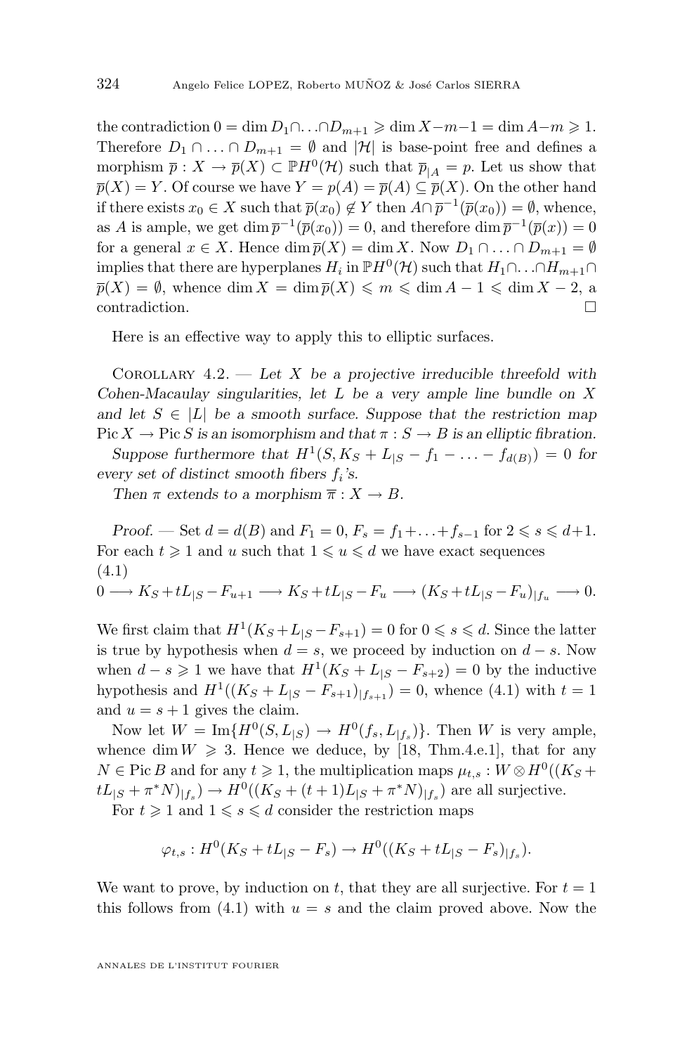the contradiction $0 = \dim D_1 \cap \ldots \cap D_{m+1} \geqslant \dim X - m - 1 = \dim A - m \geqslant 1$. Therefore $D_1 \cap \ldots \cap D_{m+1} = \emptyset$ and $|\mathcal{H}|$ is base-point free and defines a morphism $\overline{p} : X \to \overline{p}(X) \subset \mathbb{P}H^0(\mathcal{H})$ such that $\overline{p}_{|A} = p$. Let us show that $\overline{p}(X) = Y$. Of course we have $Y = p(A) = \overline{p}(A) \subseteq \overline{p}(X)$. On the other hand if there exists $x_0 \in X$ such that $\overline{p}(x_0) \notin Y$ then $A \cap \overline{p}^{-1}(\overline{p}(x_0)) = \emptyset$, whence, as $A$ is ample, we get $\dim \overline{p}^{-1}(\overline{p}(x_0)) = 0$, and therefore $\dim \overline{p}^{-1}(\overline{p}(x)) = 0$ for a general $x \in X$. Hence $\dim \overline{p}(X) = \dim X$. Now $D_1 \cap \ldots \cap D_{m+1} = \emptyset$ implies that there are hyperplanes $H_i$ in $\mathbb{P}H^0(\mathcal{H})$ such that $H_1 \cap \ldots \cap H_{m+1} \cap \overline{p}(X) = \emptyset$, whence $\dim X = \dim \overline{p}(X) \leqslant m \leqslant \dim A - 1 \leqslant \dim X - 2$, a contradiction. □

Here is an effective way to apply this to elliptic surfaces.

Corollary 4.2. — *Let $X$ be a projective irreducible threefold with Cohen-Macaulay singularities, let $L$ be a very ample line bundle on $X$ and let $S \in |L|$ be a smooth surface. Suppose that the restriction map $\operatorname{Pic} X \to \operatorname{Pic} S$ is an isomorphism and that $\pi : S \to B$ is an elliptic fibration.*

*Suppose furthermore that $H^1(S, K_S + L_{|S} - f_1 - \ldots - f_{d(B)}) = 0$ for every set of distinct smooth fibers $f_i$'s.*

*Then $\pi$ extends to a morphism $\overline{\pi} : X \to B$.*

*Proof.* — Set $d = d(B)$ and $F_1 = 0$, $F_s = f_1 + \ldots + f_{s-1}$ for $2 \leqslant s \leqslant d+1$. For each $t \geqslant 1$ and $u$ such that $1 \leqslant u \leqslant d$ we have exact sequences

(4.1)
$$0 \longrightarrow K_S + tL_{|S} - F_{u+1} \longrightarrow K_S + tL_{|S} - F_u \longrightarrow (K_S + tL_{|S} - F_u)_{|f_u} \longrightarrow 0.$$

We first claim that $H^1(K_S + L_{|S} - F_{s+1}) = 0$ for $0 \leqslant s \leqslant d$. Since the latter is true by hypothesis when $d = s$, we proceed by induction on $d - s$. Now when $d - s \geqslant 1$ we have that $H^1(K_S + L_{|S} - F_{s+2}) = 0$ by the inductive hypothesis and $H^1((K_S + L_{|S} - F_{s+1})_{|f_{s+1}}) = 0$, whence (4.1) with $t = 1$ and $u = s + 1$ gives the claim.

Now let $W = \operatorname{Im}\{H^0(S, L_{|S}) \to H^0(f_s, L_{|f_s})\}$. Then $W$ is very ample, whence $\dim W \geqslant 3$. Hence we deduce, by [18, Thm.4.e.1], that for any $N \in \operatorname{Pic} B$ and for any $t \geqslant 1$, the multiplication maps $\mu_{t,s} : W \otimes H^0((K_S + tL_{|S} + \pi^*N)_{|f_s}) \to H^0((K_S + (t+1)L_{|S} + \pi^*N)_{|f_s})$ are all surjective.

For $t \geqslant 1$ and $1 \leqslant s \leqslant d$ consider the restriction maps

$$\varphi_{t,s} : H^0(K_S + tL_{|S} - F_s) \to H^0((K_S + tL_{|S} - F_s)_{|f_s}).$$

We want to prove, by induction on $t$, that they are all surjective. For $t = 1$ this follows from (4.1) with $u = s$ and the claim proved above. Now the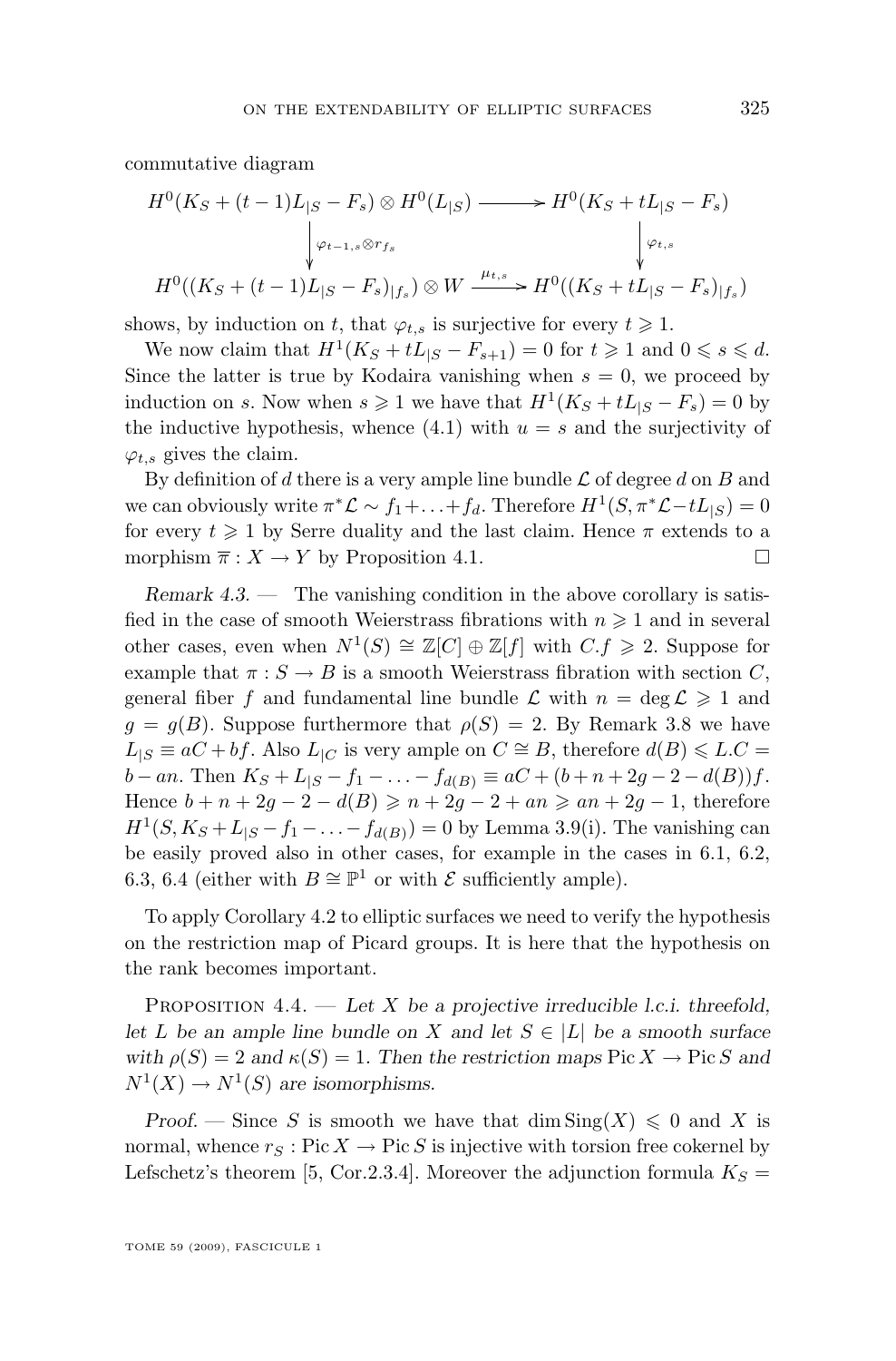commutative diagram

$$\begin{array}{ccc} H^0(K_S + (t-1)L_{|S} - F_s) \otimes H^0(L_{|S}) & \longrightarrow & H^0(K_S + tL_{|S} - F_s) \\ \Big\downarrow \varphi_{t-1,s} \otimes r_{f_s} & & \Big\downarrow \varphi_{t,s} \\ H^0((K_S + (t-1)L_{|S} - F_s)_{|f_s}) \otimes W & \xrightarrow{\mu_{t,s}} & H^0((K_S + tL_{|S} - F_s)_{|f_s}) \end{array}$$

shows, by induction on $t$, that $\varphi_{t,s}$ is surjective for every $t \geqslant 1$.

We now claim that $H^1(K_S + tL_{|S} - F_{s+1}) = 0$ for $t \geqslant 1$ and $0 \leqslant s \leqslant d$. Since the latter is true by Kodaira vanishing when $s = 0$, we proceed by induction on $s$. Now when $s \geqslant 1$ we have that $H^1(K_S + tL_{|S} - F_s) = 0$ by the inductive hypothesis, whence (4.1) with $u = s$ and the surjectivity of $\varphi_{t,s}$ gives the claim.

By definition of $d$ there is a very ample line bundle $\mathcal{L}$ of degree $d$ on $B$ and we can obviously write $\pi^*\mathcal{L} \sim f_1 + \ldots + f_d$. Therefore $H^1(S, \pi^*\mathcal{L} - tL_{|S}) = 0$ for every $t \geqslant 1$ by Serre duality and the last claim. Hence $\pi$ extends to a morphism $\overline{\pi} : X \to Y$ by Proposition 4.1. $\square$

*Remark 4.3.* — The vanishing condition in the above corollary is satisfied in the case of smooth Weierstrass fibrations with $n \geqslant 1$ and in several other cases, even when $N^1(S) \cong \mathbb{Z}[C] \oplus \mathbb{Z}[f]$ with $C.f \geqslant 2$. Suppose for example that $\pi : S \to B$ is a smooth Weierstrass fibration with section $C$, general fiber $f$ and fundamental line bundle $\mathcal{L}$ with $n = \deg \mathcal{L} \geqslant 1$ and $g = g(B)$. Suppose furthermore that $\rho(S) = 2$. By Remark 3.8 we have $L_{|S} \equiv aC + bf$. Also $L_{|C}$ is very ample on $C \cong B$, therefore $d(B) \leqslant L.C = b - an$. Then $K_S + L_{|S} - f_1 - \ldots - f_{d(B)} \equiv aC + (b + n + 2g - 2 - d(B))f$. Hence $b + n + 2g - 2 - d(B) \geqslant n + 2g - 2 + an \geqslant an + 2g - 1$, therefore $H^1(S, K_S + L_{|S} - f_1 - \ldots - f_{d(B)}) = 0$ by Lemma 3.9(i). The vanishing can be easily proved also in other cases, for example in the cases in 6.1, 6.2, 6.3, 6.4 (either with $B \cong \mathbb{P}^1$ or with $\mathcal{E}$ sufficiently ample).

To apply Corollary 4.2 to elliptic surfaces we need to verify the hypothesis on the restriction map of Picard groups. It is here that the hypothesis on the rank becomes important.

Proposition 4.4. — *Let $X$ be a projective irreducible l.c.i. threefold, let $L$ be an ample line bundle on $X$ and let $S \in |L|$ be a smooth surface with $\rho(S) = 2$ and $\kappa(S) = 1$. Then the restriction maps $\operatorname{Pic} X \to \operatorname{Pic} S$ and $N^1(X) \to N^1(S)$ are isomorphisms.*

*Proof.* — Since $S$ is smooth we have that $\dim \operatorname{Sing}(X) \leqslant 0$ and $X$ is normal, whence $r_S : \operatorname{Pic} X \to \operatorname{Pic} S$ is injective with torsion free cokernel by Lefschetz's theorem [5, Cor.2.3.4]. Moreover the adjunction formula $K_S =$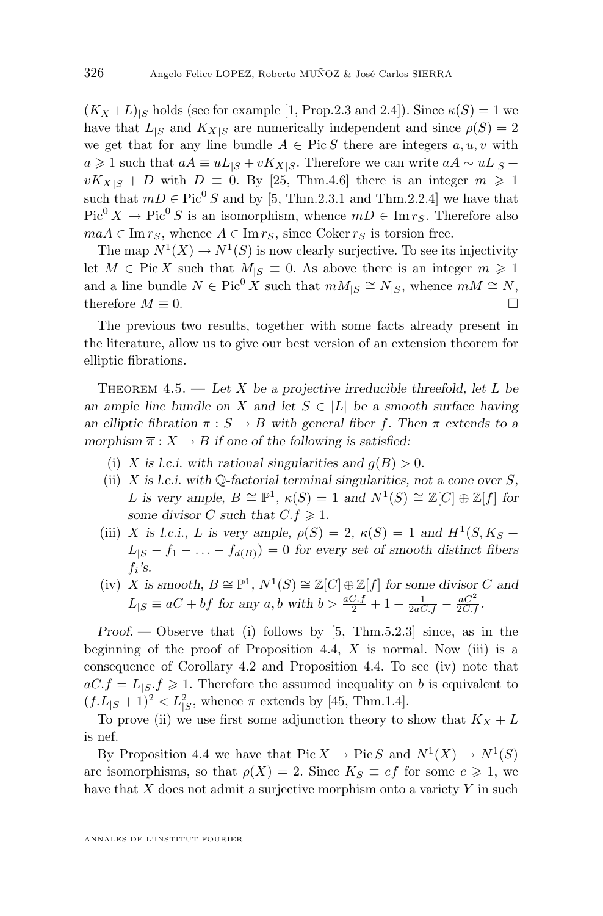$(K_X+L)_{|S}$ holds (see for example [1, Prop.2.3 and 2.4]). Since $\kappa(S)=1$ we have that $L_{|S}$ and $K_{X|S}$ are numerically independent and since $\rho(S)=2$ we get that for any line bundle $A \in \operatorname{Pic} S$ there are integers $a,u,v$ with $a \geqslant 1$ such that $aA \equiv uL_{|S} + vK_{X|S}$. Therefore we can write $aA \sim uL_{|S} + vK_{X|S} + D$ with $D \equiv 0$. By [25, Thm.4.6] there is an integer $m \geqslant 1$ such that $mD \in \operatorname{Pic}^0 S$ and by [5, Thm.2.3.1 and Thm.2.2.4] we have that $\operatorname{Pic}^0 X \to \operatorname{Pic}^0 S$ is an isomorphism, whence $mD \in \operatorname{Im} r_S$. Therefore also $maA \in \operatorname{Im} r_S$, whence $A \in \operatorname{Im} r_S$, since $\operatorname{Coker} r_S$ is torsion free.

The map $N^1(X) \to N^1(S)$ is now clearly surjective. To see its injectivity let $M \in \operatorname{Pic} X$ such that $M_{|S} \equiv 0$. As above there is an integer $m \geqslant 1$ and a line bundle $N \in \operatorname{Pic}^0 X$ such that $mM_{|S} \cong N_{|S}$, whence $mM \cong N$, therefore $M \equiv 0$. □

The previous two results, together with some facts already present in the literature, allow us to give our best version of an extension theorem for elliptic fibrations.

Theorem 4.5. — *Let $X$ be a projective irreducible threefold, let $L$ be an ample line bundle on $X$ and let $S \in |L|$ be a smooth surface having an elliptic fibration $\pi : S \to B$ with general fiber $f$. Then $\pi$ extends to a morphism $\overline{\pi} : X \to B$ if one of the following is satisfied:*

(i) *$X$ is l.c.i. with rational singularities and $g(B) > 0$.*

(ii) *$X$ is l.c.i. with $\mathbb{Q}$-factorial terminal singularities, not a cone over $S$, $L$ is very ample, $B \cong \mathbb{P}^1$, $\kappa(S)=1$ and $N^1(S) \cong \mathbb{Z}[C] \oplus \mathbb{Z}[f]$ for some divisor $C$ such that $C.f \geqslant 1$.*

(iii) *$X$ is l.c.i., $L$ is very ample, $\rho(S)=2$, $\kappa(S)=1$ and $H^1(S, K_S + L_{|S} - f_1 - \ldots - f_{d(B)}) = 0$ for every set of smooth distinct fibers $f_i$'s.*

(iv) *$X$ is smooth, $B \cong \mathbb{P}^1$, $N^1(S) \cong \mathbb{Z}[C] \oplus \mathbb{Z}[f]$ for some divisor $C$ and $L_{|S} \equiv aC + bf$ for any $a,b$ with $b > \frac{aC.f}{2} + 1 + \frac{1}{2aC.f} - \frac{aC^2}{2C.f}$.*

*Proof.* — Observe that (i) follows by [5, Thm.5.2.3] since, as in the beginning of the proof of Proposition 4.4, $X$ is normal. Now (iii) is a consequence of Corollary 4.2 and Proposition 4.4. To see (iv) note that $aC.f = L_{|S}.f \geqslant 1$. Therefore the assumed inequality on $b$ is equivalent to $(f.L_{|S}+1)^2 < L_{|S}^2$, whence $\pi$ extends by [45, Thm.1.4].

To prove (ii) we use first some adjunction theory to show that $K_X + L$ is nef.

By Proposition 4.4 we have that $\operatorname{Pic} X \to \operatorname{Pic} S$ and $N^1(X) \to N^1(S)$ are isomorphisms, so that $\rho(X)=2$. Since $K_S \equiv ef$ for some $e \geqslant 1$, we have that $X$ does not admit a surjective morphism onto a variety $Y$ in such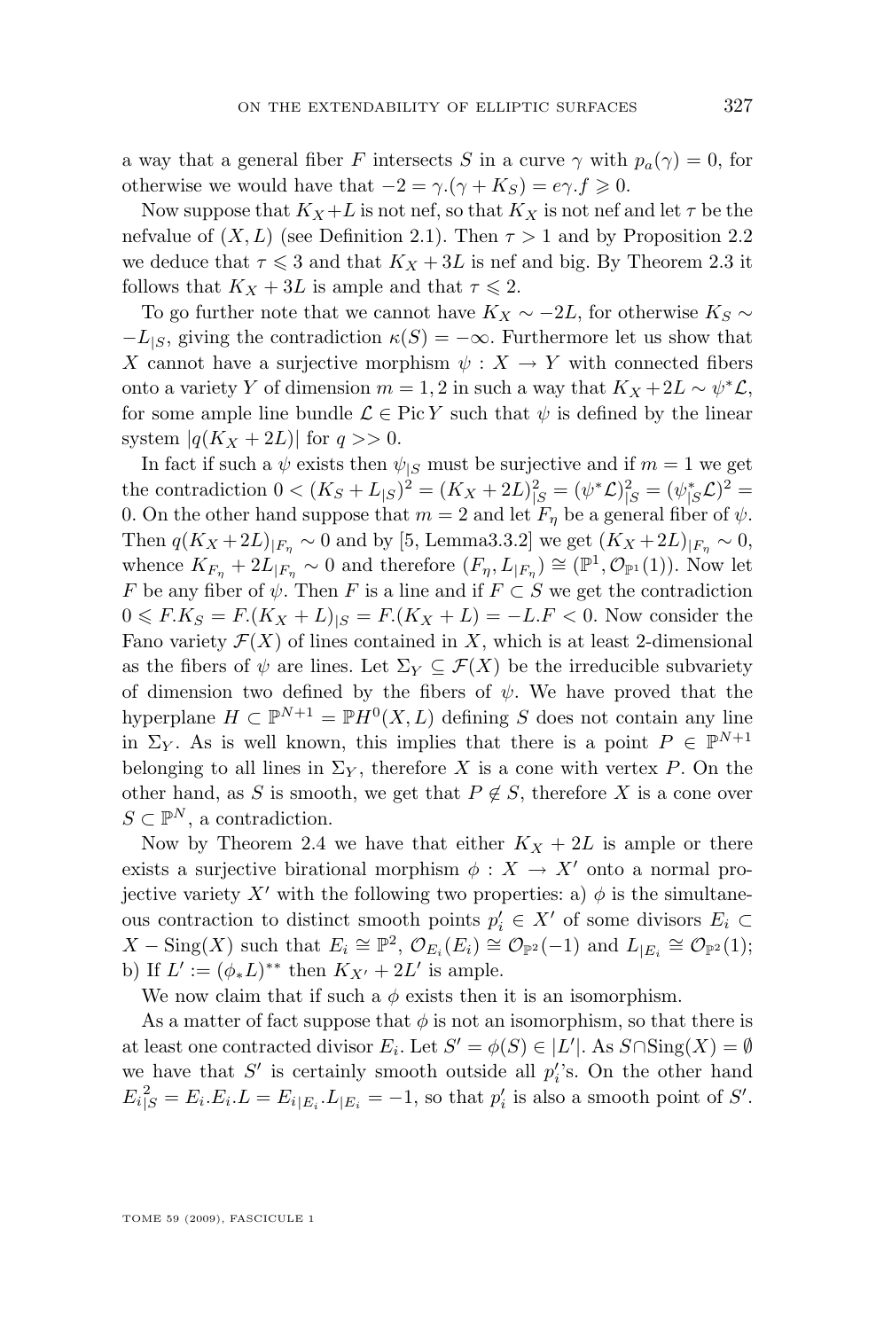a way that a general fiber $F$ intersects $S$ in a curve $\gamma$ with $p_a(\gamma) = 0$, for otherwise we would have that $-2 = \gamma.(\gamma + K_S) = e\gamma.f \geqslant 0$.

Now suppose that $K_X + L$ is not nef, so that $K_X$ is not nef and let $\tau$ be the nefvalue of $(X, L)$ (see Definition 2.1). Then $\tau > 1$ and by Proposition 2.2 we deduce that $\tau \leqslant 3$ and that $K_X + 3L$ is nef and big. By Theorem 2.3 it follows that $K_X + 3L$ is ample and that $\tau \leqslant 2$.

To go further note that we cannot have $K_X \sim -2L$, for otherwise $K_S \sim -L_{|S}$, giving the contradiction $\kappa(S) = -\infty$. Furthermore let us show that $X$ cannot have a surjective morphism $\psi : X \to Y$ with connected fibers onto a variety $Y$ of dimension $m = 1, 2$ in such a way that $K_X + 2L \sim \psi^*\mathcal{L}$, for some ample line bundle $\mathcal{L} \in \operatorname{Pic} Y$ such that $\psi$ is defined by the linear system $|q(K_X + 2L)|$ for $q >> 0$.

In fact if such a $\psi$ exists then $\psi_{|S}$ must be surjective and if $m = 1$ we get the contradiction $0 < (K_S + L_{|S})^2 = (K_X + 2L)^2_{|S} = (\psi^*\mathcal{L})^2_{|S} = (\psi^*_{|S}\mathcal{L})^2 = 0$. On the other hand suppose that $m = 2$ and let $F_\eta$ be a general fiber of $\psi$. Then $q(K_X + 2L)_{|F_\eta} \sim 0$ and by [5, Lemma3.3.2] we get $(K_X + 2L)_{|F_\eta} \sim 0$, whence $K_{F_\eta} + 2L_{|F_\eta} \sim 0$ and therefore $(F_\eta, L_{|F_\eta}) \cong (\mathbb{P}^1, \mathcal{O}_{\mathbb{P}^1}(1))$. Now let $F$ be any fiber of $\psi$. Then $F$ is a line and if $F \subset S$ we get the contradiction $0 \leqslant F.K_S = F.(K_X + L)_{|S} = F.(K_X + L) = -L.F < 0$. Now consider the Fano variety $\mathcal{F}(X)$ of lines contained in $X$, which is at least 2-dimensional as the fibers of $\psi$ are lines. Let $\Sigma_Y \subseteq \mathcal{F}(X)$ be the irreducible subvariety of dimension two defined by the fibers of $\psi$. We have proved that the hyperplane $H \subset \mathbb{P}^{N+1} = \mathbb{P}H^0(X, L)$ defining $S$ does not contain any line in $\Sigma_Y$. As is well known, this implies that there is a point $P \in \mathbb{P}^{N+1}$ belonging to all lines in $\Sigma_Y$, therefore $X$ is a cone with vertex $P$. On the other hand, as $S$ is smooth, we get that $P \notin S$, therefore $X$ is a cone over $S \subset \mathbb{P}^N$, a contradiction.

Now by Theorem 2.4 we have that either $K_X + 2L$ is ample or there exists a surjective birational morphism $\phi : X \to X'$ onto a normal projective variety $X'$ with the following two properties: a) $\phi$ is the simultaneous contraction to distinct smooth points $p'_i \in X'$ of some divisors $E_i \subset X - \operatorname{Sing}(X)$ such that $E_i \cong \mathbb{P}^2$, $\mathcal{O}_{E_i}(E_i) \cong \mathcal{O}_{\mathbb{P}^2}(-1)$ and $L_{|E_i} \cong \mathcal{O}_{\mathbb{P}^2}(1)$; b) If $L' := (\phi_* L)^{**}$ then $K_{X'} + 2L'$ is ample.

We now claim that if such a $\phi$ exists then it is an isomorphism.

As a matter of fact suppose that $\phi$ is not an isomorphism, so that there is at least one contracted divisor $E_i$. Let $S' = \phi(S) \in |L'|$. As $S \cap \operatorname{Sing}(X) = \emptyset$ we have that $S'$ is certainly smooth outside all $p'_i$'s. On the other hand $E_{i|S}^2 = E_i.E_i.L = E_{i|E_i}.L_{|E_i} = -1$, so that $p'_i$ is also a smooth point of $S'$.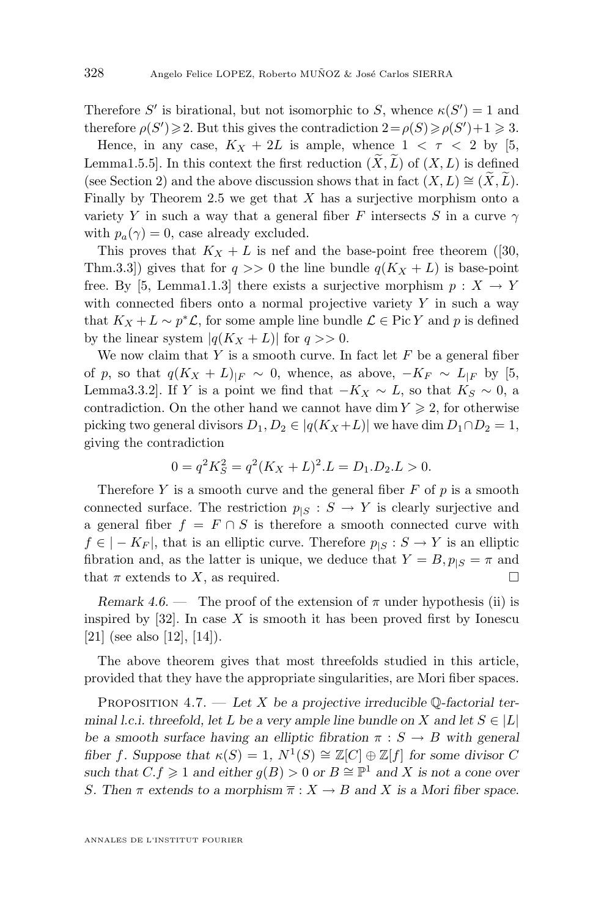Therefore $S'$ is birational, but not isomorphic to $S$, whence $\kappa(S') = 1$ and therefore $\rho(S') \geqslant 2$. But this gives the contradiction $2 = \rho(S) \geqslant \rho(S') + 1 \geqslant 3$.

Hence, in any case, $K_X + 2L$ is ample, whence $1 < \tau < 2$ by [5, Lemma1.5.5]. In this context the first reduction $(\widetilde{X}, \widetilde{L})$ of $(X, L)$ is defined (see Section 2) and the above discussion shows that in fact $(X, L) \cong (\widetilde{X}, \widetilde{L})$. Finally by Theorem 2.5 we get that $X$ has a surjective morphism onto a variety $Y$ in such a way that a general fiber $F$ intersects $S$ in a curve $\gamma$ with $p_a(\gamma) = 0$, case already excluded.

This proves that $K_X + L$ is nef and the base-point free theorem ([30, Thm.3.3]) gives that for $q >> 0$ the line bundle $q(K_X + L)$ is base-point free. By [5, Lemma1.1.3] there exists a surjective morphism $p : X \to Y$ with connected fibers onto a normal projective variety $Y$ in such a way that $K_X + L \sim p^*\mathcal{L}$, for some ample line bundle $\mathcal{L} \in \operatorname{Pic} Y$ and $p$ is defined by the linear system $|q(K_X + L)|$ for $q >> 0$.

We now claim that $Y$ is a smooth curve. In fact let $F$ be a general fiber of $p$, so that $q(K_X + L)_{|F} \sim 0$, whence, as above, $-K_F \sim L_{|F}$ by [5, Lemma3.3.2]. If $Y$ is a point we find that $-K_X \sim L$, so that $K_S \sim 0$, a contradiction. On the other hand we cannot have $\dim Y \geqslant 2$, for otherwise picking two general divisors $D_1, D_2 \in |q(K_X+L)|$ we have $\dim D_1 \cap D_2 = 1$, giving the contradiction

$$0 = q^2 K_S^2 = q^2 (K_X + L)^2.L = D_1.D_2.L > 0.$$

Therefore $Y$ is a smooth curve and the general fiber $F$ of $p$ is a smooth connected surface. The restriction $p_{|S} : S \to Y$ is clearly surjective and a general fiber $f = F \cap S$ is therefore a smooth connected curve with $f \in |-K_F|$, that is an elliptic curve. Therefore $p_{|S} : S \to Y$ is an elliptic fibration and, as the latter is unique, we deduce that $Y = B, p_{|S} = \pi$ and that $\pi$ extends to $X$, as required. □

*Remark 4.6.* — The proof of the extension of $\pi$ under hypothesis (ii) is inspired by [32]. In case $X$ is smooth it has been proved first by Ionescu [21] (see also [12], [14]).

The above theorem gives that most threefolds studied in this article, provided that they have the appropriate singularities, are Mori fiber spaces.

Proposition 4.7. — *Let $X$ be a projective irreducible $\mathbb{Q}$-factorial terminal l.c.i. threefold, let $L$ be a very ample line bundle on $X$ and let $S \in |L|$ be a smooth surface having an elliptic fibration $\pi : S \to B$ with general fiber $f$. Suppose that $\kappa(S) = 1$, $N^1(S) \cong \mathbb{Z}[C] \oplus \mathbb{Z}[f]$ for some divisor $C$ such that $C.f \geqslant 1$ and either $g(B) > 0$ or $B \cong \mathbb{P}^1$ and $X$ is not a cone over $S$. Then $\pi$ extends to a morphism $\overline{\pi} : X \to B$ and $X$ is a Mori fiber space.*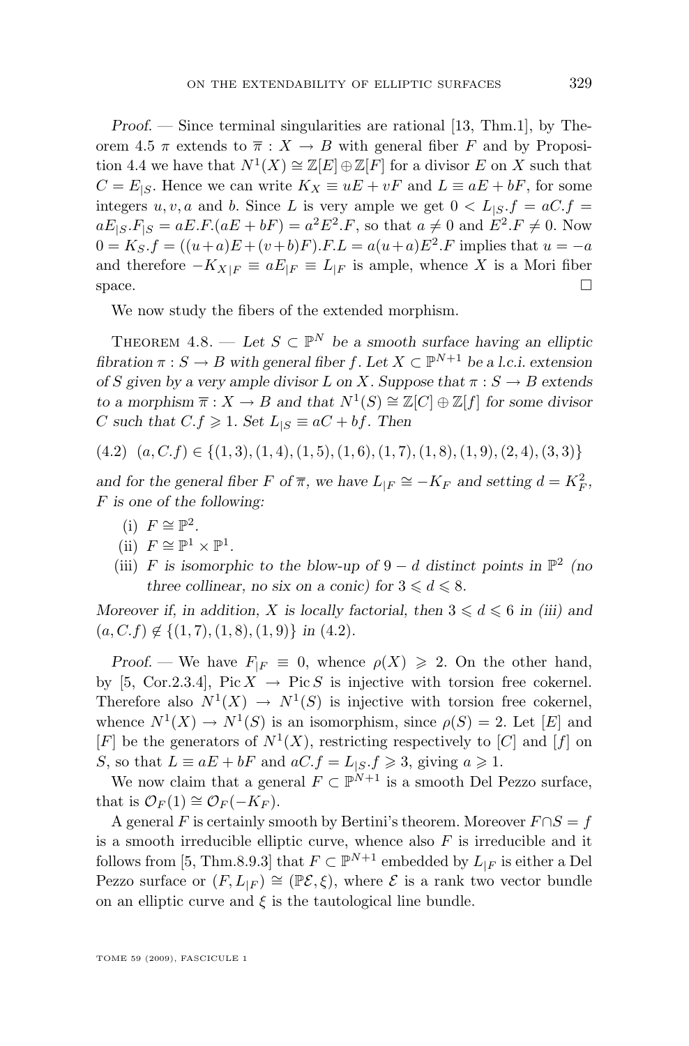*Proof.* — Since terminal singularities are rational [13, Thm.1], by Theorem 4.5 $\pi$ extends to $\overline{\pi} : X \to B$ with general fiber $F$ and by Proposition 4.4 we have that $N^1(X) \cong \mathbb{Z}[E] \oplus \mathbb{Z}[F]$ for a divisor $E$ on $X$ such that $C = E_{|S}$. Hence we can write $K_X \equiv uE + vF$ and $L \equiv aE + bF$, for some integers $u, v, a$ and $b$. Since $L$ is very ample we get $0 < L_{|S}.f = aC.f = aE_{|S}.F_{|S} = aE.F.(aE + bF) = a^2E^2.F$, so that $a \neq 0$ and $E^2.F \neq 0$. Now $0 = K_S.f = ((u+a)E + (v+b)F).F.L = a(u+a)E^2.F$ implies that $u = -a$ and therefore $-K_{X|F} \equiv aE_{|F} \equiv L_{|F}$ is ample, whence $X$ is a Mori fiber space. □

We now study the fibers of the extended morphism.

Theorem 4.8. — *Let $S \subset \mathbb{P}^N$ be a smooth surface having an elliptic fibration $\pi : S \to B$ with general fiber $f$. Let $X \subset \mathbb{P}^{N+1}$ be a l.c.i. extension of $S$ given by a very ample divisor $L$ on $X$. Suppose that $\pi : S \to B$ extends to a morphism $\overline{\pi} : X \to B$ and that $N^1(S) \cong \mathbb{Z}[C] \oplus \mathbb{Z}[f]$ for some divisor $C$ such that $C.f \geqslant 1$. Set $L_{|S} \equiv aC + bf$. Then*

$$(4.2)\quad (a, C.f) \in \{(1,3), (1,4), (1,5), (1,6), (1,7), (1,8), (1,9), (2,4), (3,3)\}$$

*and for the general fiber $F$ of $\overline{\pi}$, we have $L_{|F} \cong -K_F$ and setting $d = K_F^2$, $F$ is one of the following:*

- (i) *$F \cong \mathbb{P}^2$.*
- (ii) *$F \cong \mathbb{P}^1 \times \mathbb{P}^1$.*
- (iii) *$F$ is isomorphic to the blow-up of $9 - d$ distinct points in $\mathbb{P}^2$ (no three collinear, no six on a conic) for $3 \leqslant d \leqslant 8$.*

*Moreover if, in addition, $X$ is locally factorial, then $3 \leqslant d \leqslant 6$ in (iii) and $(a, C.f) \notin \{(1,7), (1,8), (1,9)\}$ in (4.2).*

*Proof.* — We have $F_{|F} \equiv 0$, whence $\rho(X) \geqslant 2$. On the other hand, by [5, Cor.2.3.4], $\operatorname{Pic} X \to \operatorname{Pic} S$ is injective with torsion free cokernel. Therefore also $N^1(X) \to N^1(S)$ is injective with torsion free cokernel, whence $N^1(X) \to N^1(S)$ is an isomorphism, since $\rho(S) = 2$. Let $[E]$ and $[F]$ be the generators of $N^1(X)$, restricting respectively to $[C]$ and $[f]$ on $S$, so that $L \equiv aE + bF$ and $aC.f = L_{|S}.f \geqslant 3$, giving $a \geqslant 1$.

We now claim that a general $F \subset \mathbb{P}^{N+1}$ is a smooth Del Pezzo surface, that is $\mathcal{O}_F(1) \cong \mathcal{O}_F(-K_F)$.

A general $F$ is certainly smooth by Bertini's theorem. Moreover $F \cap S = f$ is a smooth irreducible elliptic curve, whence also $F$ is irreducible and it follows from [5, Thm.8.9.3] that $F \subset \mathbb{P}^{N+1}$ embedded by $L_{|F}$ is either a Del Pezzo surface or $(F, L_{|F}) \cong (\mathbb{P}\mathcal{E}, \xi)$, where $\mathcal{E}$ is a rank two vector bundle on an elliptic curve and $\xi$ is the tautological line bundle.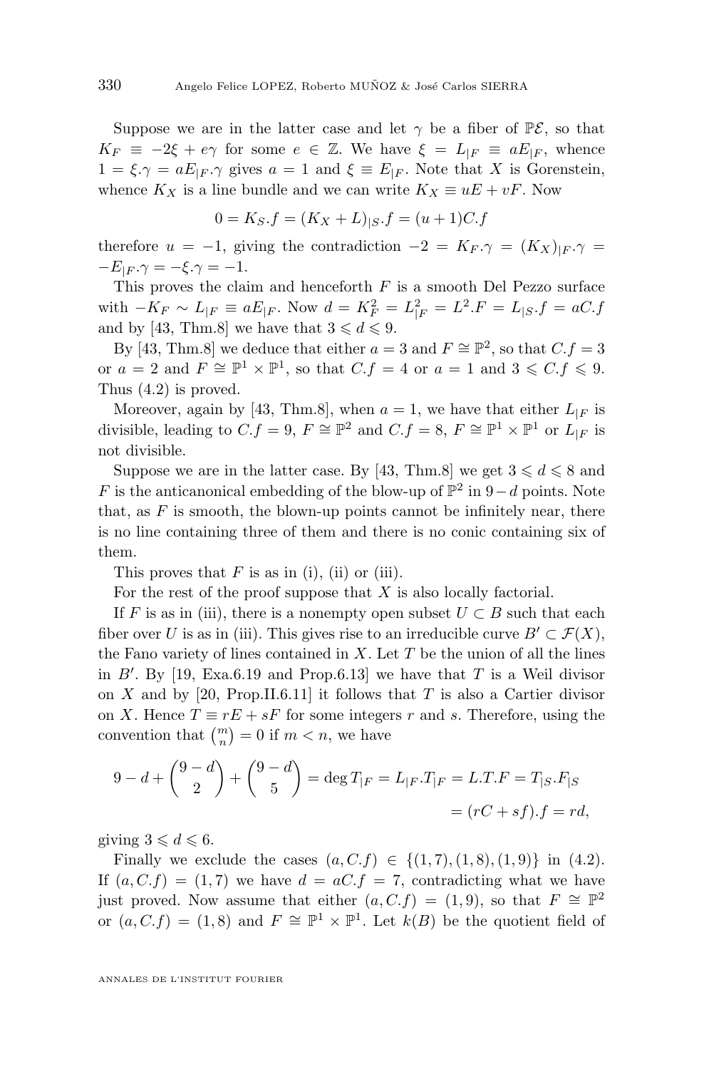Suppose we are in the latter case and let $\gamma$ be a fiber of $\mathbb{P}\mathcal{E}$, so that $K_F \equiv -2\xi + e\gamma$ for some $e \in \mathbb{Z}$. We have $\xi = L_{|F} \equiv aE_{|F}$, whence $1 = \xi.\gamma = aE_{|F}.\gamma$ gives $a = 1$ and $\xi \equiv E_{|F}$. Note that $X$ is Gorenstein, whence $K_X$ is a line bundle and we can write $K_X \equiv uE + vF$. Now

$$0 = K_S.f = (K_X + L)_{|S}.f = (u+1)C.f$$

therefore $u = -1$, giving the contradiction $-2 = K_F.\gamma = (K_X)_{|F}.\gamma = -E_{|F}.\gamma = -\xi.\gamma = -1$.

This proves the claim and henceforth $F$ is a smooth Del Pezzo surface with $-K_F \sim L_{|F} \equiv aE_{|F}$. Now $d = K_F^2 = L_{|F}^2 = L^2.F = L_{|S}.f = aC.f$ and by [43, Thm.8] we have that $3 \leqslant d \leqslant 9$.

By [43, Thm.8] we deduce that either $a = 3$ and $F \cong \mathbb{P}^2$, so that $C.f = 3$ or $a = 2$ and $F \cong \mathbb{P}^1 \times \mathbb{P}^1$, so that $C.f = 4$ or $a = 1$ and $3 \leqslant C.f \leqslant 9$. Thus (4.2) is proved.

Moreover, again by [43, Thm.8], when $a = 1$, we have that either $L_{|F}$ is divisible, leading to $C.f = 9$, $F \cong \mathbb{P}^2$ and $C.f = 8$, $F \cong \mathbb{P}^1 \times \mathbb{P}^1$ or $L_{|F}$ is not divisible.

Suppose we are in the latter case. By [43, Thm.8] we get $3 \leqslant d \leqslant 8$ and $F$ is the anticanonical embedding of the blow-up of $\mathbb{P}^2$ in $9-d$ points. Note that, as $F$ is smooth, the blown-up points cannot be infinitely near, there is no line containing three of them and there is no conic containing six of them.

This proves that $F$ is as in (i), (ii) or (iii).

For the rest of the proof suppose that $X$ is also locally factorial.

If $F$ is as in (iii), there is a nonempty open subset $U \subset B$ such that each fiber over $U$ is as in (iii). This gives rise to an irreducible curve $B' \subset \mathcal{F}(X)$, the Fano variety of lines contained in $X$. Let $T$ be the union of all the lines in $B'$. By [19, Exa.6.19 and Prop.6.13] we have that $T$ is a Weil divisor on $X$ and by [20, Prop.II.6.11] it follows that $T$ is also a Cartier divisor on $X$. Hence $T \equiv rE + sF$ for some integers $r$ and $s$. Therefore, using the convention that $\binom{m}{n} = 0$ if $m < n$, we have

$$\begin{aligned} 9 - d + \binom{9-d}{2} + \binom{9-d}{5} = \deg T_{|F} = L_{|F}.T_{|F} = L.T.F = T_{|S}.F_{|S} \\ = (rC + sf).f = rd, \end{aligned}$$

giving $3 \leqslant d \leqslant 6$.

Finally we exclude the cases $(a, C.f) \in \{(1,7),(1,8),(1,9)\}$ in (4.2). If $(a, C.f) = (1,7)$ we have $d = aC.f = 7$, contradicting what we have just proved. Now assume that either $(a, C.f) = (1,9)$, so that $F \cong \mathbb{P}^2$ or $(a, C.f) = (1,8)$ and $F \cong \mathbb{P}^1 \times \mathbb{P}^1$. Let $k(B)$ be the quotient field of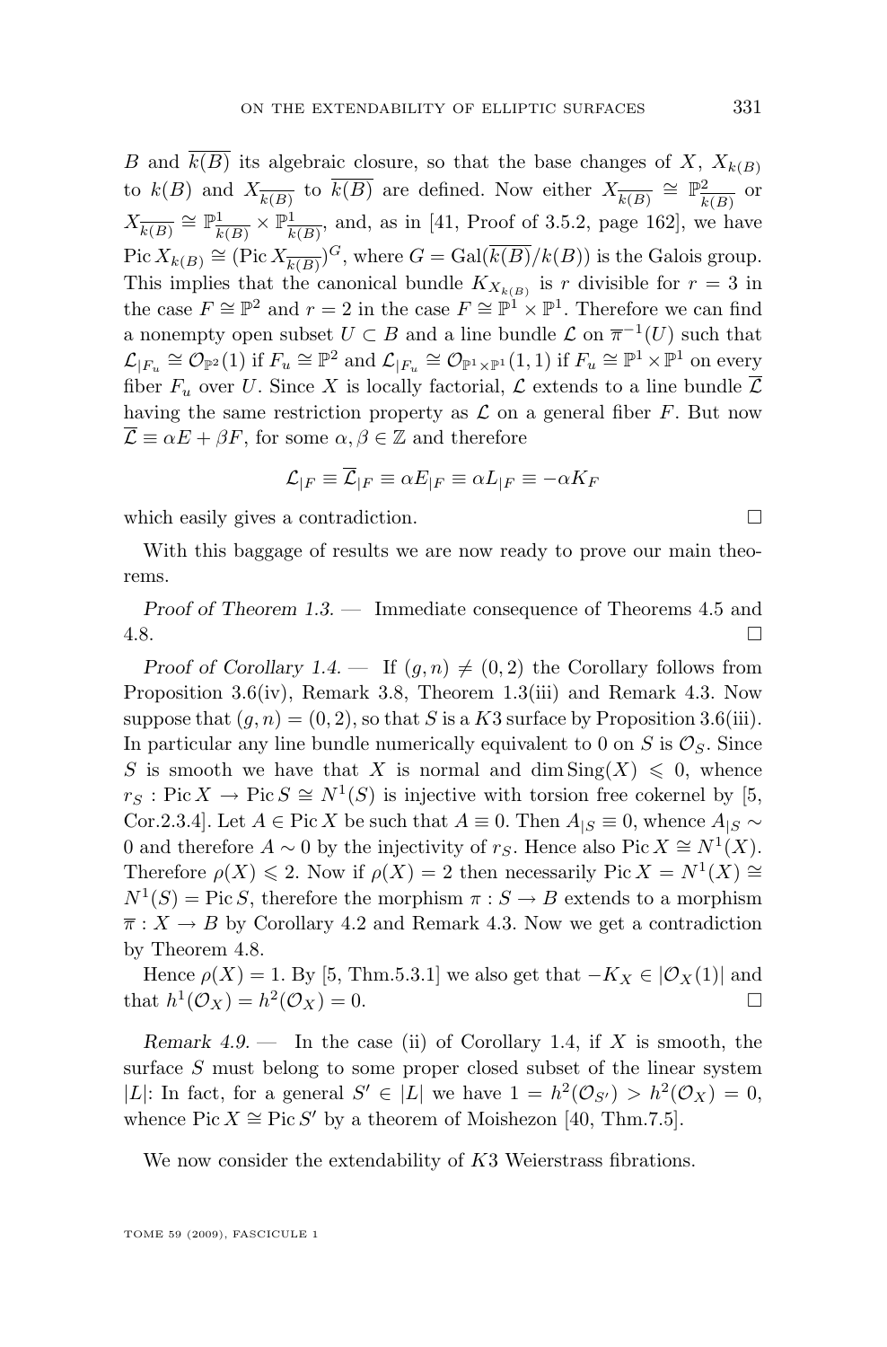$B$ and $\overline{k(B)}$ its algebraic closure, so that the base changes of $X$, $X_{k(B)}$ to $k(B)$ and $X_{\overline{k(B)}}$ to $\overline{k(B)}$ are defined. Now either $X_{\overline{k(B)}} \cong \mathbb{P}^2_{\overline{k(B)}}$ or $X_{\overline{k(B)}} \cong \mathbb{P}^1_{\overline{k(B)}} \times \mathbb{P}^1_{\overline{k(B)}}$, and, as in [41, Proof of 3.5.2, page 162], we have $\operatorname{Pic} X_{k(B)} \cong (\operatorname{Pic} X_{\overline{k(B)}})^G$, where $G = \operatorname{Gal}(\overline{k(B)}/k(B))$ is the Galois group. This implies that the canonical bundle $K_{X_{k(B)}}$ is $r$ divisible for $r = 3$ in the case $F \cong \mathbb{P}^2$ and $r = 2$ in the case $F \cong \mathbb{P}^1 \times \mathbb{P}^1$. Therefore we can find a nonempty open subset $U \subset B$ and a line bundle $\mathcal{L}$ on $\overline{\pi}^{-1}(U)$ such that $\mathcal{L}_{|F_u} \cong \mathcal{O}_{\mathbb{P}^2}(1)$ if $F_u \cong \mathbb{P}^2$ and $\mathcal{L}_{|F_u} \cong \mathcal{O}_{\mathbb{P}^1 \times \mathbb{P}^1}(1,1)$ if $F_u \cong \mathbb{P}^1 \times \mathbb{P}^1$ on every fiber $F_u$ over $U$. Since $X$ is locally factorial, $\mathcal{L}$ extends to a line bundle $\overline{\mathcal{L}}$ having the same restriction property as $\mathcal{L}$ on a general fiber $F$. But now $\overline{\mathcal{L}} \equiv \alpha E + \beta F$, for some $\alpha, \beta \in \mathbb{Z}$ and therefore

$$\mathcal{L}_{|F} \equiv \overline{\mathcal{L}}_{|F} \equiv \alpha E_{|F} \equiv \alpha L_{|F} \equiv -\alpha K_F$$

which easily gives a contradiction. □

With this baggage of results we are now ready to prove our main theorems.

*Proof of Theorem 1.3.* — Immediate consequence of Theorems 4.5 and 4.8. □

*Proof of Corollary 1.4.* — If $(g,n) \neq (0,2)$ the Corollary follows from Proposition 3.6(iv), Remark 3.8, Theorem 1.3(iii) and Remark 4.3. Now suppose that $(g,n) = (0,2)$, so that $S$ is a $K3$ surface by Proposition 3.6(iii). In particular any line bundle numerically equivalent to 0 on $S$ is $\mathcal{O}_S$. Since $S$ is smooth we have that $X$ is normal and $\dim \operatorname{Sing}(X) \leqslant 0$, whence $r_S : \operatorname{Pic} X \to \operatorname{Pic} S \cong N^1(S)$ is injective with torsion free cokernel by [5, Cor.2.3.4]. Let $A \in \operatorname{Pic} X$ be such that $A \equiv 0$. Then $A_{|S} \equiv 0$, whence $A_{|S} \sim 0$ and therefore $A \sim 0$ by the injectivity of $r_S$. Hence also $\operatorname{Pic} X \cong N^1(X)$. Therefore $\rho(X) \leqslant 2$. Now if $\rho(X) = 2$ then necessarily $\operatorname{Pic} X = N^1(X) \cong N^1(S) = \operatorname{Pic} S$, therefore the morphism $\pi : S \to B$ extends to a morphism $\overline{\pi} : X \to B$ by Corollary 4.2 and Remark 4.3. Now we get a contradiction by Theorem 4.8.

Hence $\rho(X) = 1$. By [5, Thm.5.3.1] we also get that $-K_X \in |\mathcal{O}_X(1)|$ and that $h^1(\mathcal{O}_X) = h^2(\mathcal{O}_X) = 0$. □

*Remark 4.9.* — In the case (ii) of Corollary 1.4, if $X$ is smooth, the surface $S$ must belong to some proper closed subset of the linear system $|L|$: In fact, for a general $S' \in |L|$ we have $1 = h^2(\mathcal{O}_{S'}) > h^2(\mathcal{O}_X) = 0$, whence $\operatorname{Pic} X \cong \operatorname{Pic} S'$ by a theorem of Moishezon [40, Thm.7.5].

We now consider the extendability of $K3$ Weierstrass fibrations.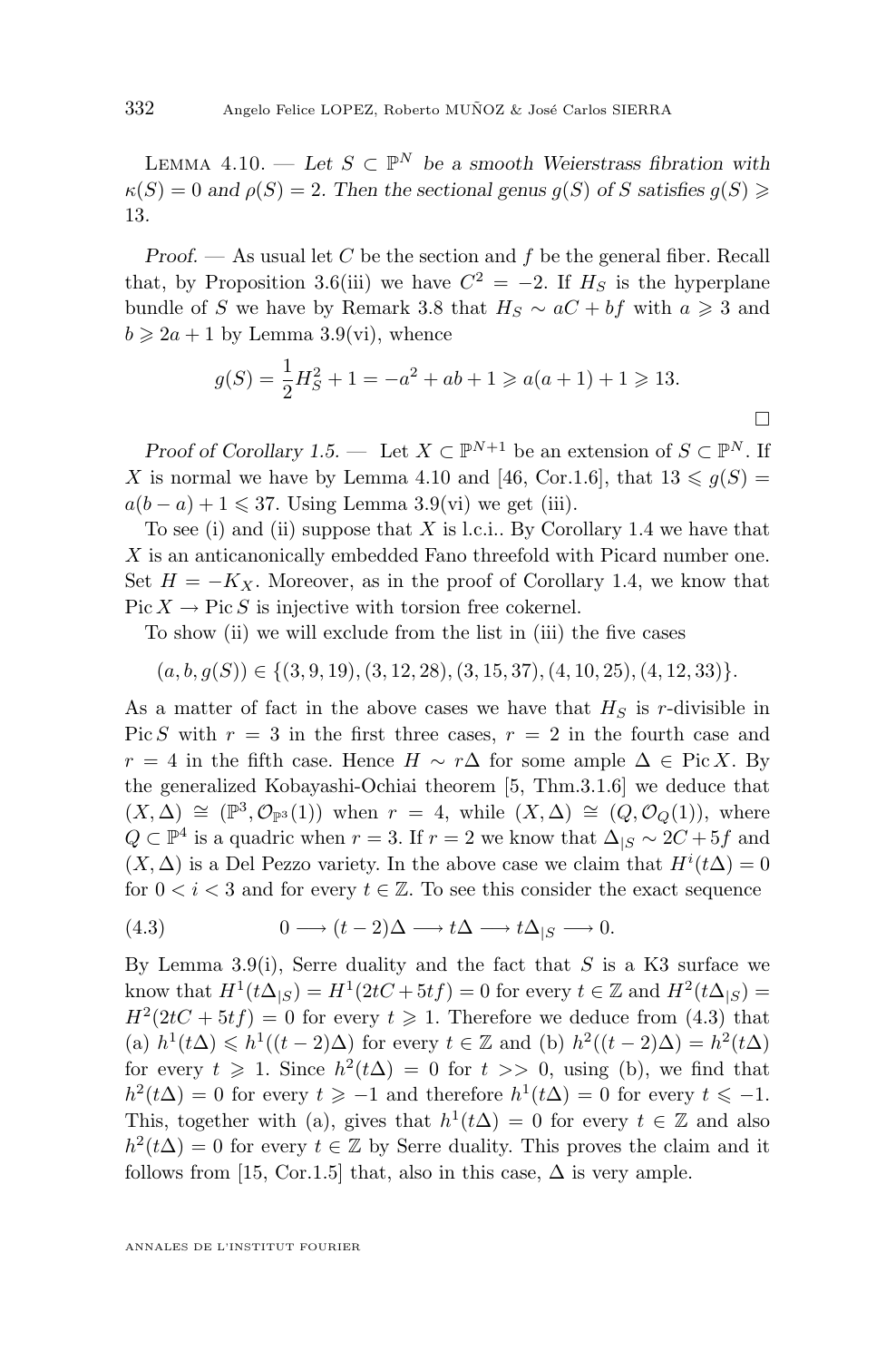Lemma 4.10. — *Let $S \subset \mathbb{P}^N$ be a smooth Weierstrass fibration with $\kappa(S) = 0$ and $\rho(S) = 2$. Then the sectional genus $g(S)$ of $S$ satisfies $g(S) \geqslant 13$.*

*Proof.* — As usual let $C$ be the section and $f$ be the general fiber. Recall that, by Proposition 3.6(iii) we have $C^2 = -2$. If $H_S$ is the hyperplane bundle of $S$ we have by Remark 3.8 that $H_S \sim aC + bf$ with $a \geqslant 3$ and $b \geqslant 2a + 1$ by Lemma 3.9(vi), whence

$$g(S) = \frac{1}{2}H_S^2 + 1 = -a^2 + ab + 1 \geqslant a(a+1) + 1 \geqslant 13.$$

$\square$

*Proof of Corollary 1.5.* — Let $X \subset \mathbb{P}^{N+1}$ be an extension of $S \subset \mathbb{P}^N$. If $X$ is normal we have by Lemma 4.10 and [46, Cor.1.6], that $13 \leqslant g(S) = a(b-a) + 1 \leqslant 37$. Using Lemma 3.9(vi) we get (iii).

To see (i) and (ii) suppose that $X$ is l.c.i.. By Corollary 1.4 we have that $X$ is an anticanonically embedded Fano threefold with Picard number one. Set $H = -K_X$. Moreover, as in the proof of Corollary 1.4, we know that $\operatorname{Pic} X \to \operatorname{Pic} S$ is injective with torsion free cokernel.

To show (ii) we will exclude from the list in (iii) the five cases

$$(a, b, g(S)) \in \{(3, 9, 19), (3, 12, 28), (3, 15, 37), (4, 10, 25), (4, 12, 33)\}.$$

As a matter of fact in the above cases we have that $H_S$ is $r$-divisible in $\operatorname{Pic} S$ with $r = 3$ in the first three cases, $r = 2$ in the fourth case and $r = 4$ in the fifth case. Hence $H \sim r\Delta$ for some ample $\Delta \in \operatorname{Pic} X$. By the generalized Kobayashi-Ochiai theorem [5, Thm.3.1.6] we deduce that $(X, \Delta) \cong (\mathbb{P}^3, \mathcal{O}_{\mathbb{P}^3}(1))$ when $r = 4$, while $(X, \Delta) \cong (Q, \mathcal{O}_Q(1))$, where $Q \subset \mathbb{P}^4$ is a quadric when $r = 3$. If $r = 2$ we know that $\Delta_{|S} \sim 2C + 5f$ and $(X, \Delta)$ is a Del Pezzo variety. In the above case we claim that $H^i(t\Delta) = 0$ for $0 < i < 3$ and for every $t \in \mathbb{Z}$. To see this consider the exact sequence

$$0 \longrightarrow (t-2)\Delta \longrightarrow t\Delta \longrightarrow t\Delta_{|S} \longrightarrow 0. \tag{4.3}$$

By Lemma 3.9(i), Serre duality and the fact that $S$ is a K3 surface we know that $H^1(t\Delta_{|S}) = H^1(2tC + 5tf) = 0$ for every $t \in \mathbb{Z}$ and $H^2(t\Delta_{|S}) = H^2(2tC + 5tf) = 0$ for every $t \geqslant 1$. Therefore we deduce from (4.3) that (a) $h^1(t\Delta) \leqslant h^1((t-2)\Delta)$ for every $t \in \mathbb{Z}$ and (b) $h^2((t-2)\Delta) = h^2(t\Delta)$ for every $t \geqslant 1$. Since $h^2(t\Delta) = 0$ for $t >> 0$, using (b), we find that $h^2(t\Delta) = 0$ for every $t \geqslant -1$ and therefore $h^1(t\Delta) = 0$ for every $t \leqslant -1$. This, together with (a), gives that $h^1(t\Delta) = 0$ for every $t \in \mathbb{Z}$ and also $h^2(t\Delta) = 0$ for every $t \in \mathbb{Z}$ by Serre duality. This proves the claim and it follows from [15, Cor.1.5] that, also in this case, $\Delta$ is very ample.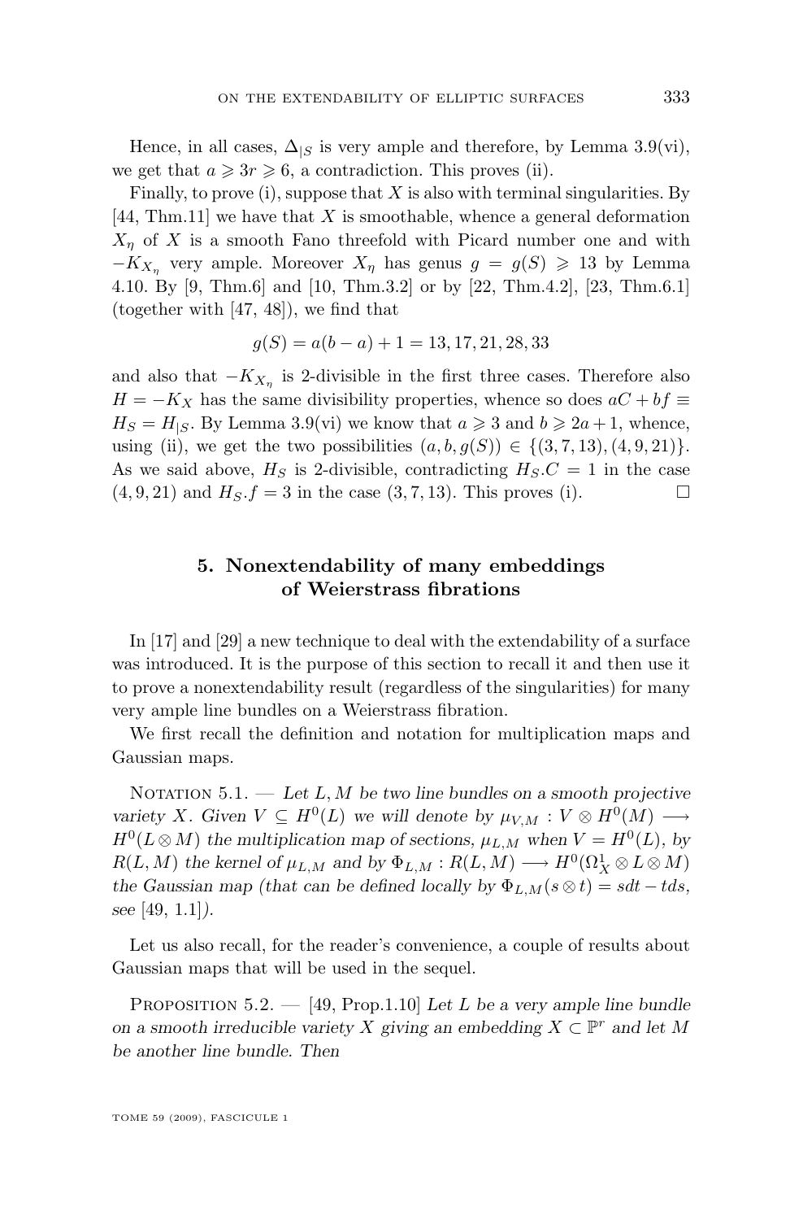Hence, in all cases, $\Delta_{|S}$ is very ample and therefore, by Lemma 3.9(vi), we get that $a \geqslant 3r \geqslant 6$, a contradiction. This proves (ii).

Finally, to prove (i), suppose that $X$ is also with terminal singularities. By [44, Thm.11] we have that $X$ is smoothable, whence a general deformation $X_\eta$ of $X$ is a smooth Fano threefold with Picard number one and with $-K_{X_\eta}$ very ample. Moreover $X_\eta$ has genus $g = g(S) \geqslant 13$ by Lemma 4.10. By [9, Thm.6] and [10, Thm.3.2] or by [22, Thm.4.2], [23, Thm.6.1] (together with [47, 48]), we find that

$$g(S) = a(b-a) + 1 = 13, 17, 21, 28, 33$$

and also that $-K_{X_\eta}$ is 2-divisible in the first three cases. Therefore also $H = -K_X$ has the same divisibility properties, whence so does $aC + bf \equiv H_S = H_{|S}$. By Lemma 3.9(vi) we know that $a \geqslant 3$ and $b \geqslant 2a+1$, whence, using (ii), we get the two possibilities $(a, b, g(S)) \in \{(3, 7, 13), (4, 9, 21)\}$. As we said above, $H_S$ is 2-divisible, contradicting $H_S.C = 1$ in the case $(4, 9, 21)$ and $H_S.f = 3$ in the case $(3, 7, 13)$. This proves (i). □

## 5. Nonextendability of many embeddings of Weierstrass fibrations

In [17] and [29] a new technique to deal with the extendability of a surface was introduced. It is the purpose of this section to recall it and then use it to prove a nonextendability result (regardless of the singularities) for many very ample line bundles on a Weierstrass fibration.

We first recall the definition and notation for multiplication maps and Gaussian maps.

Notation 5.1. — *Let $L, M$ be two line bundles on a smooth projective variety $X$. Given $V \subseteq H^0(L)$ we will denote by $\mu_{V,M} : V \otimes H^0(M) \longrightarrow H^0(L \otimes M)$ the multiplication map of sections, $\mu_{L,M}$ when $V = H^0(L)$, by $R(L, M)$ the kernel of $\mu_{L,M}$ and by $\Phi_{L,M} : R(L, M) \longrightarrow H^0(\Omega^1_X \otimes L \otimes M)$ the Gaussian map (that can be defined locally by $\Phi_{L,M}(s \otimes t) = sdt - tds$, see [49, 1.1]).*

Let us also recall, for the reader's convenience, a couple of results about Gaussian maps that will be used in the sequel.

Proposition 5.2. — [49, Prop.1.10] *Let $L$ be a very ample line bundle on a smooth irreducible variety $X$ giving an embedding $X \subset \mathbb{P}^r$ and let $M$ be another line bundle. Then*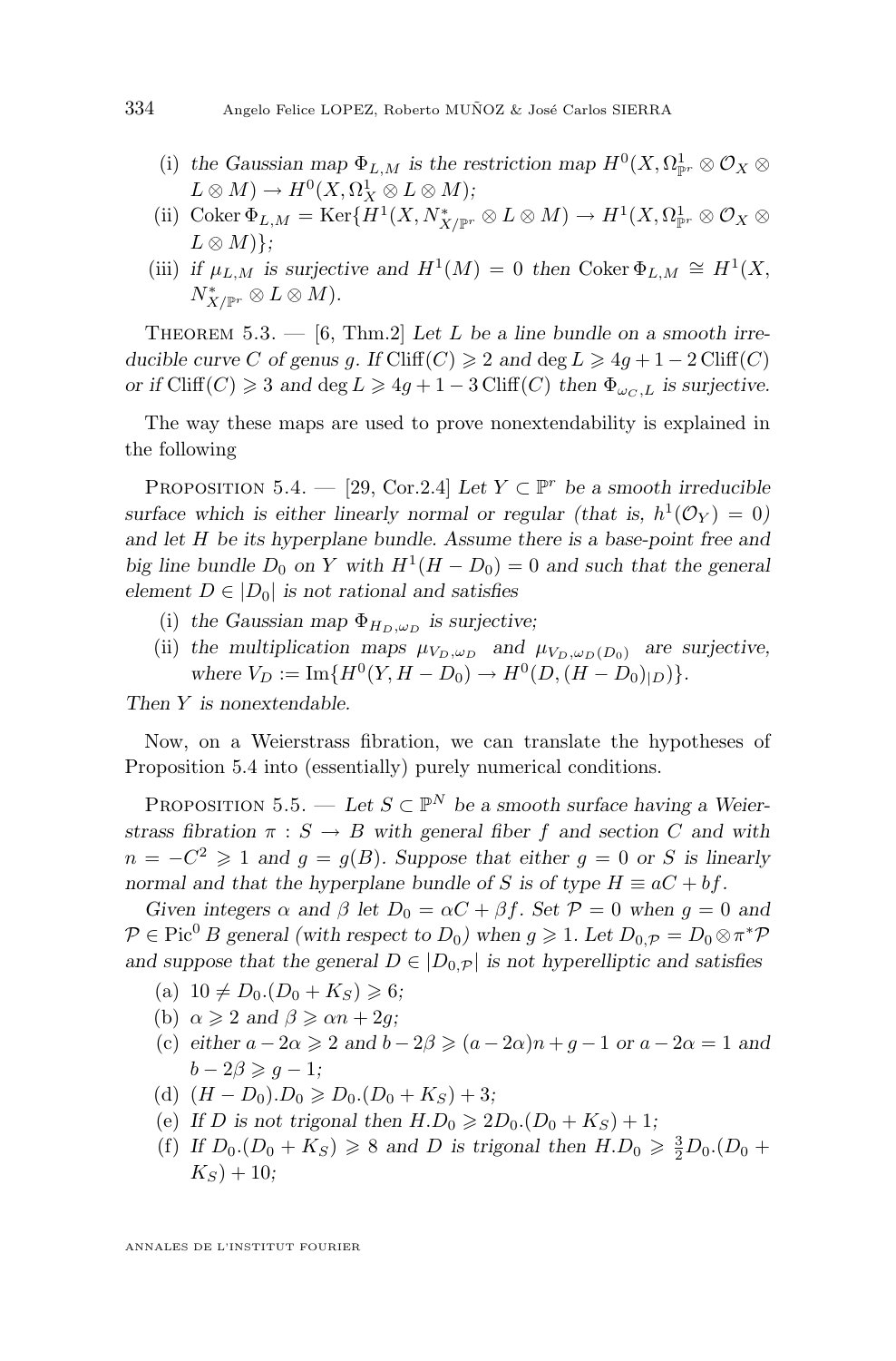(i) *the Gaussian map* $\Phi_{L,M}$ *is the restriction map* $H^0(X, \Omega^1_{\mathbb{P}^r} \otimes \mathcal{O}_X \otimes L \otimes M) \to H^0(X, \Omega^1_X \otimes L \otimes M)$*;*

(ii) $\operatorname{Coker} \Phi_{L,M} = \operatorname{Ker}\{H^1(X, N^*_{X/\mathbb{P}^r} \otimes L \otimes M) \to H^1(X, \Omega^1_{\mathbb{P}^r} \otimes \mathcal{O}_X \otimes L \otimes M)\}$*;*

(iii) *if* $\mu_{L,M}$ *is surjective and* $H^1(M) = 0$ *then* $\operatorname{Coker} \Phi_{L,M} \cong H^1(X, N^*_{X/\mathbb{P}^r} \otimes L \otimes M)$.

Theorem 5.3. — [6, Thm.2] *Let* $L$ *be a line bundle on a smooth irreducible curve* $C$ *of genus* $g$. *If* $\operatorname{Cliff}(C) \geqslant 2$ *and* $\deg L \geqslant 4g + 1 - 2\operatorname{Cliff}(C)$ *or if* $\operatorname{Cliff}(C) \geqslant 3$ *and* $\deg L \geqslant 4g + 1 - 3\operatorname{Cliff}(C)$ *then* $\Phi_{\omega_C, L}$ *is surjective.*

The way these maps are used to prove nonextendability is explained in the following

Proposition 5.4. — [29, Cor.2.4] *Let* $Y \subset \mathbb{P}^r$ *be a smooth irreducible surface which is either linearly normal or regular (that is,* $h^1(\mathcal{O}_Y) = 0$*) and let* $H$ *be its hyperplane bundle. Assume there is a base-point free and big line bundle* $D_0$ *on* $Y$ *with* $H^1(H - D_0) = 0$ *and such that the general element* $D \in |D_0|$ *is not rational and satisfies*

(i) *the Gaussian map* $\Phi_{H_D, \omega_D}$ *is surjective;*

(ii) *the multiplication maps* $\mu_{V_D, \omega_D}$ *and* $\mu_{V_D, \omega_D(D_0)}$ *are surjective, where* $V_D := \operatorname{Im}\{H^0(Y, H - D_0) \to H^0(D, (H - D_0)_{|D})\}$.

*Then* $Y$ *is nonextendable.*

Now, on a Weierstrass fibration, we can translate the hypotheses of Proposition 5.4 into (essentially) purely numerical conditions.

Proposition 5.5. — *Let* $S \subset \mathbb{P}^N$ *be a smooth surface having a Weierstrass fibration* $\pi : S \to B$ *with general fiber* $f$ *and section* $C$ *and with* $n = -C^2 \geqslant 1$ *and* $g = g(B)$. *Suppose that either* $g = 0$ *or* $S$ *is linearly normal and that the hyperplane bundle of* $S$ *is of type* $H \equiv aC + bf$.

*Given integers* $\alpha$ *and* $\beta$ *let* $D_0 = \alpha C + \beta f$. *Set* $\mathcal{P} = 0$ *when* $g = 0$ *and* $\mathcal{P} \in \operatorname{Pic}^0 B$ *general (with respect to* $D_0$*) when* $g \geqslant 1$. *Let* $D_{0,\mathcal{P}} = D_0 \otimes \pi^*\mathcal{P}$ *and suppose that the general* $D \in |D_{0,\mathcal{P}}|$ *is not hyperelliptic and satisfies*

(a) $10 \neq D_0.(D_0 + K_S) \geqslant 6$*;*

(b) $\alpha \geqslant 2$ *and* $\beta \geqslant \alpha n + 2g$*;*

(c) *either* $a - 2\alpha \geqslant 2$ *and* $b - 2\beta \geqslant (a - 2\alpha)n + g - 1$ *or* $a - 2\alpha = 1$ *and* $b - 2\beta \geqslant g - 1$*;*

(d) $(H - D_0).D_0 \geqslant D_0.(D_0 + K_S) + 3$*;*

(e) *If* $D$ *is not trigonal then* $H.D_0 \geqslant 2D_0.(D_0 + K_S) + 1$*;*

(f) *If* $D_0.(D_0 + K_S) \geqslant 8$ *and* $D$ *is trigonal then* $H.D_0 \geqslant \frac{3}{2}D_0.(D_0 + K_S) + 10$*;*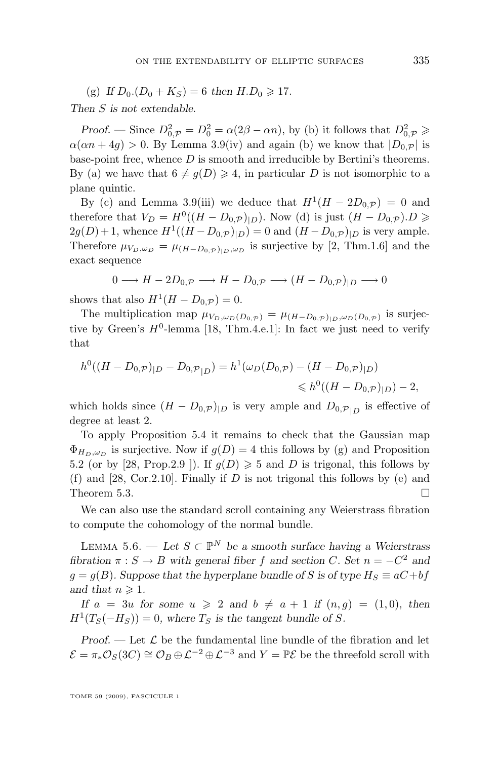(g) *If $D_0.(D_0+K_S)=6$ then $H.D_0 \geqslant 17$.*

*Then $S$ is not extendable.*

*Proof.* — Since $D_{0,\mathcal{P}}^2 = D_0^2 = \alpha(2\beta - \alpha n)$, by (b) it follows that $D_{0,\mathcal{P}}^2 \geqslant \alpha(\alpha n + 4g) > 0$. By Lemma 3.9(iv) and again (b) we know that $|D_{0,\mathcal{P}}|$ is base-point free, whence $D$ is smooth and irreducible by Bertini's theorems. By (a) we have that $6 \neq g(D) \geqslant 4$, in particular $D$ is not isomorphic to a plane quintic.

By (c) and Lemma 3.9(iii) we deduce that $H^1(H - 2D_{0,\mathcal{P}}) = 0$ and therefore that $V_D = H^0((H - D_{0,\mathcal{P}})_{|D})$. Now (d) is just $(H - D_{0,\mathcal{P}}).D \geqslant 2g(D)+1$, whence $H^1((H - D_{0,\mathcal{P}})_{|D}) = 0$ and $(H - D_{0,\mathcal{P}})_{|D}$ is very ample. Therefore $\mu_{V_D,\omega_D} = \mu_{(H-D_{0,\mathcal{P}})_{|D},\omega_D}$ is surjective by [2, Thm.1.6] and the exact sequence

$$0 \longrightarrow H - 2D_{0,\mathcal{P}} \longrightarrow H - D_{0,\mathcal{P}} \longrightarrow (H - D_{0,\mathcal{P}})_{|D} \longrightarrow 0$$

shows that also $H^1(H - D_{0,\mathcal{P}}) = 0$.

The multiplication map $\mu_{V_D,\omega_D(D_{0,\mathcal{P}})} = \mu_{(H-D_{0,\mathcal{P}})_{|D},\omega_D(D_{0,\mathcal{P}})}$ is surjective by Green's $H^0$-lemma [18, Thm.4.e.1]: In fact we just need to verify that

$$\begin{aligned} h^0((H - D_{0,\mathcal{P}})_{|D} - D_{0,\mathcal{P}_{|D}}) &= h^1(\omega_D(D_{0,\mathcal{P}}) - (H - D_{0,\mathcal{P}})_{|D}) \\ &\leqslant h^0((H - D_{0,\mathcal{P}})_{|D}) - 2, \end{aligned}$$

which holds since $(H - D_{0,\mathcal{P}})_{|D}$ is very ample and $D_{0,\mathcal{P}_{|D}}$ is effective of degree at least 2.

To apply Proposition 5.4 it remains to check that the Gaussian map $\Phi_{H_D,\omega_D}$ is surjective. Now if $g(D) = 4$ this follows by (g) and Proposition 5.2 (or by [28, Prop.2.9 ]). If $g(D) \geqslant 5$ and $D$ is trigonal, this follows by (f) and [28, Cor.2.10]. Finally if $D$ is not trigonal this follows by (e) and Theorem 5.3. □

We can also use the standard scroll containing any Weierstrass fibration to compute the cohomology of the normal bundle.

Lemma 5.6. — *Let $S \subset \mathbb{P}^N$ be a smooth surface having a Weierstrass fibration $\pi : S \to B$ with general fiber $f$ and section $C$. Set $n = -C^2$ and $g = g(B)$. Suppose that the hyperplane bundle of $S$ is of type $H_S \equiv aC + bf$ and that $n \geqslant 1$.*

*If $a = 3u$ for some $u \geqslant 2$ and $b \neq a+1$ if $(n,g) = (1,0)$, then $H^1(T_S(-H_S)) = 0$, where $T_S$ is the tangent bundle of $S$.*

*Proof.* — Let $\mathcal{L}$ be the fundamental line bundle of the fibration and let $\mathcal{E} = \pi_* \mathcal{O}_S(3C) \cong \mathcal{O}_B \oplus \mathcal{L}^{-2} \oplus \mathcal{L}^{-3}$ and $Y = \mathbb{P}\mathcal{E}$ be the threefold scroll with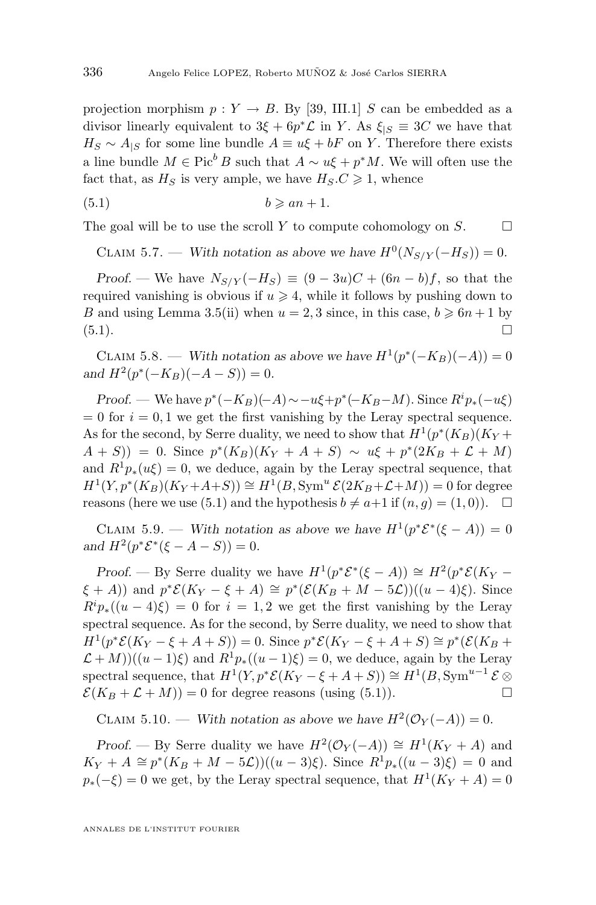projection morphism $p : Y \to B$. By [39, III.1] $S$ can be embedded as a divisor linearly equivalent to $3\xi + 6p^*\mathcal{L}$ in $Y$. As $\xi_{|S} \equiv 3C$ we have that $H_S \sim A_{|S}$ for some line bundle $A \equiv u\xi + bF$ on $Y$. Therefore there exists a line bundle $M \in \operatorname{Pic}^b B$ such that $A \sim u\xi + p^*M$. We will often use the fact that, as $H_S$ is very ample, we have $H_S.C \geqslant 1$, whence

$$b \geqslant an + 1. \tag{5.1}$$

The goal will be to use the scroll $Y$ to compute cohomology on $S$. $\square$

Claim 5.7. — *With notation as above we have $H^0(N_{S/Y}(-H_S)) = 0$.*

*Proof.* — We have $N_{S/Y}(-H_S) \equiv (9-3u)C + (6n-b)f$, so that the required vanishing is obvious if $u \geqslant 4$, while it follows by pushing down to $B$ and using Lemma 3.5(ii) when $u = 2, 3$ since, in this case, $b \geqslant 6n+1$ by (5.1). $\square$

Claim 5.8. — *With notation as above we have $H^1(p^*(-K_B)(-A)) = 0$ and $H^2(p^*(-K_B)(-A-S)) = 0$.*

*Proof.* — We have $p^*(-K_B)(-A) \sim -u\xi + p^*(-K_B - M)$. Since $R^ip_*(-u\xi) = 0$ for $i = 0, 1$ we get the first vanishing by the Leray spectral sequence. As for the second, by Serre duality, we need to show that $H^1(p^*(K_B)(K_Y + A + S)) = 0$. Since $p^*(K_B)(K_Y + A + S) \sim u\xi + p^*(2K_B + \mathcal{L} + M)$ and $R^1p_*(u\xi) = 0$, we deduce, again by the Leray spectral sequence, that $H^1(Y, p^*(K_B)(K_Y + A + S)) \cong H^1(B, \operatorname{Sym}^u \mathcal{E}(2K_B + \mathcal{L} + M)) = 0$ for degree reasons (here we use (5.1) and the hypothesis $b \neq a+1$ if $(n, g) = (1, 0)$). $\square$

Claim 5.9. — *With notation as above we have $H^1(p^*\mathcal{E}^*(\xi - A)) = 0$ and $H^2(p^*\mathcal{E}^*(\xi - A - S)) = 0$.*

*Proof.* — By Serre duality we have $H^1(p^*\mathcal{E}^*(\xi - A)) \cong H^2(p^*\mathcal{E}(K_Y - \xi + A))$ and $p^*\mathcal{E}(K_Y - \xi + A) \cong p^*(\mathcal{E}(K_B + M - 5\mathcal{L}))((u-4)\xi)$. Since $R^ip_*((u-4)\xi) = 0$ for $i = 1, 2$ we get the first vanishing by the Leray spectral sequence. As for the second, by Serre duality, we need to show that $H^1(p^*\mathcal{E}(K_Y - \xi + A + S)) = 0$. Since $p^*\mathcal{E}(K_Y - \xi + A + S) \cong p^*(\mathcal{E}(K_B + \mathcal{L} + M))((u-1)\xi)$ and $R^1p_*((u-1)\xi) = 0$, we deduce, again by the Leray spectral sequence, that $H^1(Y, p^*\mathcal{E}(K_Y - \xi + A + S)) \cong H^1(B, \operatorname{Sym}^{u-1} \mathcal{E} \otimes \mathcal{E}(K_B + \mathcal{L} + M)) = 0$ for degree reasons (using (5.1)). $\square$

Claim 5.10. — *With notation as above we have $H^2(\mathcal{O}_Y(-A)) = 0$.*

*Proof.* — By Serre duality we have $H^2(\mathcal{O}_Y(-A)) \cong H^1(K_Y + A)$ and $K_Y + A \cong p^*(K_B + M - 5\mathcal{L})((u-3)\xi)$. Since $R^1p_*((u-3)\xi) = 0$ and $p_*(-\xi) = 0$ we get, by the Leray spectral sequence, that $H^1(K_Y + A) = 0$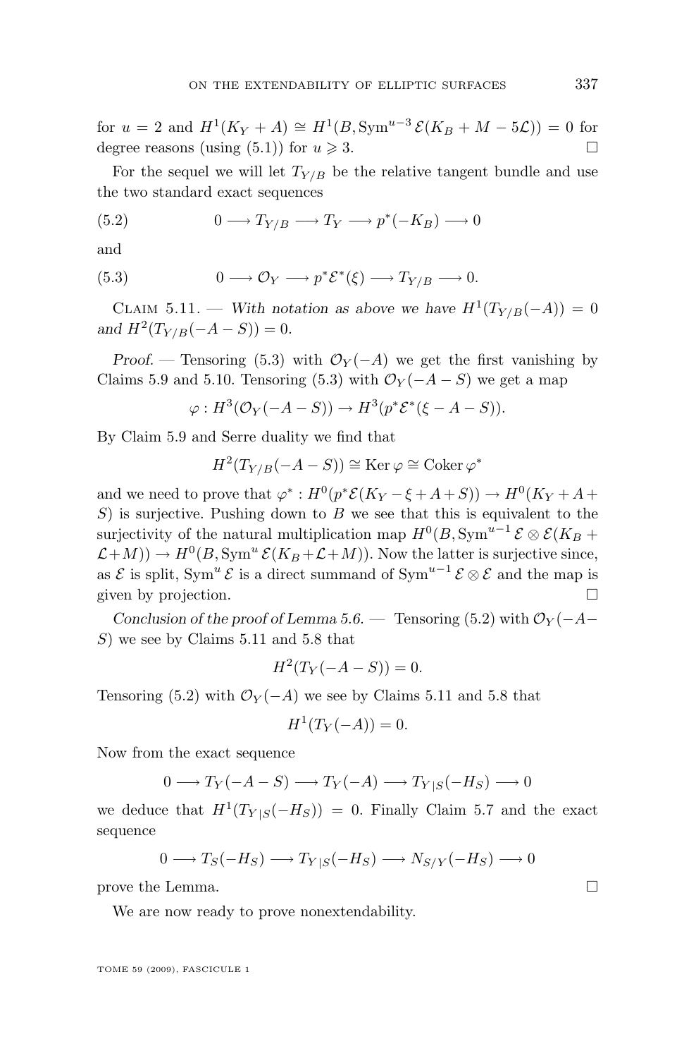for $u = 2$ and $H^1(K_Y + A) \cong H^1(B, \operatorname{Sym}^{u-3} \mathcal{E}(K_B + M - 5\mathcal{L})) = 0$ for degree reasons (using (5.1)) for $u \geqslant 3$. $\square$

For the sequel we will let $T_{Y/B}$ be the relative tangent bundle and use the two standard exact sequences

$$0 \longrightarrow T_{Y/B} \longrightarrow T_Y \longrightarrow p^*(-K_B) \longrightarrow 0 \tag{5.2}$$

and

$$0 \longrightarrow \mathcal{O}_Y \longrightarrow p^*\mathcal{E}^*(\xi) \longrightarrow T_{Y/B} \longrightarrow 0. \tag{5.3}$$

Claim 5.11. — *With notation as above we have $H^1(T_{Y/B}(-A)) = 0$ and $H^2(T_{Y/B}(-A-S)) = 0$.*

*Proof.* — Tensoring (5.3) with $\mathcal{O}_Y(-A)$ we get the first vanishing by Claims 5.9 and 5.10. Tensoring (5.3) with $\mathcal{O}_Y(-A-S)$ we get a map

$$\varphi : H^3(\mathcal{O}_Y(-A-S)) \to H^3(p^*\mathcal{E}^*(\xi - A - S)).$$

By Claim 5.9 and Serre duality we find that

$$H^2(T_{Y/B}(-A-S)) \cong \operatorname{Ker} \varphi \cong \operatorname{Coker} \varphi^*$$

and we need to prove that $\varphi^* : H^0(p^*\mathcal{E}(K_Y - \xi + A + S)) \to H^0(K_Y + A + S)$ is surjective. Pushing down to $B$ we see that this is equivalent to the surjectivity of the natural multiplication map $H^0(B, \operatorname{Sym}^{u-1} \mathcal{E} \otimes \mathcal{E}(K_B + \mathcal{L} + M)) \to H^0(B, \operatorname{Sym}^u \mathcal{E}(K_B + \mathcal{L} + M))$. Now the latter is surjective since, as $\mathcal{E}$ is split, $\operatorname{Sym}^u \mathcal{E}$ is a direct summand of $\operatorname{Sym}^{u-1} \mathcal{E} \otimes \mathcal{E}$ and the map is given by projection. $\square$

*Conclusion of the proof of Lemma 5.6.* — Tensoring (5.2) with $\mathcal{O}_Y(-A-S)$ we see by Claims 5.11 and 5.8 that

$$H^2(T_Y(-A-S)) = 0.$$

Tensoring (5.2) with $\mathcal{O}_Y(-A)$ we see by Claims 5.11 and 5.8 that

$$H^1(T_Y(-A)) = 0.$$

Now from the exact sequence

$$0 \longrightarrow T_Y(-A-S) \longrightarrow T_Y(-A) \longrightarrow T_{Y|S}(-H_S) \longrightarrow 0$$

we deduce that $H^1(T_{Y|S}(-H_S)) = 0$. Finally Claim 5.7 and the exact sequence

$$0 \longrightarrow T_S(-H_S) \longrightarrow T_{Y|S}(-H_S) \longrightarrow N_{S/Y}(-H_S) \longrightarrow 0$$

prove the Lemma. $\square$

We are now ready to prove nonextendability.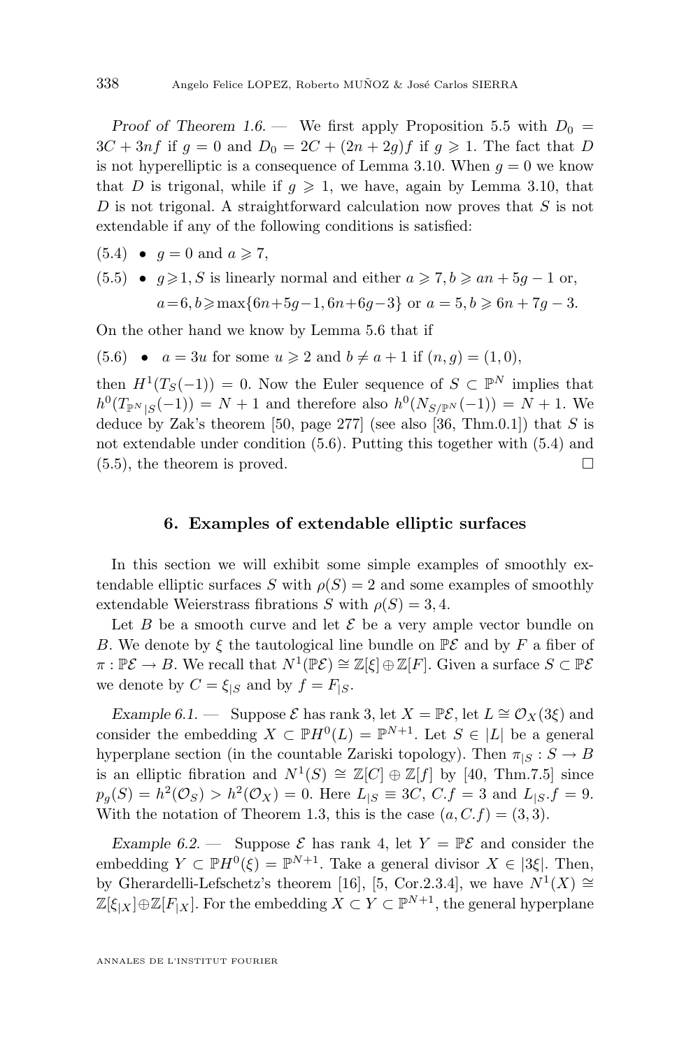*Proof of Theorem 1.6.* — We first apply Proposition 5.5 with $D_0 = 3C + 3nf$ if $g = 0$ and $D_0 = 2C + (2n+2g)f$ if $g \geqslant 1$. The fact that $D$ is not hyperelliptic is a consequence of Lemma 3.10. When $g = 0$ we know that $D$ is trigonal, while if $g \geqslant 1$, we have, again by Lemma 3.10, that $D$ is not trigonal. A straightforward calculation now proves that $S$ is not extendable if any of the following conditions is satisfied:

(5.4) • $g = 0$ and $a \geqslant 7$,

(5.5) • $g \geqslant 1$, $S$ is linearly normal and either $a \geqslant 7, b \geqslant an + 5g - 1$ or, $a = 6, b \geqslant \max\{6n+5g-1, 6n+6g-3\}$ or $a = 5, b \geqslant 6n + 7g - 3$.

On the other hand we know by Lemma 5.6 that if

(5.6) • $a = 3u$ for some $u \geqslant 2$ and $b \neq a+1$ if $(n, g) = (1, 0)$,

then $H^1(T_S(-1)) = 0$. Now the Euler sequence of $S \subset \mathbb{P}^N$ implies that $h^0(T_{\mathbb{P}^N|S}(-1)) = N + 1$ and therefore also $h^0(N_{S/\mathbb{P}^N}(-1)) = N + 1$. We deduce by Zak's theorem [50, page 277] (see also [36, Thm.0.1]) that $S$ is not extendable under condition (5.6). Putting this together with (5.4) and (5.5), the theorem is proved. □

## 6. Examples of extendable elliptic surfaces

In this section we will exhibit some simple examples of smoothly extendable elliptic surfaces $S$ with $\rho(S) = 2$ and some examples of smoothly extendable Weierstrass fibrations $S$ with $\rho(S) = 3, 4$.

Let $B$ be a smooth curve and let $\mathcal{E}$ be a very ample vector bundle on $B$. We denote by $\xi$ the tautological line bundle on $\mathbb{P}\mathcal{E}$ and by $F$ a fiber of $\pi : \mathbb{P}\mathcal{E} \to B$. We recall that $N^1(\mathbb{P}\mathcal{E}) \cong \mathbb{Z}[\xi] \oplus \mathbb{Z}[F]$. Given a surface $S \subset \mathbb{P}\mathcal{E}$ we denote by $C = \xi_{|S}$ and by $f = F_{|S}$.

*Example 6.1.* — Suppose $\mathcal{E}$ has rank 3, let $X = \mathbb{P}\mathcal{E}$, let $L \cong \mathcal{O}_X(3\xi)$ and consider the embedding $X \subset \mathbb{P}H^0(L) = \mathbb{P}^{N+1}$. Let $S \in |L|$ be a general hyperplane section (in the countable Zariski topology). Then $\pi_{|S} : S \to B$ is an elliptic fibration and $N^1(S) \cong \mathbb{Z}[C] \oplus \mathbb{Z}[f]$ by [40, Thm.7.5] since $p_g(S) = h^2(\mathcal{O}_S) > h^2(\mathcal{O}_X) = 0$. Here $L_{|S} \equiv 3C$, $C.f = 3$ and $L_{|S}.f = 9$. With the notation of Theorem 1.3, this is the case $(a, C.f) = (3, 3)$.

*Example 6.2.* — Suppose $\mathcal{E}$ has rank 4, let $Y = \mathbb{P}\mathcal{E}$ and consider the embedding $Y \subset \mathbb{P}H^0(\xi) = \mathbb{P}^{N+1}$. Take a general divisor $X \in |3\xi|$. Then, by Gherardelli-Lefschetz's theorem [16], [5, Cor.2.3.4], we have $N^1(X) \cong \mathbb{Z}[\xi_{|X}] \oplus \mathbb{Z}[F_{|X}]$. For the embedding $X \subset Y \subset \mathbb{P}^{N+1}$, the general hyperplane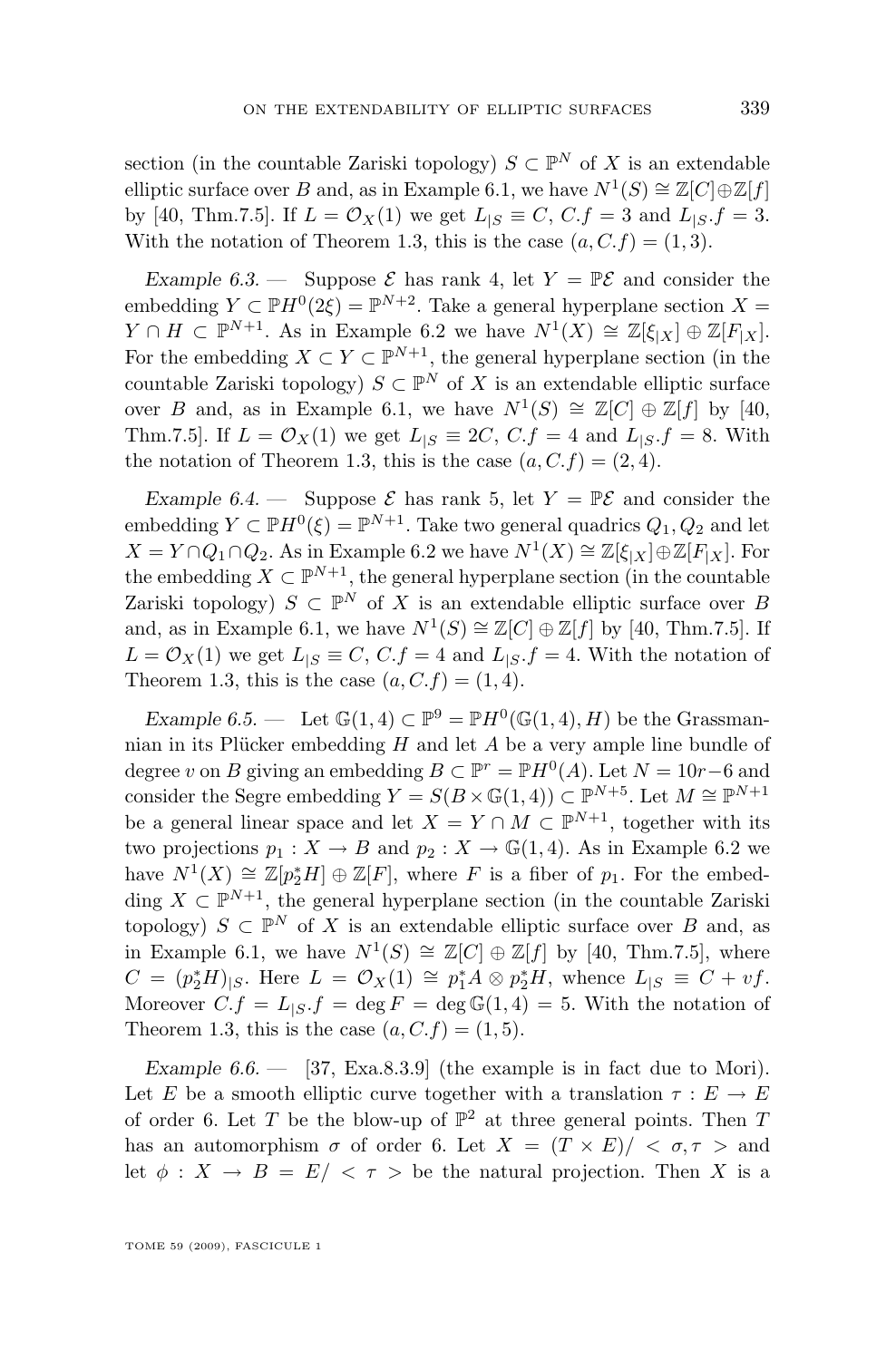section (in the countable Zariski topology) $S \subset \mathbb{P}^N$ of $X$ is an extendable elliptic surface over $B$ and, as in Example 6.1, we have $N^1(S) \cong \mathbb{Z}[C] \oplus \mathbb{Z}[f]$ by [40, Thm.7.5]. If $L = \mathcal{O}_X(1)$ we get $L_{|S} \equiv C$, $C.f = 3$ and $L_{|S}.f = 3$. With the notation of Theorem 1.3, this is the case $(a, C.f) = (1, 3)$.

*Example 6.3.* — Suppose $\mathcal{E}$ has rank 4, let $Y = \mathbb{P}\mathcal{E}$ and consider the embedding $Y \subset \mathbb{P}H^0(2\xi) = \mathbb{P}^{N+2}$. Take a general hyperplane section $X = Y \cap H \subset \mathbb{P}^{N+1}$. As in Example 6.2 we have $N^1(X) \cong \mathbb{Z}[\xi_{|X}] \oplus \mathbb{Z}[F_{|X}]$. For the embedding $X \subset Y \subset \mathbb{P}^{N+1}$, the general hyperplane section (in the countable Zariski topology) $S \subset \mathbb{P}^N$ of $X$ is an extendable elliptic surface over $B$ and, as in Example 6.1, we have $N^1(S) \cong \mathbb{Z}[C] \oplus \mathbb{Z}[f]$ by [40, Thm.7.5]. If $L = \mathcal{O}_X(1)$ we get $L_{|S} \equiv 2C$, $C.f = 4$ and $L_{|S}.f = 8$. With the notation of Theorem 1.3, this is the case $(a, C.f) = (2, 4)$.

*Example 6.4.* — Suppose $\mathcal{E}$ has rank 5, let $Y = \mathbb{P}\mathcal{E}$ and consider the embedding $Y \subset \mathbb{P}H^0(\xi) = \mathbb{P}^{N+1}$. Take two general quadrics $Q_1, Q_2$ and let $X = Y \cap Q_1 \cap Q_2$. As in Example 6.2 we have $N^1(X) \cong \mathbb{Z}[\xi_{|X}] \oplus \mathbb{Z}[F_{|X}]$. For the embedding $X \subset \mathbb{P}^{N+1}$, the general hyperplane section (in the countable Zariski topology) $S \subset \mathbb{P}^N$ of $X$ is an extendable elliptic surface over $B$ and, as in Example 6.1, we have $N^1(S) \cong \mathbb{Z}[C] \oplus \mathbb{Z}[f]$ by [40, Thm.7.5]. If $L = \mathcal{O}_X(1)$ we get $L_{|S} \equiv C$, $C.f = 4$ and $L_{|S}.f = 4$. With the notation of Theorem 1.3, this is the case $(a, C.f) = (1, 4)$.

*Example 6.5.* — Let $\mathbb{G}(1,4) \subset \mathbb{P}^9 = \mathbb{P}H^0(\mathbb{G}(1,4), H)$ be the Grassmannian in its Plücker embedding $H$ and let $A$ be a very ample line bundle of degree $v$ on $B$ giving an embedding $B \subset \mathbb{P}^r = \mathbb{P}H^0(A)$. Let $N = 10r - 6$ and consider the Segre embedding $Y = S(B \times \mathbb{G}(1,4)) \subset \mathbb{P}^{N+5}$. Let $M \cong \mathbb{P}^{N+1}$ be a general linear space and let $X = Y \cap M \subset \mathbb{P}^{N+1}$, together with its two projections $p_1 : X \to B$ and $p_2 : X \to \mathbb{G}(1,4)$. As in Example 6.2 we have $N^1(X) \cong \mathbb{Z}[p_2^* H] \oplus \mathbb{Z}[F]$, where $F$ is a fiber of $p_1$. For the embedding $X \subset \mathbb{P}^{N+1}$, the general hyperplane section (in the countable Zariski topology) $S \subset \mathbb{P}^N$ of $X$ is an extendable elliptic surface over $B$ and, as in Example 6.1, we have $N^1(S) \cong \mathbb{Z}[C] \oplus \mathbb{Z}[f]$ by [40, Thm.7.5], where $C = (p_2^* H)_{|S}$. Here $L = \mathcal{O}_X(1) \cong p_1^* A \otimes p_2^* H$, whence $L_{|S} \equiv C + vf$. Moreover $C.f = L_{|S}.f = \deg F = \deg \mathbb{G}(1,4) = 5$. With the notation of Theorem 1.3, this is the case $(a, C.f) = (1, 5)$.

*Example 6.6.* — [37, Exa.8.3.9] (the example is in fact due to Mori). Let $E$ be a smooth elliptic curve together with a translation $\tau : E \to E$ of order 6. Let $T$ be the blow-up of $\mathbb{P}^2$ at three general points. Then $T$ has an automorphism $\sigma$ of order 6. Let $X = (T \times E)/ < \sigma, \tau >$ and let $\phi : X \to B = E/ < \tau >$ be the natural projection. Then $X$ is a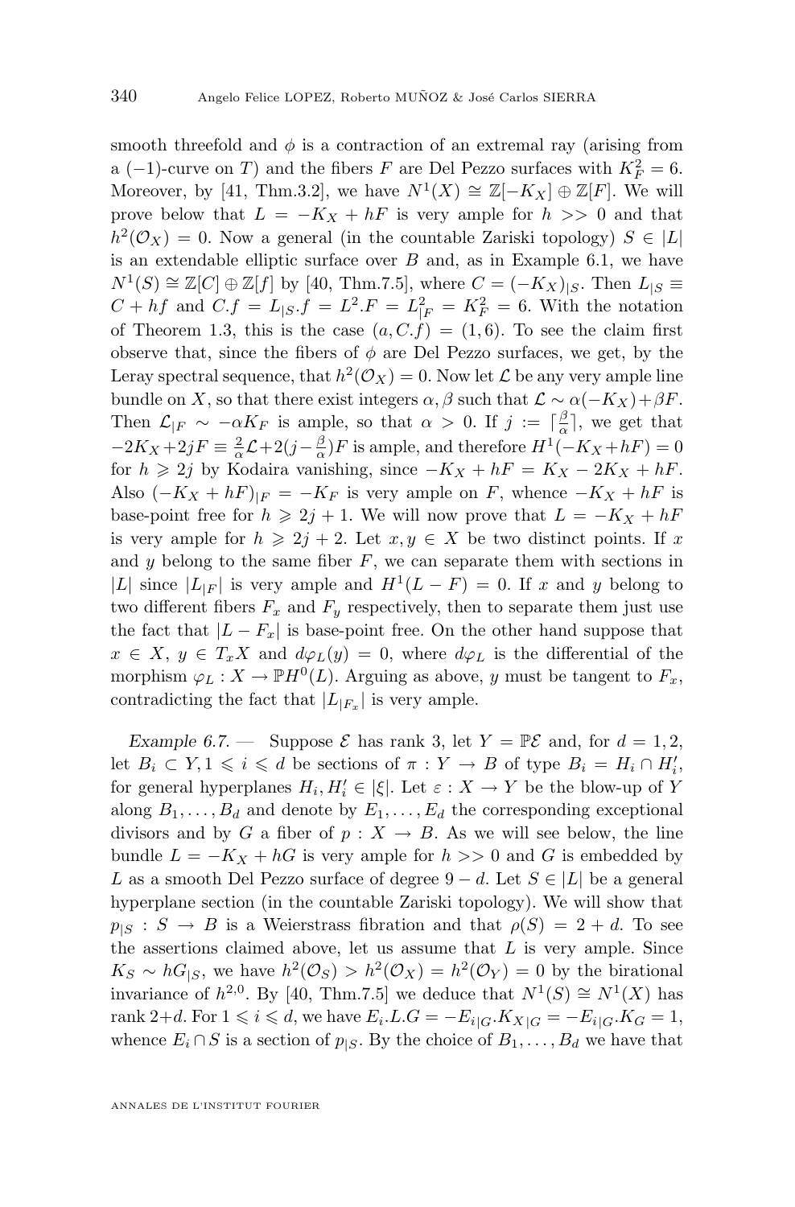smooth threefold and $\phi$ is a contraction of an extremal ray (arising from a $(-1)$-curve on $T$) and the fibers $F$ are Del Pezzo surfaces with $K_F^2 = 6$. Moreover, by [41, Thm.3.2], we have $N^1(X) \cong \mathbb{Z}[-K_X] \oplus \mathbb{Z}[F]$. We will prove below that $L = -K_X + hF$ is very ample for $h >> 0$ and that $h^2(\mathcal{O}_X) = 0$. Now a general (in the countable Zariski topology) $S \in |L|$ is an extendable elliptic surface over $B$ and, as in Example 6.1, we have $N^1(S) \cong \mathbb{Z}[C] \oplus \mathbb{Z}[f]$ by [40, Thm.7.5], where $C = (-K_X)_{|S}$. Then $L_{|S} \equiv C + hf$ and $C.f = L_{|S}.f = L^2.F = L_{|F}^2 = K_F^2 = 6$. With the notation of Theorem 1.3, this is the case $(a, C.f) = (1, 6)$. To see the claim first observe that, since the fibers of $\phi$ are Del Pezzo surfaces, we get, by the Leray spectral sequence, that $h^2(\mathcal{O}_X) = 0$. Now let $\mathcal{L}$ be any very ample line bundle on $X$, so that there exist integers $\alpha, \beta$ such that $\mathcal{L} \sim \alpha(-K_X) + \beta F$. Then $\mathcal{L}_{|F} \sim -\alpha K_F$ is ample, so that $\alpha > 0$. If $j := \lceil \frac{\beta}{\alpha} \rceil$, we get that $-2K_X + 2jF \equiv \frac{2}{\alpha}\mathcal{L} + 2(j - \frac{\beta}{\alpha})F$ is ample, and therefore $H^1(-K_X + hF) = 0$ for $h \geqslant 2j$ by Kodaira vanishing, since $-K_X + hF = K_X - 2K_X + hF$. Also $(-K_X + hF)_{|F} = -K_F$ is very ample on $F$, whence $-K_X + hF$ is base-point free for $h \geqslant 2j + 1$. We will now prove that $L = -K_X + hF$ is very ample for $h \geqslant 2j + 2$. Let $x, y \in X$ be two distinct points. If $x$ and $y$ belong to the same fiber $F$, we can separate them with sections in $|L|$ since $|L_{|F}|$ is very ample and $H^1(L - F) = 0$. If $x$ and $y$ belong to two different fibers $F_x$ and $F_y$ respectively, then to separate them just use the fact that $|L - F_x|$ is base-point free. On the other hand suppose that $x \in X$, $y \in T_xX$ and $d\varphi_L(y) = 0$, where $d\varphi_L$ is the differential of the morphism $\varphi_L : X \to \mathbb{P}H^0(L)$. Arguing as above, $y$ must be tangent to $F_x$, contradicting the fact that $|L_{|F_x}|$ is very ample.

*Example 6.7.* — Suppose $\mathcal{E}$ has rank 3, let $Y = \mathbb{P}\mathcal{E}$ and, for $d = 1, 2$, let $B_i \subset Y, 1 \leqslant i \leqslant d$ be sections of $\pi : Y \to B$ of type $B_i = H_i \cap H_i'$, for general hyperplanes $H_i, H_i' \in |\xi|$. Let $\varepsilon : X \to Y$ be the blow-up of $Y$ along $B_1, \ldots, B_d$ and denote by $E_1, \ldots, E_d$ the corresponding exceptional divisors and by $G$ a fiber of $p : X \to B$. As we will see below, the line bundle $L = -K_X + hG$ is very ample for $h >> 0$ and $G$ is embedded by $L$ as a smooth Del Pezzo surface of degree $9 - d$. Let $S \in |L|$ be a general hyperplane section (in the countable Zariski topology). We will show that $p_{|S} : S \to B$ is a Weierstrass fibration and that $\rho(S) = 2 + d$. To see the assertions claimed above, let us assume that $L$ is very ample. Since $K_S \sim hG_{|S}$, we have $h^2(\mathcal{O}_S) > h^2(\mathcal{O}_X) = h^2(\mathcal{O}_Y) = 0$ by the birational invariance of $h^{2,0}$. By [40, Thm.7.5] we deduce that $N^1(S) \cong N^1(X)$ has rank $2+d$. For $1 \leqslant i \leqslant d$, we have $E_i.L.G = -E_{i|G}.K_{X|G} = -E_{i|G}.K_G = 1$, whence $E_i \cap S$ is a section of $p_{|S}$. By the choice of $B_1, \ldots, B_d$ we have that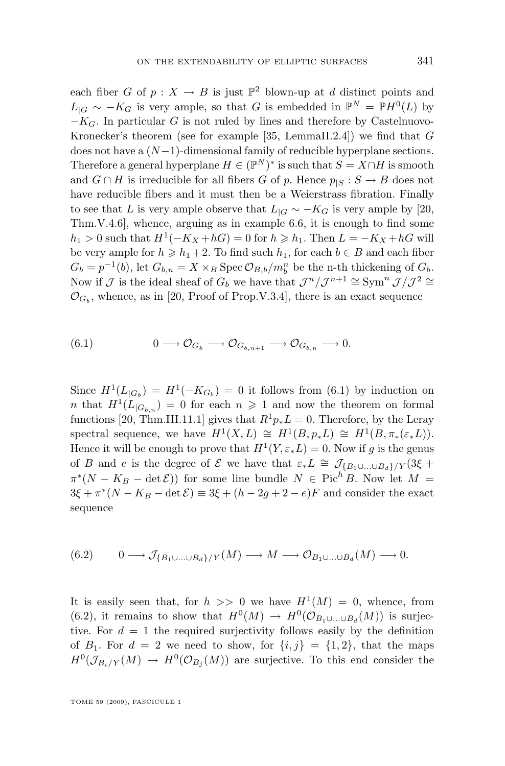each fiber $G$ of $p : X \to B$ is just $\mathbb{P}^2$ blown-up at $d$ distinct points and $L_{|G} \sim -K_G$ is very ample, so that $G$ is embedded in $\mathbb{P}^N = \mathbb{P}H^0(L)$ by $-K_G$. In particular $G$ is not ruled by lines and therefore by Castelnuovo-Kronecker's theorem (see for example [35, LemmaII.2.4]) we find that $G$ does not have a $(N-1)$-dimensional family of reducible hyperplane sections. Therefore a general hyperplane $H \in (\mathbb{P}^N)^*$ is such that $S = X \cap H$ is smooth and $G \cap H$ is irreducible for all fibers $G$ of $p$. Hence $p_{|S} : S \to B$ does not have reducible fibers and it must then be a Weierstrass fibration. Finally to see that $L$ is very ample observe that $L_{|G} \sim -K_G$ is very ample by [20, Thm.V.4.6], whence, arguing as in example 6.6, it is enough to find some $h_1 > 0$ such that $H^1(-K_X + hG) = 0$ for $h \geqslant h_1$. Then $L = -K_X + hG$ will be very ample for $h \geqslant h_1 + 2$. To find such $h_1$, for each $b \in B$ and each fiber $G_b = p^{-1}(b)$, let $G_{b,n} = X \times_B \operatorname{Spec} \mathcal{O}_{B,b}/m_b^n$ be the n-th thickening of $G_b$. Now if $\mathcal{J}$ is the ideal sheaf of $G_b$ we have that $\mathcal{J}^n/\mathcal{J}^{n+1} \cong \operatorname{Sym}^n \mathcal{J}/\mathcal{J}^2 \cong \mathcal{O}_{G_b}$, whence, as in [20, Proof of Prop.V.3.4], there is an exact sequence

$$(6.1) \qquad 0 \longrightarrow \mathcal{O}_{G_b} \longrightarrow \mathcal{O}_{G_{b,n+1}} \longrightarrow \mathcal{O}_{G_{b,n}} \longrightarrow 0.$$

Since $H^1(L_{|G_b}) = H^1(-K_{G_b}) = 0$ it follows from (6.1) by induction on $n$ that $H^1(L_{|G_{b,n}}) = 0$ for each $n \geqslant 1$ and now the theorem on formal functions [20, Thm.III.11.1] gives that $R^1 p_* L = 0$. Therefore, by the Leray spectral sequence, we have $H^1(X, L) \cong H^1(B, p_* L) \cong H^1(B, \pi_*(\varepsilon_* L))$. Hence it will be enough to prove that $H^1(Y, \varepsilon_* L) = 0$. Now if $g$ is the genus of $B$ and $e$ is the degree of $\mathcal{E}$ we have that $\varepsilon_* L \cong \mathcal{J}_{\{B_1 \cup \ldots \cup B_d\}/Y}(3\xi + \pi^*(N - K_B - \det \mathcal{E}))$ for some line bundle $N \in \operatorname{Pic}^h B$. Now let $M = 3\xi + \pi^*(N - K_B - \det \mathcal{E}) \equiv 3\xi + (h - 2g + 2 - e)F$ and consider the exact sequence

$$(6.2) \qquad 0 \longrightarrow \mathcal{J}_{\{B_1 \cup \ldots \cup B_d\}/Y}(M) \longrightarrow M \longrightarrow \mathcal{O}_{B_1 \cup \ldots \cup B_d}(M) \longrightarrow 0.$$

It is easily seen that, for $h >> 0$ we have $H^1(M) = 0$, whence, from (6.2), it remains to show that $H^0(M) \to H^0(\mathcal{O}_{B_1 \cup \ldots \cup B_d}(M))$ is surjective. For $d = 1$ the required surjectivity follows easily by the definition of $B_1$. For $d = 2$ we need to show, for $\{i, j\} = \{1, 2\}$, that the maps $H^0(\mathcal{J}_{B_i/Y}(M) \to H^0(\mathcal{O}_{B_j}(M))$ are surjective. To this end consider the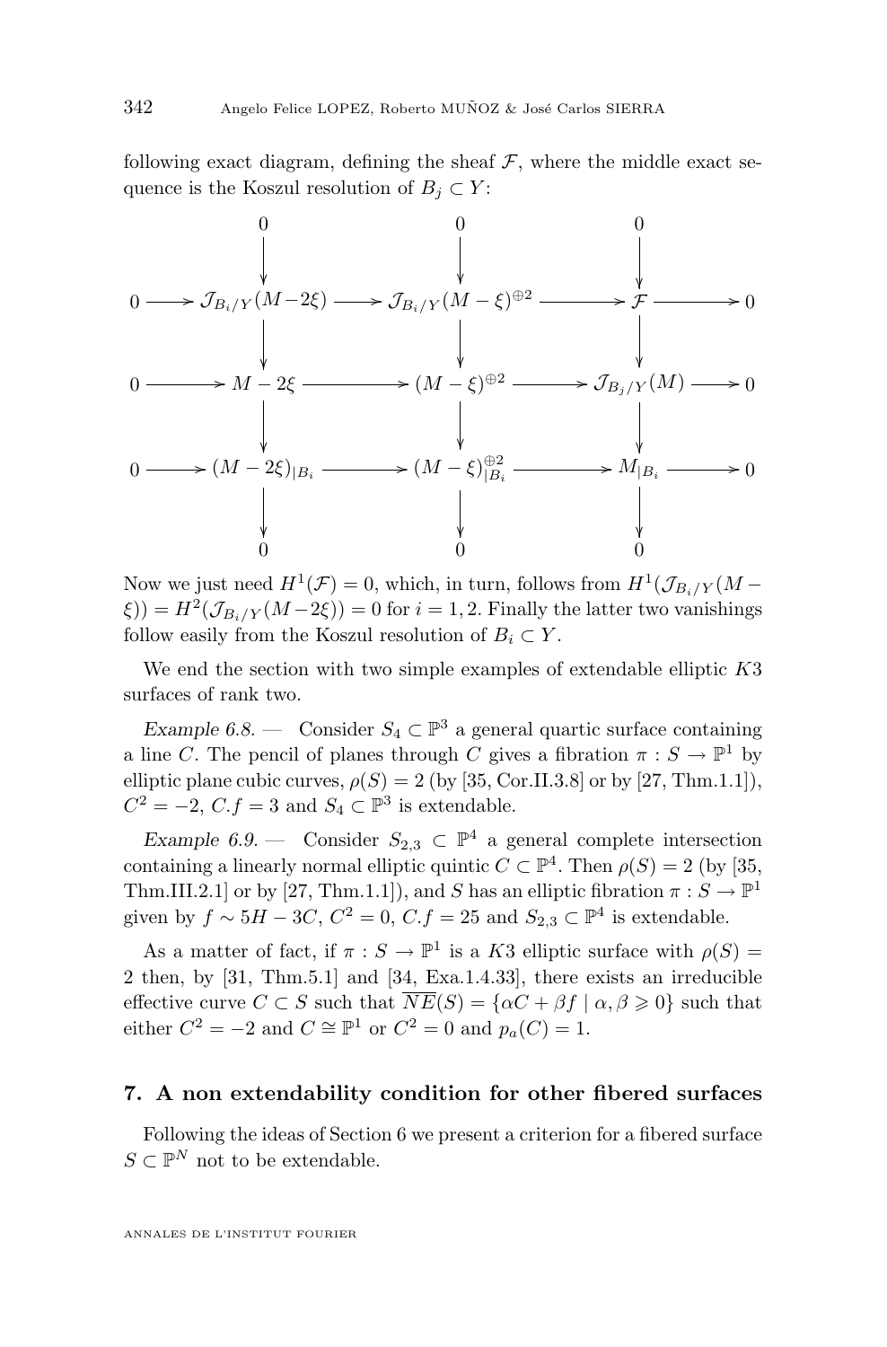following exact diagram, defining the sheaf $\mathcal{F}$, where the middle exact sequence is the Koszul resolution of $B_j \subset Y$:

$$\begin{array}{ccccccccc}
 & & 0 & & 0 & & 0 & & \\
 & & \downarrow & & \downarrow & & \downarrow & & \\
0 & \longrightarrow & \mathcal{J}_{B_i/Y}(M-2\xi) & \longrightarrow & \mathcal{J}_{B_i/Y}(M-\xi)^{\oplus 2} & \longrightarrow & \mathcal{F} & \longrightarrow & 0 \\
 & & \downarrow & & \downarrow & & \downarrow & & \\
0 & \longrightarrow & M-2\xi & \longrightarrow & (M-\xi)^{\oplus 2} & \longrightarrow & \mathcal{J}_{B_j/Y}(M) & \longrightarrow & 0 \\
 & & \downarrow & & \downarrow & & \downarrow & & \\
0 & \longrightarrow & (M-2\xi)_{|B_i} & \longrightarrow & (M-\xi)^{\oplus 2}_{|B_i} & \longrightarrow & M_{|B_i} & \longrightarrow & 0 \\
 & & \downarrow & & \downarrow & & \downarrow & & \\
 & & 0 & & 0 & & 0 & &
\end{array}$$

Now we just need $H^1(\mathcal{F}) = 0$, which, in turn, follows from $H^1(\mathcal{J}_{B_i/Y}(M-\xi)) = H^2(\mathcal{J}_{B_i/Y}(M-2\xi)) = 0$ for $i = 1, 2$. Finally the latter two vanishings follow easily from the Koszul resolution of $B_i \subset Y$.

We end the section with two simple examples of extendable elliptic $K3$ surfaces of rank two.

*Example 6.8.* — Consider $S_4 \subset \mathbb{P}^3$ a general quartic surface containing a line $C$. The pencil of planes through $C$ gives a fibration $\pi : S \to \mathbb{P}^1$ by elliptic plane cubic curves, $\rho(S) = 2$ (by [35, Cor.II.3.8] or by [27, Thm.1.1]), $C^2 = -2$, $C.f = 3$ and $S_4 \subset \mathbb{P}^3$ is extendable.

*Example 6.9.* — Consider $S_{2,3} \subset \mathbb{P}^4$ a general complete intersection containing a linearly normal elliptic quintic $C \subset \mathbb{P}^4$. Then $\rho(S) = 2$ (by [35, Thm.III.2.1] or by [27, Thm.1.1]), and $S$ has an elliptic fibration $\pi : S \to \mathbb{P}^1$ given by $f \sim 5H - 3C$, $C^2 = 0$, $C.f = 25$ and $S_{2,3} \subset \mathbb{P}^4$ is extendable.

As a matter of fact, if $\pi : S \to \mathbb{P}^1$ is a $K3$ elliptic surface with $\rho(S) = 2$ then, by [31, Thm.5.1] and [34, Exa.1.4.33], there exists an irreducible effective curve $C \subset S$ such that $\overline{NE}(S) = \{\alpha C + \beta f \mid \alpha, \beta \geqslant 0\}$ such that either $C^2 = -2$ and $C \cong \mathbb{P}^1$ or $C^2 = 0$ and $p_a(C) = 1$.

## 7. A non extendability condition for other fibered surfaces

Following the ideas of Section 6 we present a criterion for a fibered surface $S \subset \mathbb{P}^N$ not to be extendable.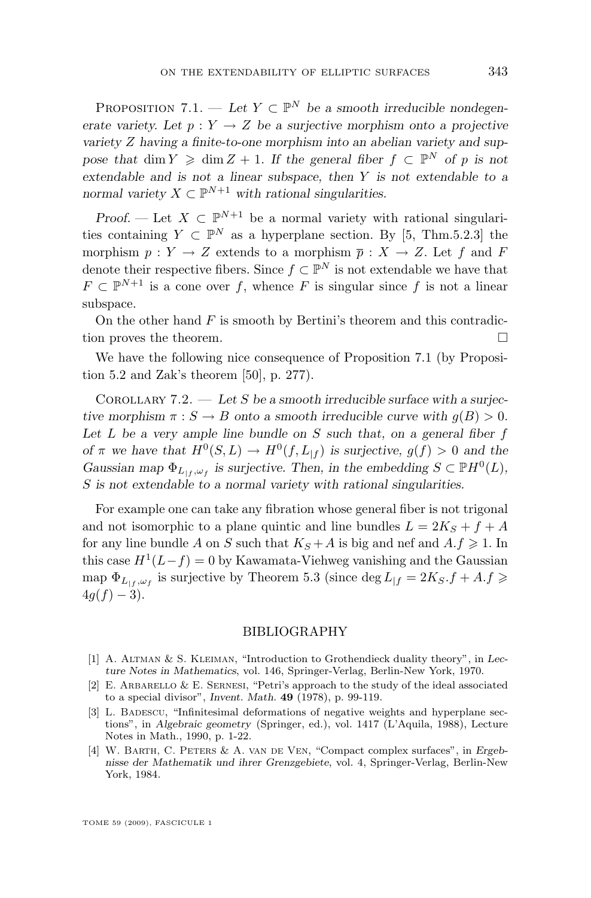Proposition 7.1. — *Let $Y \subset \mathbb{P}^N$ be a smooth irreducible nondegenerate variety. Let $p : Y \to Z$ be a surjective morphism onto a projective variety $Z$ having a finite-to-one morphism into an abelian variety and suppose that $\dim Y \geqslant \dim Z + 1$. If the general fiber $f \subset \mathbb{P}^N$ of $p$ is not extendable and is not a linear subspace, then $Y$ is not extendable to a normal variety $X \subset \mathbb{P}^{N+1}$ with rational singularities.*

*Proof.* — Let $X \subset \mathbb{P}^{N+1}$ be a normal variety with rational singularities containing $Y \subset \mathbb{P}^N$ as a hyperplane section. By [5, Thm.5.2.3] the morphism $p : Y \to Z$ extends to a morphism $\overline{p} : X \to Z$. Let $f$ and $F$ denote their respective fibers. Since $f \subset \mathbb{P}^N$ is not extendable we have that $F \subset \mathbb{P}^{N+1}$ is a cone over $f$, whence $F$ is singular since $f$ is not a linear subspace.

On the other hand $F$ is smooth by Bertini's theorem and this contradiction proves the theorem. □

We have the following nice consequence of Proposition 7.1 (by Proposition 5.2 and Zak's theorem [50], p. 277).

Corollary 7.2. — *Let $S$ be a smooth irreducible surface with a surjective morphism $\pi : S \to B$ onto a smooth irreducible curve with $g(B) > 0$. Let $L$ be a very ample line bundle on $S$ such that, on a general fiber $f$ of $\pi$ we have that $H^0(S, L) \to H^0(f, L_{|f})$ is surjective, $g(f) > 0$ and the Gaussian map $\Phi_{L_{|f}, \omega_f}$ is surjective. Then, in the embedding $S \subset \mathbb{P}H^0(L)$, $S$ is not extendable to a normal variety with rational singularities.*

For example one can take any fibration whose general fiber is not trigonal and not isomorphic to a plane quintic and line bundles $L = 2K_S + f + A$ for any line bundle $A$ on $S$ such that $K_S + A$ is big and nef and $A.f \geqslant 1$. In this case $H^1(L - f) = 0$ by Kawamata-Viehweg vanishing and the Gaussian map $\Phi_{L_{|f}, \omega_f}$ is surjective by Theorem 5.3 (since $\deg L_{|f} = 2K_S.f + A.f \geqslant 4g(f) - 3$).

## BIBLIOGRAPHY

[1] A. Altman & S. Kleiman, "Introduction to Grothendieck duality theory", in *Lecture Notes in Mathematics*, vol. 146, Springer-Verlag, Berlin-New York, 1970.

[2] E. Arbarello & E. Sernesi, "Petri's approach to the study of the ideal associated to a special divisor", *Invent. Math.* **49** (1978), p. 99-119.

[3] L. Badescu, "Infinitesimal deformations of negative weights and hyperplane sections", in *Algebraic geometry* (Springer, ed.), vol. 1417 (L'Aquila, 1988), Lecture Notes in Math., 1990, p. 1-22.

[4] W. Barth, C. Peters & A. van de Ven, "Compact complex surfaces", in *Ergebnisse der Mathematik und ihrer Grenzgebiete*, vol. 4, Springer-Verlag, Berlin-New York, 1984.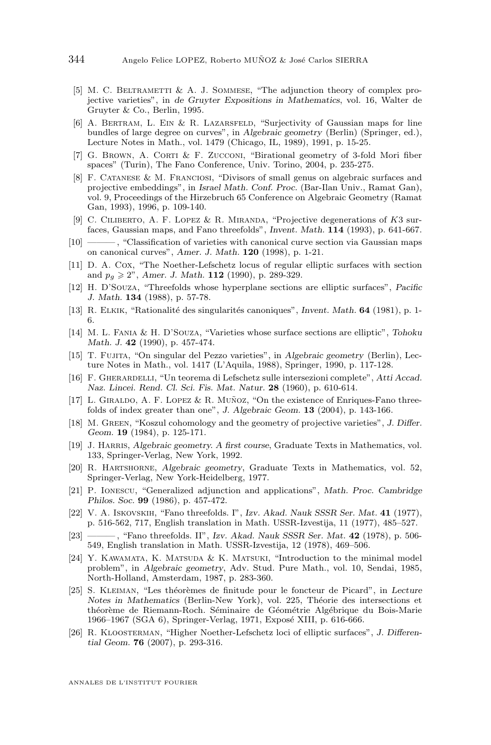- [5] M. C. Beltrametti & A. J. Sommese, "The adjunction theory of complex projective varieties", in *de Gruyter Expositions in Mathematics*, vol. 16, Walter de Gruyter & Co., Berlin, 1995.
- [6] A. Bertram, L. Ein & R. Lazarsfeld, "Surjectivity of Gaussian maps for line bundles of large degree on curves", in *Algebraic geometry* (Berlin) (Springer, ed.), Lecture Notes in Math., vol. 1479 (Chicago, IL, 1989), 1991, p. 15-25.
- [7] G. Brown, A. Corti & F. Zucconi, "Birational geometry of 3-fold Mori fiber spaces" (Turin), The Fano Conference, Univ. Torino, 2004, p. 235-275.
- [8] F. Catanese & M. Franciosi, "Divisors of small genus on algebraic surfaces and projective embeddings", in *Israel Math. Conf. Proc.* (Bar-Ilan Univ., Ramat Gan), vol. 9, Proceedings of the Hirzebruch 65 Conference on Algebraic Geometry (Ramat Gan, 1993), 1996, p. 109-140.
- [9] C. Ciliberto, A. F. Lopez & R. Miranda, "Projective degenerations of $K3$ surfaces, Gaussian maps, and Fano threefolds", *Invent. Math.* **114** (1993), p. 641-667.
- [10] ———, "Classification of varieties with canonical curve section via Gaussian maps on canonical curves", *Amer. J. Math.* **120** (1998), p. 1-21.
- [11] D. A. Cox, "The Noether-Lefschetz locus of regular elliptic surfaces with section and $p_g \geqslant 2$", *Amer. J. Math.* **112** (1990), p. 289-329.
- [12] H. D'Souza, "Threefolds whose hyperplane sections are elliptic surfaces", *Pacific J. Math.* **134** (1988), p. 57-78.
- [13] R. Elkik, "Rationalité des singularités canoniques", *Invent. Math.* **64** (1981), p. 1-6.
- [14] M. L. Fania & H. D'Souza, "Varieties whose surface sections are elliptic", *Tohoku Math. J.* **42** (1990), p. 457-474.
- [15] T. Fujita, "On singular del Pezzo varieties", in *Algebraic geometry* (Berlin), Lecture Notes in Math., vol. 1417 (L'Aquila, 1988), Springer, 1990, p. 117-128.
- [16] F. Gherardelli, "Un teorema di Lefschetz sulle intersezioni complete", *Atti Accad. Naz. Lincei. Rend. Cl. Sci. Fis. Mat. Natur.* **28** (1960), p. 610-614.
- [17] L. Giraldo, A. F. Lopez & R. Muñoz, "On the existence of Enriques-Fano threefolds of index greater than one", *J. Algebraic Geom.* **13** (2004), p. 143-166.
- [18] M. Green, "Koszul cohomology and the geometry of projective varieties", *J. Differ. Geom.* **19** (1984), p. 125-171.
- [19] J. Harris, *Algebraic geometry. A first course*, Graduate Texts in Mathematics, vol. 133, Springer-Verlag, New York, 1992.
- [20] R. Hartshorne, *Algebraic geometry*, Graduate Texts in Mathematics, vol. 52, Springer-Verlag, New York-Heidelberg, 1977.
- [21] P. Ionescu, "Generalized adjunction and applications", *Math. Proc. Cambridge Philos. Soc.* **99** (1986), p. 457-472.
- [22] V. A. Iskovskih, "Fano threefolds. I", *Izv. Akad. Nauk SSSR Ser. Mat.* **41** (1977), p. 516-562, 717, English translation in Math. USSR-Izvestija, 11 (1977), 485–527.
- [23] ———, "Fano threefolds. II", *Izv. Akad. Nauk SSSR Ser. Mat.* **42** (1978), p. 506-549, English translation in Math. USSR-Izvestija, 12 (1978), 469–506.
- [24] Y. Kawamata, K. Matsuda & K. Matsuki, "Introduction to the minimal model problem", in *Algebraic geometry*, Adv. Stud. Pure Math., vol. 10, Sendai, 1985, North-Holland, Amsterdam, 1987, p. 283-360.
- [25] S. Kleiman, "Les théorèmes de finitude pour le foncteur de Picard", in *Lecture Notes in Mathematics* (Berlin-New York), vol. 225, Théorie des intersections et théorème de Riemann-Roch. Séminaire de Géométrie Algébrique du Bois-Marie 1966–1967 (SGA 6), Springer-Verlag, 1971, Exposé XIII, p. 616-666.
- [26] R. Kloosterman, "Higher Noether-Lefschetz loci of elliptic surfaces", *J. Differential Geom.* **76** (2007), p. 293-316.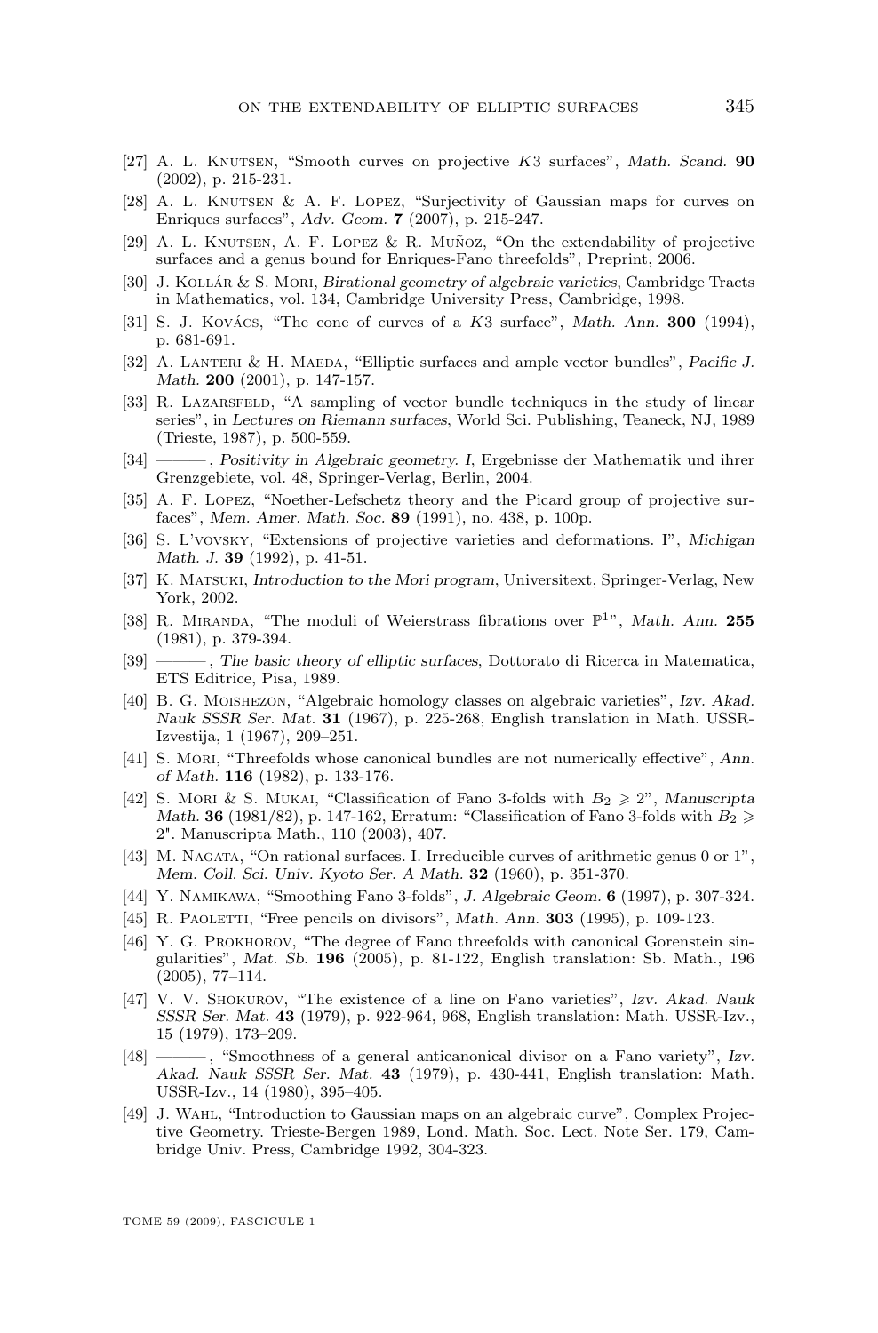[27] A. L. Knutsen, "Smooth curves on projective $K3$ surfaces", *Math. Scand.* **90** (2002), p. 215-231.

[28] A. L. Knutsen & A. F. Lopez, "Surjectivity of Gaussian maps for curves on Enriques surfaces", *Adv. Geom.* **7** (2007), p. 215-247.

[29] A. L. Knutsen, A. F. Lopez & R. Muñoz, "On the extendability of projective surfaces and a genus bound for Enriques-Fano threefolds", Preprint, 2006.

[30] J. Kollár & S. Mori, *Birational geometry of algebraic varieties*, Cambridge Tracts in Mathematics, vol. 134, Cambridge University Press, Cambridge, 1998.

[31] S. J. Kovács, "The cone of curves of a $K3$ surface", *Math. Ann.* **300** (1994), p. 681-691.

[32] A. Lanteri & H. Maeda, "Elliptic surfaces and ample vector bundles", *Pacific J. Math.* **200** (2001), p. 147-157.

[33] R. Lazarsfeld, "A sampling of vector bundle techniques in the study of linear series", in *Lectures on Riemann surfaces*, World Sci. Publishing, Teaneck, NJ, 1989 (Trieste, 1987), p. 500-559.

[34] ———, *Positivity in Algebraic geometry. I*, Ergebnisse der Mathematik und ihrer Grenzgebiete, vol. 48, Springer-Verlag, Berlin, 2004.

[35] A. F. Lopez, "Noether-Lefschetz theory and the Picard group of projective surfaces", *Mem. Amer. Math. Soc.* **89** (1991), no. 438, p. 100p.

[36] S. L'vovsky, "Extensions of projective varieties and deformations. I", *Michigan Math. J.* **39** (1992), p. 41-51.

[37] K. Matsuki, *Introduction to the Mori program*, Universitext, Springer-Verlag, New York, 2002.

[38] R. Miranda, "The moduli of Weierstrass fibrations over $\mathbb{P}^1$", *Math. Ann.* **255** (1981), p. 379-394.

[39] ———, *The basic theory of elliptic surfaces*, Dottorato di Ricerca in Matematica, ETS Editrice, Pisa, 1989.

[40] B. G. Moishezon, "Algebraic homology classes on algebraic varieties", *Izv. Akad. Nauk SSSR Ser. Mat.* **31** (1967), p. 225-268, English translation in Math. USSR-Izvestija, 1 (1967), 209–251.

[41] S. Mori, "Threefolds whose canonical bundles are not numerically effective", *Ann. of Math.* **116** (1982), p. 133-176.

[42] S. Mori & S. Mukai, "Classification of Fano 3-folds with $B_2 \geqslant 2$", *Manuscripta Math.* **36** (1981/82), p. 147-162, Erratum: "Classification of Fano 3-folds with $B_2 \geqslant 2$". Manuscripta Math., 110 (2003), 407.

[43] M. Nagata, "On rational surfaces. I. Irreducible curves of arithmetic genus 0 or 1", *Mem. Coll. Sci. Univ. Kyoto Ser. A Math.* **32** (1960), p. 351-370.

[44] Y. Namikawa, "Smoothing Fano 3-folds", *J. Algebraic Geom.* **6** (1997), p. 307-324.

[45] R. Paoletti, "Free pencils on divisors", *Math. Ann.* **303** (1995), p. 109-123.

[46] Y. G. Prokhorov, "The degree of Fano threefolds with canonical Gorenstein singularities", *Mat. Sb.* **196** (2005), p. 81-122, English translation: Sb. Math., 196 (2005), 77–114.

[47] V. V. Shokurov, "The existence of a line on Fano varieties", *Izv. Akad. Nauk SSSR Ser. Mat.* **43** (1979), p. 922-964, 968, English translation: Math. USSR-Izv., 15 (1979), 173–209.

[48] ———, "Smoothness of a general anticanonical divisor on a Fano variety", *Izv. Akad. Nauk SSSR Ser. Mat.* **43** (1979), p. 430-441, English translation: Math. USSR-Izv., 14 (1980), 395–405.

[49] J. Wahl, "Introduction to Gaussian maps on an algebraic curve", Complex Projective Geometry. Trieste-Bergen 1989, Lond. Math. Soc. Lect. Note Ser. 179, Cambridge Univ. Press, Cambridge 1992, 304-323.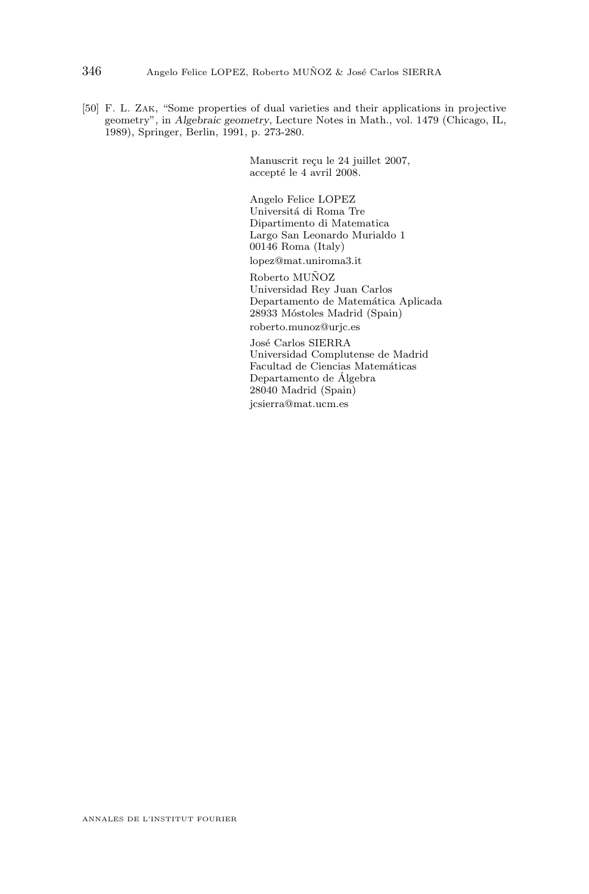[50] F. L. Zak, "Some properties of dual varieties and their applications in projective geometry", in *Algebraic geometry*, Lecture Notes in Math., vol. 1479 (Chicago, IL, 1989), Springer, Berlin, 1991, p. 273-280.

Manuscrit reçu le 24 juillet 2007,
accepté le 4 avril 2008.

Angelo Felice LOPEZ
Universitá di Roma Tre
Dipartimento di Matematica
Largo San Leonardo Murialdo 1
00146 Roma (Italy)
lopez@mat.uniroma3.it

Roberto MUÑOZ
Universidad Rey Juan Carlos
Departamento de Matemática Aplicada
28933 Móstoles Madrid (Spain)
roberto.munoz@urjc.es

José Carlos SIERRA
Universidad Complutense de Madrid
Facultad de Ciencias Matemáticas
Departamento de Álgebra
28040 Madrid (Spain)
jcsierra@mat.ucm.es